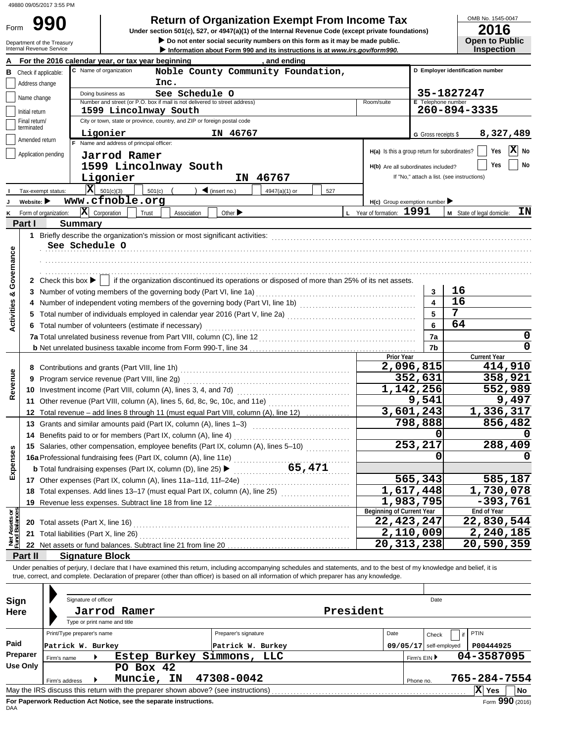49880 09/05/2017 3:55 PM

# Form 990

## Return of Organization Exempt From Income Tax

**Under section 501(c), 527, or 4947(a)(1) of the Internal Revenue Code (except private foundations)**

▶ Do not enter social security numbers on this form as it may be made public.

▶ Information about Form 990 and its instructions is at www.irs.gov/form990.

Department of the Treasury
Internal Revenue Service

OMB No. 1545-0047

**2016**

**Open to Public Inspection**

**A** For the 2016 calendar year, or tax year beginning , and ending

**B** Check if applicable:
- Address change
- Name change
- Initial return
- Final return/terminated
- Amended return
- Application pending

**C** Name of organization: Noble County Community Foundation, Inc.

Doing business as: See Schedule O

Number and street (or P.O. box if mail is not delivered to street address): 1599 Lincolnway South

Room/suite:

City or town, state or province, country, and ZIP or foreign postal code: Ligonier IN 46767

**D** Employer identification number: 35-1827247

**E** Telephone number: 260-894-3335

**G** Gross receipts $ 8,327,489

**F** Name and address of principal officer:
Jarrod Ramer
1599 Lincolnway South
Ligonier IN 46767

**H(a)** Is this a group return for subordinates? Yes ☐ No ☒

**H(b)** Are all subordinates included? Yes ☐ No ☐
If "No," attach a list. (see instructions)

**I** Tax-exempt status: ☒ 501(c)(3) ☐ 501(c) ( ) ◀ (insert no.) ☐ 4947(a)(1) or ☐ 527

**J** Website: ▶ www.cfnoble.org

**H(c)** Group exemption number ▶

**K** Form of organization: ☒ Corporation ☐ Trust ☐ Association ☐ Other ▶

**L** Year of formation: 1991

**M** State of legal domicile: IN

## Part I Summary

### Activities & Governance

1 Briefly describe the organization's mission or most significant activities:
See Schedule O

2 Check this box ▶ ☐ if the organization discontinued its operations or disposed of more than 25% of its net assets.

| | | | |
|---|---|---|---|
| 3 | Number of voting members of the governing body (Part VI, line 1a) | 3 | 16 |
| 4 | Number of independent voting members of the governing body (Part VI, line 1b) | 4 | 16 |
| 5 | Total number of individuals employed in calendar year 2016 (Part V, line 2a) | 5 | 7 |
| 6 | Total number of volunteers (estimate if necessary) | 6 | 64 |
| 7a | Total unrelated business revenue from Part VIII, column (C), line 12 | 7a | 0 |
| b | Net unrelated business taxable income from Form 990-T, line 34 | 7b | 0 |

### Revenue

| | | Prior Year | Current Year |
|---|---|---|---|
| 8 | Contributions and grants (Part VIII, line 1h) | 2,096,815 | 414,910 |
| 9 | Program service revenue (Part VIII, line 2g) | 352,631 | 358,921 |
| 10 | Investment income (Part VIII, column (A), lines 3, 4, and 7d) | 1,142,256 | 552,989 |
| 11 | Other revenue (Part VIII, column (A), lines 5, 6d, 8c, 9c, 10c, and 11e) | 9,541 | 9,497 |
| 12 | Total revenue – add lines 8 through 11 (must equal Part VIII, column (A), line 12) | 3,601,243 | 1,336,317 |

### Expenses

| | | Prior Year | Current Year |
|---|---|---|---|
| 13 | Grants and similar amounts paid (Part IX, column (A), lines 1–3) | 798,888 | 856,482 |
| 14 | Benefits paid to or for members (Part IX, column (A), line 4) | 0 | 0 |
| 15 | Salaries, other compensation, employee benefits (Part IX, column (A), lines 5–10) | 253,217 | 288,409 |
| 16a | Professional fundraising fees (Part IX, column (A), line 11e) | 0 | 0 |
| b | Total fundraising expenses (Part IX, column (D), line 25) ▶ 65,471 | | |
| 17 | Other expenses (Part IX, column (A), lines 11a–11d, 11f–24e) | 565,343 | 585,187 |
| 18 | Total expenses. Add lines 13–17 (must equal Part IX, column (A), line 25) | 1,617,448 | 1,730,078 |
| 19 | Revenue less expenses. Subtract line 18 from line 12 | 1,983,795 | -393,761 |

### Net Assets or Fund Balances

| | | Beginning of Current Year | End of Year |
|---|---|---|---|
| 20 | Total assets (Part X, line 16) | 22,423,247 | 22,830,544 |
| 21 | Total liabilities (Part X, line 26) | 2,110,009 | 2,240,185 |
| 22 | Net assets or fund balances. Subtract line 21 from line 20 | 20,313,238 | 20,590,359 |

## Part II Signature Block

Under penalties of perjury, I declare that I have examined this return, including accompanying schedules and statements, and to the best of my knowledge and belief, it is true, correct, and complete. Declaration of preparer (other than officer) is based on all information of which preparer has any knowledge.

**Sign Here**

Signature of officer — Date

Jarrod Ramer — President

Type or print name and title

**Paid Preparer Use Only**

| Print/Type preparer's name | Preparer's signature | Date | Check ☐ if self-employed | PTIN |
|---|---|---|---|---|
| Patrick W. Burkey | Patrick W. Burkey | 09/05/17 | | P00444925 |

Firm's name ▶ Estep Burkey Simmons, LLC — Firm's EIN ▶ 04-3587095

Firm's address ▶ PO Box 42, Muncie, IN 47308-0042 — Phone no. 765-284-7554

May the IRS discuss this return with the preparer shown above? (see instructions) ☒ Yes ☐ No

**For Paperwork Reduction Act Notice, see the separate instructions.**

DAA

Form 990 (2016)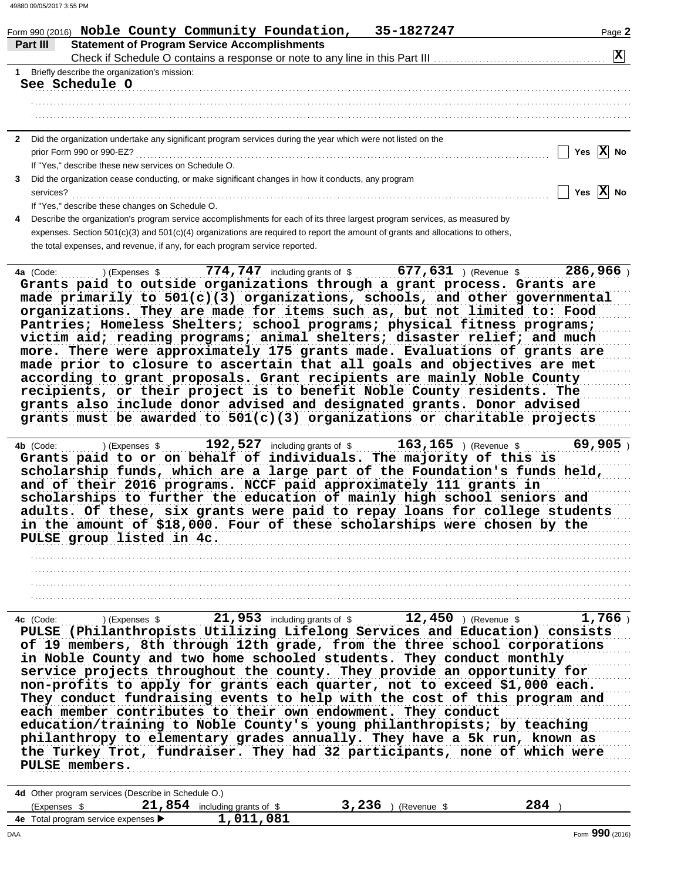Form 990 (2016) **Noble County Community Foundation, 35-1827247**

## Part III Statement of Program Service Accomplishments

Check if Schedule O contains a response or note to any line in this Part III ... **X**

**1** Briefly describe the organization's mission:

See Schedule O

**2** Did the organization undertake any significant program services during the year which were not listed on the prior Form 990 or 990-EZ? ... Yes [ ] No [X]

If "Yes," describe these new services on Schedule O.

**3** Did the organization cease conducting, or make significant changes in how it conducts, any program services? ... Yes [ ] No [X]

If "Yes," describe these changes on Schedule O.

**4** Describe the organization's program service accomplishments for each of its three largest program services, as measured by expenses. Section 501(c)(3) and 501(c)(4) organizations are required to report the amount of grants and allocations to others, the total expenses, and revenue, if any, for each program service reported.

**4a** (Code: ) (Expenses $ 774,747 including grants of $ 677,631 ) (Revenue $ 286,966 )

Grants paid to outside organizations through a grant process. Grants are made primarily to 501(c)(3) organizations, schools, and other governmental organizations. They are made for items such as, but not limited to: Food Pantries; Homeless Shelters; school programs; physical fitness programs; victim aid; reading programs; animal shelters; disaster relief; and much more. There were approximately 175 grants made. Evaluations of grants are made prior to closure to ascertain that all goals and objectives are met according to grant proposals. Grant recipients are mainly Noble County recipients, or their project is to benefit Noble County residents. The grants also include donor advised and designated grants. Donor advised grants must be awarded to 501(c)(3) organizations or charitable projects

**4b** (Code: ) (Expenses $ 192,527 including grants of $ 163,165 ) (Revenue $ 69,905 )

Grants paid to or on behalf of individuals. The majority of this is scholarship funds, which are a large part of the Foundation's funds held, and of their 2016 programs. NCCF paid approximately 111 grants in scholarships to further the education of mainly high school seniors and adults. Of these, six grants were paid to repay loans for college students in the amount of $18,000. Four of these scholarships were chosen by the PULSE group listed in 4c.

**4c** (Code: ) (Expenses $ 21,953 including grants of $ 12,450 ) (Revenue $ 1,766 )

PULSE (Philanthropists Utilizing Lifelong Services and Education) consists of 19 members, 8th through 12th grade, from the three school corporations in Noble County and two home schooled students. They conduct monthly service projects throughout the county. They provide an opportunity for non-profits to apply for grants each quarter, not to exceed $1,000 each. They conduct fundraising events to help with the cost of this program and each member contributes to their own endowment. They conduct education/training to Noble County's young philanthropists; by teaching philanthropy to elementary grades annually. They have a 5k run, known as the Turkey Trot, fundraiser. They had 32 participants, none of which were PULSE members.

**4d** Other program services (Describe in Schedule O.)

(Expenses $ 21,854 including grants of $ 3,236 ) (Revenue $ 284 )

**4e** Total program service expenses ▶ 1,011,081

Form **990** (2016)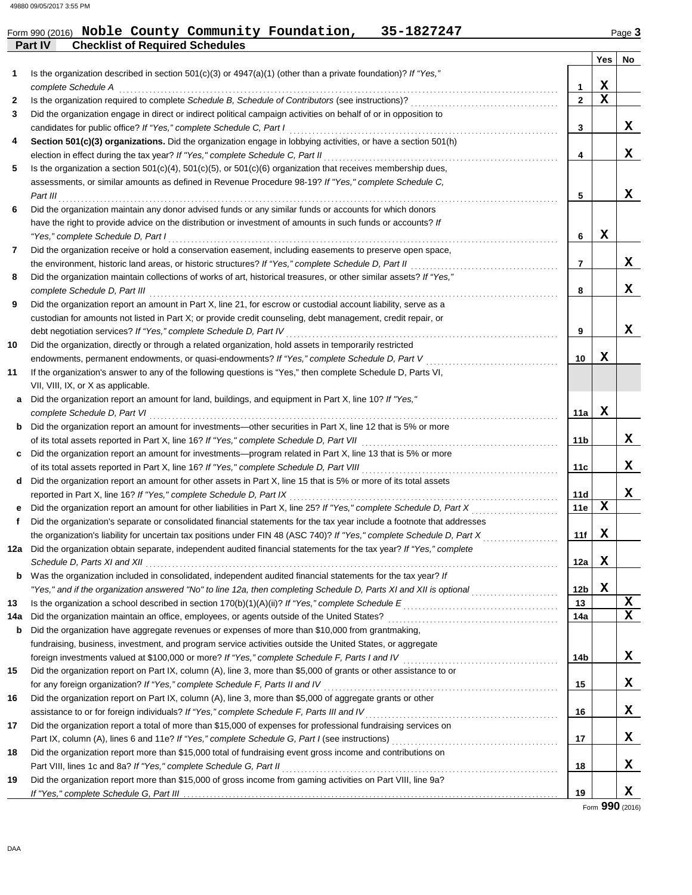Form 990 (2016) **Noble County Community Foundation, 35-1827247**

**Part IV — Checklist of Required Schedules**

| | Question | Line | Yes | No |
|---|---|---|---|---|
| **1** | Is the organization described in section 501(c)(3) or 4947(a)(1) (other than a private foundation)? *If "Yes," complete Schedule A* | 1 | X | |
| **2** | Is the organization required to complete *Schedule B, Schedule of Contributors* (see instructions)? | 2 | X | |
| **3** | Did the organization engage in direct or indirect political campaign activities on behalf of or in opposition to candidates for public office? *If "Yes," complete Schedule C, Part I* | 3 | | X |
| **4** | **Section 501(c)(3) organizations.** Did the organization engage in lobbying activities, or have a section 501(h) election in effect during the tax year? *If "Yes," complete Schedule C, Part II* | 4 | | X |
| **5** | Is the organization a section 501(c)(4), 501(c)(5), or 501(c)(6) organization that receives membership dues, assessments, or similar amounts as defined in Revenue Procedure 98-19? *If "Yes," complete Schedule C, Part III* | 5 | | X |
| **6** | Did the organization maintain any donor advised funds or any similar funds or accounts for which donors have the right to provide advice on the distribution or investment of amounts in such funds or accounts? *If "Yes," complete Schedule D, Part I* | 6 | X | |
| **7** | Did the organization receive or hold a conservation easement, including easements to preserve open space, the environment, historic land areas, or historic structures? *If "Yes," complete Schedule D, Part II* | 7 | | X |
| **8** | Did the organization maintain collections of works of art, historical treasures, or other similar assets? *If "Yes," complete Schedule D, Part III* | 8 | | X |
| **9** | Did the organization report an amount in Part X, line 21, for escrow or custodial account liability, serve as a custodian for amounts not listed in Part X; or provide credit counseling, debt management, credit repair, or debt negotiation services? *If "Yes," complete Schedule D, Part IV* | 9 | | X |
| **10** | Did the organization, directly or through a related organization, hold assets in temporarily restricted endowments, permanent endowments, or quasi-endowments? *If "Yes," complete Schedule D, Part V* | 10 | X | |
| **11** | If the organization's answer to any of the following questions is "Yes," then complete Schedule D, Parts VI, VII, VIII, IX, or X as applicable. | | | |
| **a** | Did the organization report an amount for land, buildings, and equipment in Part X, line 10? *If "Yes," complete Schedule D, Part VI* | 11a | X | |
| **b** | Did the organization report an amount for investments—other securities in Part X, line 12 that is 5% or more of its total assets reported in Part X, line 16? *If "Yes," complete Schedule D, Part VII* | 11b | | X |
| **c** | Did the organization report an amount for investments—program related in Part X, line 13 that is 5% or more of its total assets reported in Part X, line 16? *If "Yes," complete Schedule D, Part VIII* | 11c | | X |
| **d** | Did the organization report an amount for other assets in Part X, line 15 that is 5% or more of its total assets reported in Part X, line 16? *If "Yes," complete Schedule D, Part IX* | 11d | | X |
| **e** | Did the organization report an amount for other liabilities in Part X, line 25? *If "Yes," complete Schedule D, Part X* | 11e | X | |
| **f** | Did the organization's separate or consolidated financial statements for the tax year include a footnote that addresses the organization's liability for uncertain tax positions under FIN 48 (ASC 740)? *If "Yes," complete Schedule D, Part X* | 11f | X | |
| **12a** | Did the organization obtain separate, independent audited financial statements for the tax year? *If "Yes," complete Schedule D, Parts XI and XII* | 12a | X | |
| **b** | Was the organization included in consolidated, independent audited financial statements for the tax year? *If "Yes," and if the organization answered "No" to line 12a, then completing Schedule D, Parts XI and XII is optional* | 12b | X | |
| **13** | Is the organization a school described in section 170(b)(1)(A)(ii)? *If "Yes," complete Schedule E* | 13 | | X |
| **14a** | Did the organization maintain an office, employees, or agents outside of the United States? | 14a | | X |
| **b** | Did the organization have aggregate revenues or expenses of more than $10,000 from grantmaking, fundraising, business, investment, and program service activities outside the United States, or aggregate foreign investments valued at $100,000 or more? *If "Yes," complete Schedule F, Parts I and IV* | 14b | | X |
| **15** | Did the organization report on Part IX, column (A), line 3, more than $5,000 of grants or other assistance to or for any foreign organization? *If "Yes," complete Schedule F, Parts II and IV* | 15 | | X |
| **16** | Did the organization report on Part IX, column (A), line 3, more than $5,000 of aggregate grants or other assistance to or for foreign individuals? *If "Yes," complete Schedule F, Parts III and IV* | 16 | | X |
| **17** | Did the organization report a total of more than $15,000 of expenses for professional fundraising services on Part IX, column (A), lines 6 and 11e? *If "Yes," complete Schedule G, Part I* (see instructions) | 17 | | X |
| **18** | Did the organization report more than $15,000 total of fundraising event gross income and contributions on Part VIII, lines 1c and 8a? *If "Yes," complete Schedule G, Part II* | 18 | | X |
| **19** | Did the organization report more than $15,000 of gross income from gaming activities on Part VIII, line 9a? *If "Yes," complete Schedule G, Part III* | 19 | | X |

Form **990** (2016)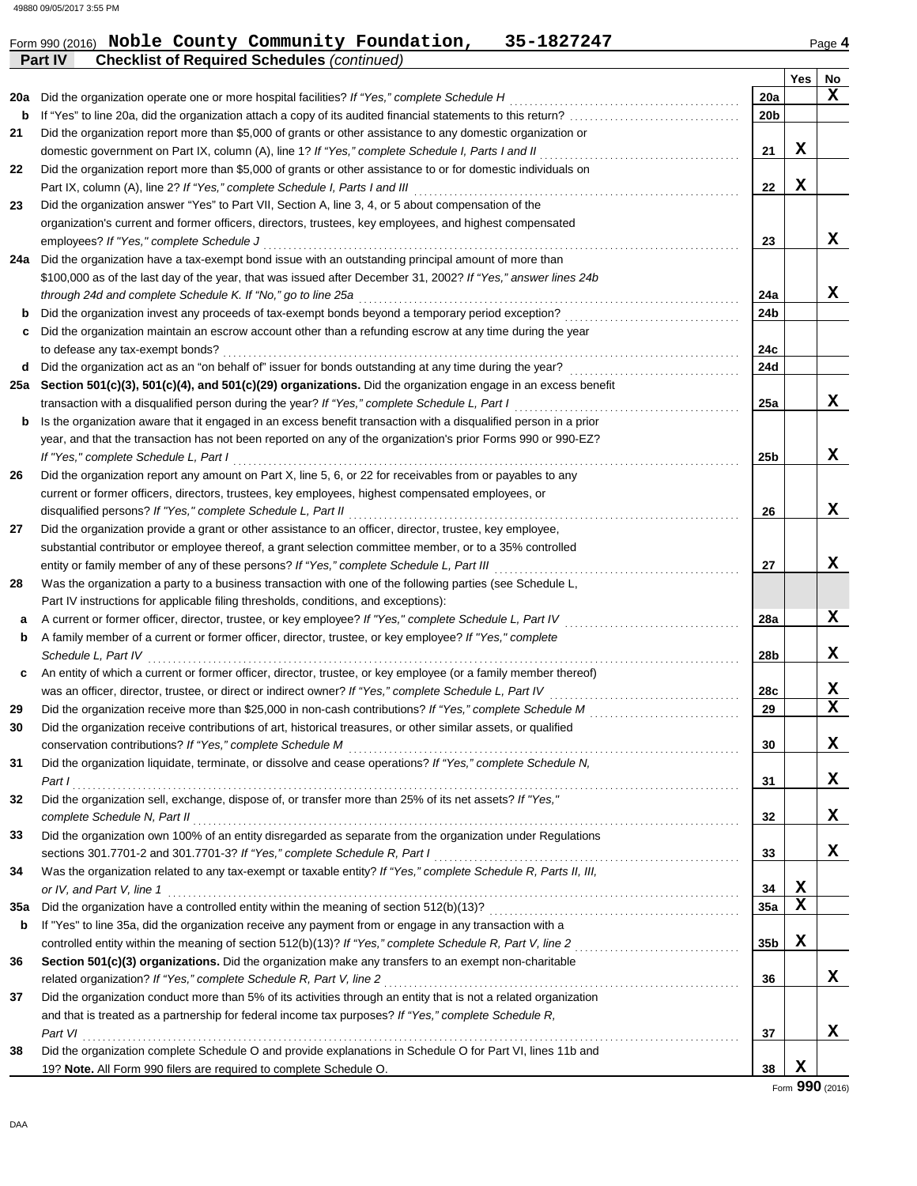Form 990 (2016) **Noble County Community Foundation, 35-1827247**

**Part IV Checklist of Required Schedules** *(continued)*

| | | | Yes | No |
|---|---|---|---|---|
| **20a** | Did the organization operate one or more hospital facilities? *If "Yes," complete Schedule H* | 20a | | X |
| **b** | If "Yes" to line 20a, did the organization attach a copy of its audited financial statements to this return? | 20b | | |
| **21** | Did the organization report more than $5,000 of grants or other assistance to any domestic organization or domestic government on Part IX, column (A), line 1? *If "Yes," complete Schedule I, Parts I and II* | 21 | X | |
| **22** | Did the organization report more than $5,000 of grants or other assistance to or for domestic individuals on Part IX, column (A), line 2? *If "Yes," complete Schedule I, Parts I and III* | 22 | X | |
| **23** | Did the organization answer "Yes" to Part VII, Section A, line 3, 4, or 5 about compensation of the organization's current and former officers, directors, trustees, key employees, and highest compensated employees? *If "Yes," complete Schedule J* | 23 | | X |
| **24a** | Did the organization have a tax-exempt bond issue with an outstanding principal amount of more than $100,000 as of the last day of the year, that was issued after December 31, 2002? *If "Yes," answer lines 24b through 24d and complete Schedule K. If "No," go to line 25a* | 24a | | X |
| **b** | Did the organization invest any proceeds of tax-exempt bonds beyond a temporary period exception? | 24b | | |
| **c** | Did the organization maintain an escrow account other than a refunding escrow at any time during the year to defease any tax-exempt bonds? | 24c | | |
| **d** | Did the organization act as an "on behalf of" issuer for bonds outstanding at any time during the year? | 24d | | |
| **25a** | **Section 501(c)(3), 501(c)(4), and 501(c)(29) organizations.** Did the organization engage in an excess benefit transaction with a disqualified person during the year? *If "Yes," complete Schedule L, Part I* | 25a | | X |
| **b** | Is the organization aware that it engaged in an excess benefit transaction with a disqualified person in a prior year, and that the transaction has not been reported on any of the organization's prior Forms 990 or 990-EZ? *If "Yes," complete Schedule L, Part I* | 25b | | X |
| **26** | Did the organization report any amount on Part X, line 5, 6, or 22 for receivables from or payables to any current or former officers, directors, trustees, key employees, highest compensated employees, or disqualified persons? *If "Yes," complete Schedule L, Part II* | 26 | | X |
| **27** | Did the organization provide a grant or other assistance to an officer, director, trustee, key employee, substantial contributor or employee thereof, a grant selection committee member, or to a 35% controlled entity or family member of any of these persons? *If "Yes," complete Schedule L, Part III* | 27 | | X |
| **28** | Was the organization a party to a business transaction with one of the following parties (see Schedule L, Part IV instructions for applicable filing thresholds, conditions, and exceptions): | | | |
| **a** | A current or former officer, director, trustee, or key employee? *If "Yes," complete Schedule L, Part IV* | 28a | | X |
| **b** | A family member of a current or former officer, director, trustee, or key employee? *If "Yes," complete Schedule L, Part IV* | 28b | | X |
| **c** | An entity of which a current or former officer, director, trustee, or key employee (or a family member thereof) was an officer, director, trustee, or direct or indirect owner? *If "Yes," complete Schedule L, Part IV* | 28c | | X |
| **29** | Did the organization receive more than $25,000 in non-cash contributions? *If "Yes," complete Schedule M* | 29 | | X |
| **30** | Did the organization receive contributions of art, historical treasures, or other similar assets, or qualified conservation contributions? *If "Yes," complete Schedule M* | 30 | | X |
| **31** | Did the organization liquidate, terminate, or dissolve and cease operations? *If "Yes," complete Schedule N, Part I* | 31 | | X |
| **32** | Did the organization sell, exchange, dispose of, or transfer more than 25% of its net assets? *If "Yes," complete Schedule N, Part II* | 32 | | X |
| **33** | Did the organization own 100% of an entity disregarded as separate from the organization under Regulations sections 301.7701-2 and 301.7701-3? *If "Yes," complete Schedule R, Part I* | 33 | | X |
| **34** | Was the organization related to any tax-exempt or taxable entity? *If "Yes," complete Schedule R, Parts II, III, or IV, and Part V, line 1* | 34 | X | |
| **35a** | Did the organization have a controlled entity within the meaning of section 512(b)(13)? | 35a | X | |
| **b** | If "Yes" to line 35a, did the organization receive any payment from or engage in any transaction with a controlled entity within the meaning of section 512(b)(13)? *If "Yes," complete Schedule R, Part V, line 2* | 35b | X | |
| **36** | **Section 501(c)(3) organizations.** Did the organization make any transfers to an exempt non-charitable related organization? *If "Yes," complete Schedule R, Part V, line 2* | 36 | | X |
| **37** | Did the organization conduct more than 5% of its activities through an entity that is not a related organization and that is treated as a partnership for federal income tax purposes? *If "Yes," complete Schedule R, Part VI* | 37 | | X |
| **38** | Did the organization complete Schedule O and provide explanations in Schedule O for Part VI, lines 11b and 19? **Note.** All Form 990 filers are required to complete Schedule O. | 38 | X | |

Form **990** (2016)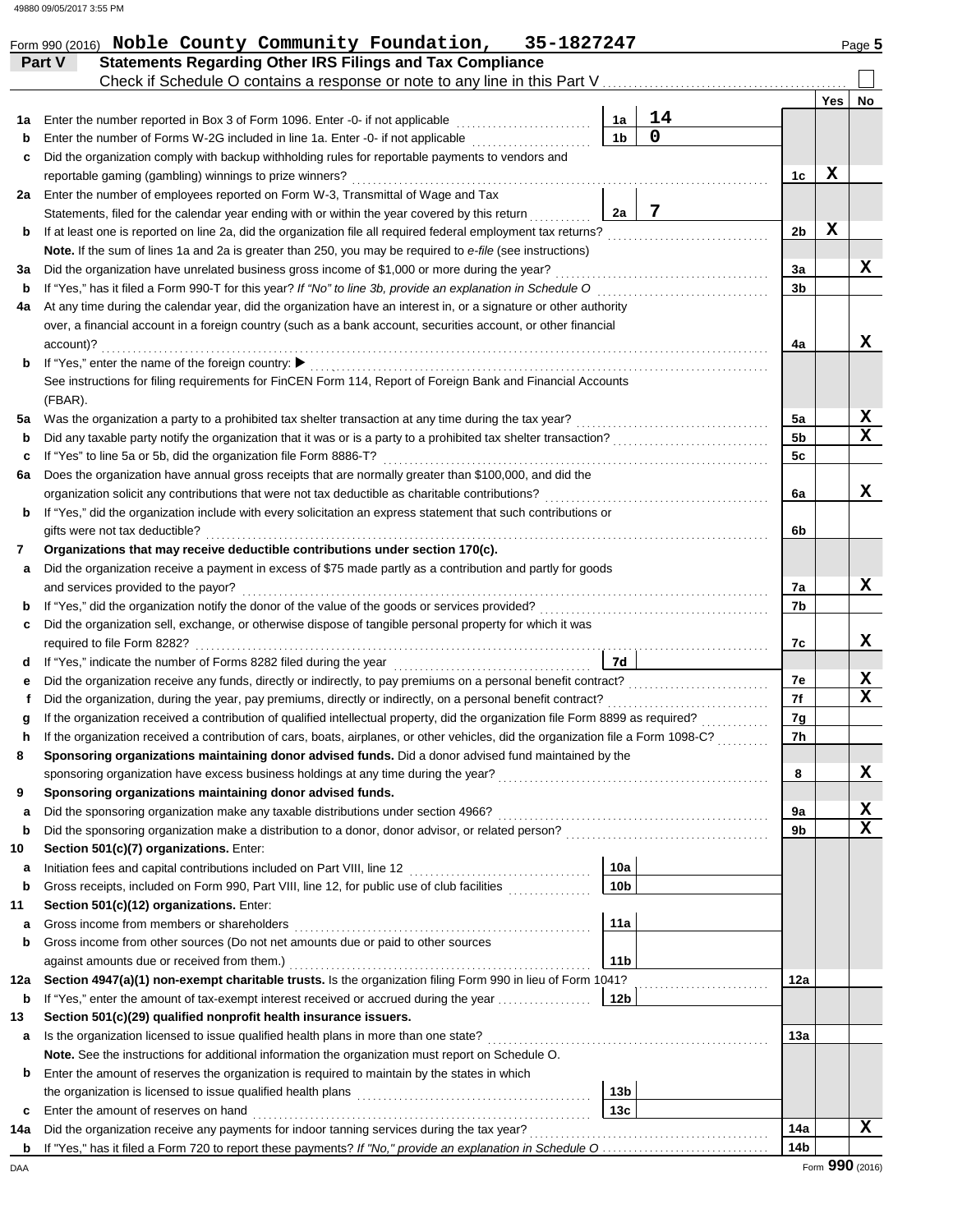Form 990 (2016) **Noble County Community Foundation, 35-1827247**

## Part V — Statements Regarding Other IRS Filings and Tax Compliance

Check if Schedule O contains a response or note to any line in this Part V ☐

| | | | | | Yes | No |
|---|---|---|---|---|---|---|
| **1a** | Enter the number reported in Box 3 of Form 1096. Enter -0- if not applicable | 1a | 14 | | | |
| **b** | Enter the number of Forms W-2G included in line 1a. Enter -0- if not applicable | 1b | 0 | | | |
| **c** | Did the organization comply with backup withholding rules for reportable payments to vendors and reportable gaming (gambling) winnings to prize winners? | | | 1c | X | |
| **2a** | Enter the number of employees reported on Form W-3, Transmittal of Wage and Tax Statements, filed for the calendar year ending with or within the year covered by this return | 2a | 7 | | | |
| **b** | If at least one is reported on line 2a, did the organization file all required federal employment tax returns? | | | 2b | X | |
| | **Note.** If the sum of lines 1a and 2a is greater than 250, you may be required to *e-file* (see instructions) | | | | | |
| **3a** | Did the organization have unrelated business gross income of $1,000 or more during the year? | | | 3a | | X |
| **b** | If "Yes," has it filed a Form 990-T for this year? *If "No" to line 3b, provide an explanation in Schedule O* | | | 3b | | |
| **4a** | At any time during the calendar year, did the organization have an interest in, or a signature or other authority over, a financial account in a foreign country (such as a bank account, securities account, or other financial account)? | | | 4a | | X |
| **b** | If "Yes," enter the name of the foreign country: ▶ See instructions for filing requirements for FinCEN Form 114, Report of Foreign Bank and Financial Accounts (FBAR). | | | | | |
| **5a** | Was the organization a party to a prohibited tax shelter transaction at any time during the tax year? | | | 5a | | X |
| **b** | Did any taxable party notify the organization that it was or is a party to a prohibited tax shelter transaction? | | | 5b | | X |
| **c** | If "Yes" to line 5a or 5b, did the organization file Form 8886-T? | | | 5c | | |
| **6a** | Does the organization have annual gross receipts that are normally greater than $100,000, and did the organization solicit any contributions that were not tax deductible as charitable contributions? | | | 6a | | X |
| **b** | If "Yes," did the organization include with every solicitation an express statement that such contributions or gifts were not tax deductible? | | | 6b | | |
| **7** | **Organizations that may receive deductible contributions under section 170(c).** | | | | | |
| **a** | Did the organization receive a payment in excess of $75 made partly as a contribution and partly for goods and services provided to the payor? | | | 7a | | X |
| **b** | If "Yes," did the organization notify the donor of the value of the goods or services provided? | | | 7b | | |
| **c** | Did the organization sell, exchange, or otherwise dispose of tangible personal property for which it was required to file Form 8282? | | | 7c | | X |
| **d** | If "Yes," indicate the number of Forms 8282 filed during the year | 7d | | | | |
| **e** | Did the organization receive any funds, directly or indirectly, to pay premiums on a personal benefit contract? | | | 7e | | X |
| **f** | Did the organization, during the year, pay premiums, directly or indirectly, on a personal benefit contract? | | | 7f | | X |
| **g** | If the organization received a contribution of qualified intellectual property, did the organization file Form 8899 as required? | | | 7g | | |
| **h** | If the organization received a contribution of cars, boats, airplanes, or other vehicles, did the organization file a Form 1098-C? | | | 7h | | |
| **8** | **Sponsoring organizations maintaining donor advised funds.** Did a donor advised fund maintained by the sponsoring organization have excess business holdings at any time during the year? | | | 8 | | X |
| **9** | **Sponsoring organizations maintaining donor advised funds.** | | | | | |
| **a** | Did the sponsoring organization make any taxable distributions under section 4966? | | | 9a | | X |
| **b** | Did the sponsoring organization make a distribution to a donor, donor advisor, or related person? | | | 9b | | X |
| **10** | **Section 501(c)(7) organizations.** Enter: | | | | | |
| **a** | Initiation fees and capital contributions included on Part VIII, line 12 | 10a | | | | |
| **b** | Gross receipts, included on Form 990, Part VIII, line 12, for public use of club facilities | 10b | | | | |
| **11** | **Section 501(c)(12) organizations.** Enter: | | | | | |
| **a** | Gross income from members or shareholders | 11a | | | | |
| **b** | Gross income from other sources (Do not net amounts due or paid to other sources against amounts due or received from them.) | 11b | | | | |
| **12a** | **Section 4947(a)(1) non-exempt charitable trusts.** Is the organization filing Form 990 in lieu of Form 1041? | | | 12a | | |
| **b** | If "Yes," enter the amount of tax-exempt interest received or accrued during the year | 12b | | | | |
| **13** | **Section 501(c)(29) qualified nonprofit health insurance issuers.** | | | | | |
| **a** | Is the organization licensed to issue qualified health plans in more than one state? | | | 13a | | |
| | **Note.** See the instructions for additional information the organization must report on Schedule O. | | | | | |
| **b** | Enter the amount of reserves the organization is required to maintain by the states in which the organization is licensed to issue qualified health plans | 13b | | | | |
| **c** | Enter the amount of reserves on hand | 13c | | | | |
| **14a** | Did the organization receive any payments for indoor tanning services during the tax year? | | | 14a | | X |
| **b** | If "Yes," has it filed a Form 720 to report these payments? *If "No," provide an explanation in Schedule O* | | | 14b | | |

Form **990** (2016)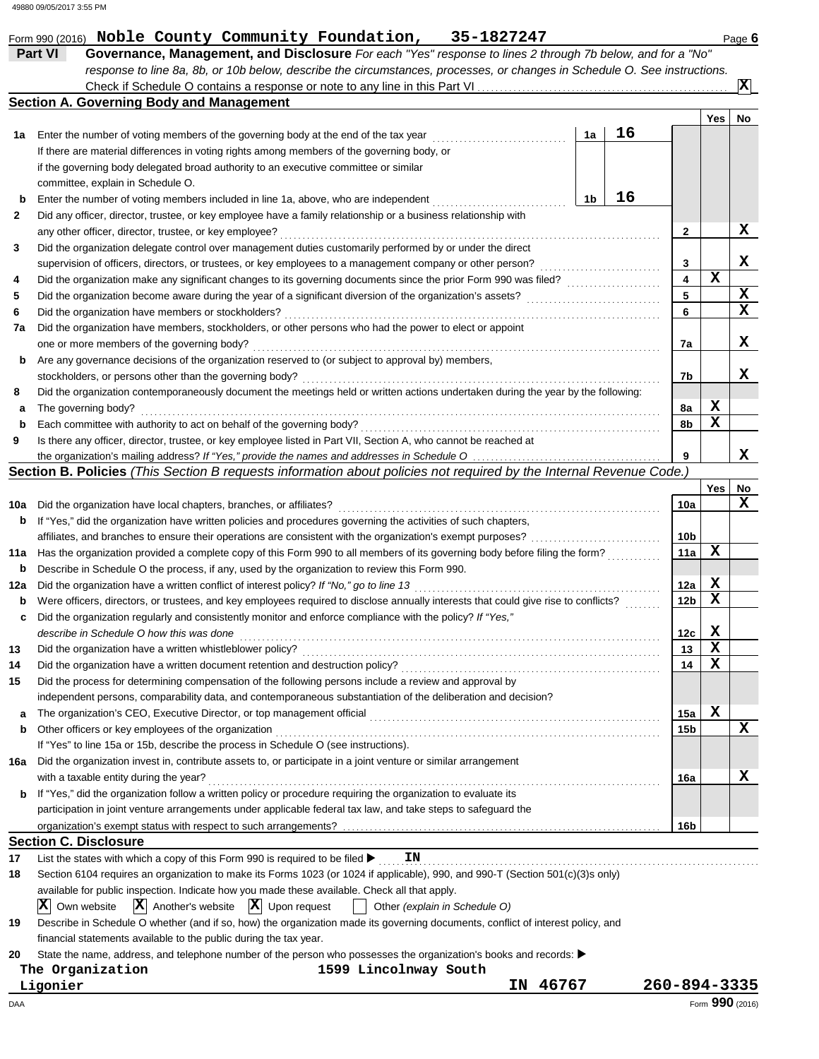Form 990 (2016) **Noble County Community Foundation, 35-1827247** Page 6

## Part VI Governance, Management, and Disclosure

*For each "Yes" response to lines 2 through 7b below, and for a "No" response to line 8a, 8b, or 10b below, describe the circumstances, processes, or changes in Schedule O. See instructions.*

Check if Schedule O contains a response or note to any line in this Part VI ....... [X]

### Section A. Governing Body and Management

| | | | | Yes | No |
|---|---|---|---|---|---|
| 1a | Enter the number of voting members of the governing body at the end of the tax year | 1a | 16 | | |
| | If there are material differences in voting rights among members of the governing body, or if the governing body delegated broad authority to an executive committee or similar committee, explain in Schedule O. | | | | |
| b | Enter the number of voting members included in line 1a, above, who are independent | 1b | 16 | | |
| 2 | Did any officer, director, trustee, or key employee have a family relationship or a business relationship with any other officer, director, trustee, or key employee? | 2 | | | X |
| 3 | Did the organization delegate control over management duties customarily performed by or under the direct supervision of officers, directors, or trustees, or key employees to a management company or other person? | 3 | | | X |
| 4 | Did the organization make any significant changes to its governing documents since the prior Form 990 was filed? | 4 | | X | |
| 5 | Did the organization become aware during the year of a significant diversion of the organization's assets? | 5 | | | X |
| 6 | Did the organization have members or stockholders? | 6 | | | X |
| 7a | Did the organization have members, stockholders, or other persons who had the power to elect or appoint one or more members of the governing body? | 7a | | | X |
| b | Are any governance decisions of the organization reserved to (or subject to approval by) members, stockholders, or persons other than the governing body? | 7b | | | X |
| 8 | Did the organization contemporaneously document the meetings held or written actions undertaken during the year by the following: | | | | |
| a | The governing body? | 8a | | X | |
| b | Each committee with authority to act on behalf of the governing body? | 8b | | X | |
| 9 | Is there any officer, director, trustee, or key employee listed in Part VII, Section A, who cannot be reached at the organization's mailing address? *If "Yes," provide the names and addresses in Schedule O* | 9 | | | X |

### Section B. Policies *(This Section B requests information about policies not required by the Internal Revenue Code.)*

| | | | Yes | No |
|---|---|---|---|---|
| 10a | Did the organization have local chapters, branches, or affiliates? | 10a | | X |
| b | If "Yes," did the organization have written policies and procedures governing the activities of such chapters, affiliates, and branches to ensure their operations are consistent with the organization's exempt purposes? | 10b | | |
| 11a | Has the organization provided a complete copy of this Form 990 to all members of its governing body before filing the form? | 11a | X | |
| b | Describe in Schedule O the process, if any, used by the organization to review this Form 990. | | | |
| 12a | Did the organization have a written conflict of interest policy? *If "No," go to line 13* | 12a | X | |
| b | Were officers, directors, or trustees, and key employees required to disclose annually interests that could give rise to conflicts? | 12b | X | |
| c | Did the organization regularly and consistently monitor and enforce compliance with the policy? *If "Yes," describe in Schedule O how this was done* | 12c | X | |
| 13 | Did the organization have a written whistleblower policy? | 13 | X | |
| 14 | Did the organization have a written document retention and destruction policy? | 14 | X | |
| 15 | Did the process for determining compensation of the following persons include a review and approval by independent persons, comparability data, and contemporaneous substantiation of the deliberation and decision? | | | |
| a | The organization's CEO, Executive Director, or top management official | 15a | X | |
| b | Other officers or key employees of the organization | 15b | | X |
| | If "Yes" to line 15a or 15b, describe the process in Schedule O (see instructions). | | | |
| 16a | Did the organization invest in, contribute assets to, or participate in a joint venture or similar arrangement with a taxable entity during the year? | 16a | | X |
| b | If "Yes," did the organization follow a written policy or procedure requiring the organization to evaluate its participation in joint venture arrangements under applicable federal tax law, and take steps to safeguard the organization's exempt status with respect to such arrangements? | 16b | | |

### Section C. Disclosure

17 List the states with which a copy of this Form 990 is required to be filed ▶ **IN**

18 Section 6104 requires an organization to make its Forms 1023 (or 1024 if applicable), 990, and 990-T (Section 501(c)(3)s only) available for public inspection. Indicate how you made these available. Check all that apply.

[X] Own website [X] Another's website [X] Upon request [ ] Other *(explain in Schedule O)*

19 Describe in Schedule O whether (and if so, how) the organization made its governing documents, conflict of interest policy, and financial statements available to the public during the tax year.

20 State the name, address, and telephone number of the person who possesses the organization's books and records: ▶

**The Organization** 1599 Lincolnway South
**Ligonier IN 46767 260-894-3335**

Form **990** (2016)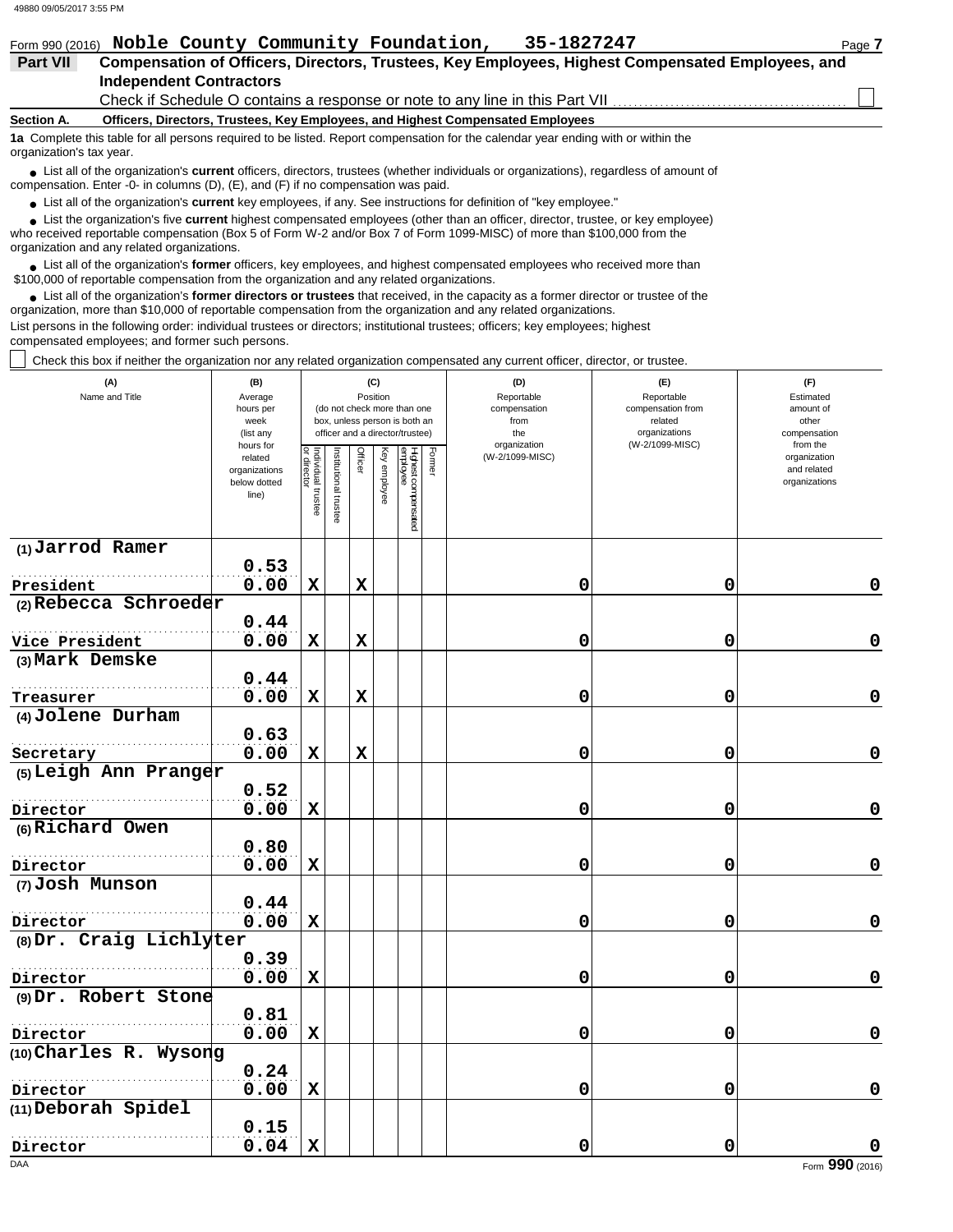Form 990 (2016) **Noble County Community Foundation, 35-1827247**

## Part VII — Compensation of Officers, Directors, Trustees, Key Employees, Highest Compensated Employees, and Independent Contractors

Check if Schedule O contains a response or note to any line in this Part VII ☐

### Section A. Officers, Directors, Trustees, Key Employees, and Highest Compensated Employees

**1a** Complete this table for all persons required to be listed. Report compensation for the calendar year ending with or within the organization's tax year.

- List all of the organization's **current** officers, directors, trustees (whether individuals or organizations), regardless of amount of compensation. Enter -0- in columns (D), (E), and (F) if no compensation was paid.
- List all of the organization's **current** key employees, if any. See instructions for definition of "key employee."
- List the organization's five **current** highest compensated employees (other than an officer, director, trustee, or key employee) who received reportable compensation (Box 5 of Form W-2 and/or Box 7 of Form 1099-MISC) of more than $100,000 from the organization and any related organizations.
- List all of the organization's **former** officers, key employees, and highest compensated employees who received more than $100,000 of reportable compensation from the organization and any related organizations.
- List all of the organization's **former directors or trustees** that received, in the capacity as a former director or trustee of the organization, more than $10,000 of reportable compensation from the organization and any related organizations.

List persons in the following order: individual trustees or directors; institutional trustees; officers; key employees; highest compensated employees; and former such persons.

☐ Check this box if neither the organization nor any related organization compensated any current officer, director, or trustee.

| (A) Name and Title | (B) Average hours per week (list any hours for related organizations below dotted line) | (C) Position: Individual trustee or director | Institutional trustee | Officer | Key employee | Highest compensated employee | Former | (D) Reportable compensation from the organization (W-2/1099-MISC) | (E) Reportable compensation from related organizations (W-2/1099-MISC) | (F) Estimated amount of other compensation from the organization and related organizations |
|---|---|---|---|---|---|---|---|---|---|---|
| (1) Jarrod Ramer<br>President | 0.53<br>0.00 | X | | X | | | | 0 | 0 | 0 |
| (2) Rebecca Schroeder<br>Vice President | 0.44<br>0.00 | X | | X | | | | 0 | 0 | 0 |
| (3) Mark Demske<br>Treasurer | 0.44<br>0.00 | X | | X | | | | 0 | 0 | 0 |
| (4) Jolene Durham<br>Secretary | 0.63<br>0.00 | X | | X | | | | 0 | 0 | 0 |
| (5) Leigh Ann Pranger<br>Director | 0.52<br>0.00 | X | | | | | | 0 | 0 | 0 |
| (6) Richard Owen<br>Director | 0.80<br>0.00 | X | | | | | | 0 | 0 | 0 |
| (7) Josh Munson<br>Director | 0.44<br>0.00 | X | | | | | | 0 | 0 | 0 |
| (8) Dr. Craig Lichlyter<br>Director | 0.39<br>0.00 | X | | | | | | 0 | 0 | 0 |
| (9) Dr. Robert Stone<br>Director | 0.81<br>0.00 | X | | | | | | 0 | 0 | 0 |
| (10) Charles R. Wysong<br>Director | 0.24<br>0.00 | X | | | | | | 0 | 0 | 0 |
| (11) Deborah Spidel<br>Director | 0.15<br>0.04 | X | | | | | | 0 | 0 | 0 |

DAA Form **990** (2016)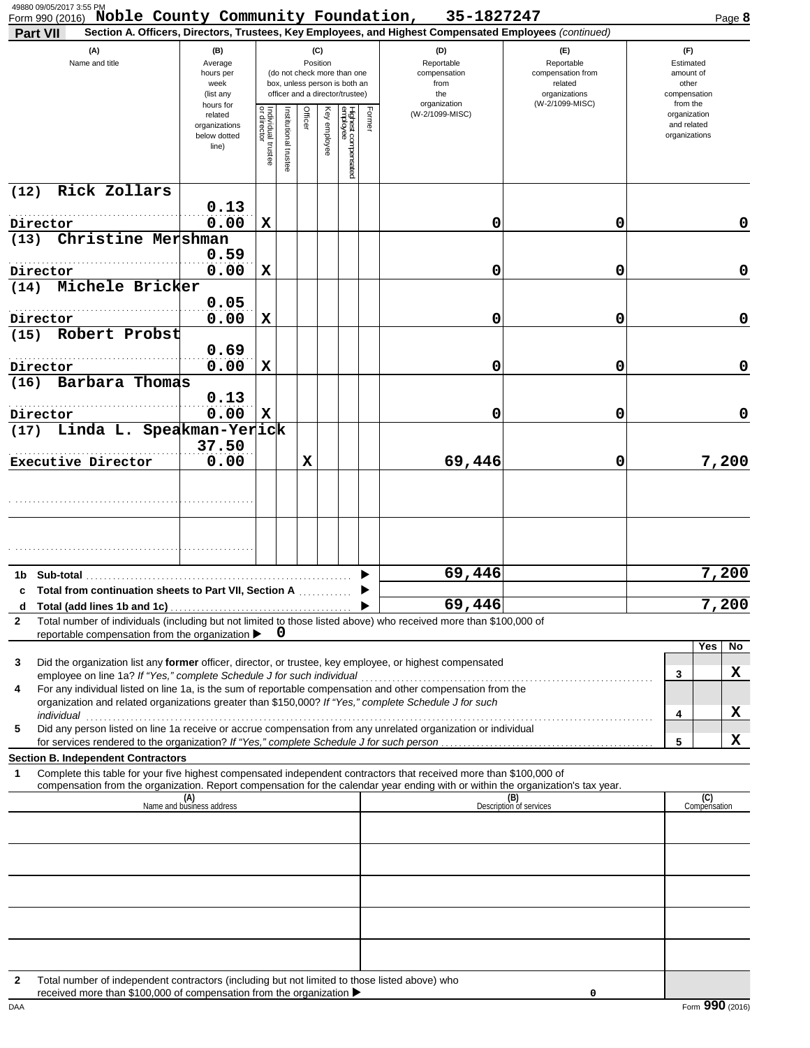Form 990 (2016) **Noble County Community Foundation, 35-1827247**

**Part VII** Section A. Officers, Directors, Trustees, Key Employees, and Highest Compensated Employees *(continued)*

| (A) Name and title | (B) Average hours per week (list any hours for related organizations below dotted line) | (C) Position: Individual trustee or director | Institutional trustee | Officer | Key employee | Highest compensated employee | Former | (D) Reportable compensation from the organization (W-2/1099-MISC) | (E) Reportable compensation from related organizations (W-2/1099-MISC) | (F) Estimated amount of other compensation from the organization and related organizations |
|---|---|---|---|---|---|---|---|---|---|---|
| (12) Rick Zollars<br>Director | 0.13<br>0.00 | X | | | | | | 0 | 0 | 0 |
| (13) Christine Mershman<br>Director | 0.59<br>0.00 | X | | | | | | 0 | 0 | 0 |
| (14) Michele Bricker<br>Director | 0.05<br>0.00 | X | | | | | | 0 | 0 | 0 |
| (15) Robert Probst<br>Director | 0.69<br>0.00 | X | | | | | | 0 | 0 | 0 |
| (16) Barbara Thomas<br>Director | 0.13<br>0.00 | X | | | | | | 0 | 0 | 0 |
| (17) Linda L. Speakman-Yerick<br>Executive Director | 37.50<br>0.00 | | | X | | | | 69,446 | 0 | 7,200 |
| | | | | | | | | | | |
| | | | | | | | | | | |

| | | (D) | (E) | (F) |
|---|---|---|---|---|
| 1b | Sub-total | 69,446 | | 7,200 |
| c | Total from continuation sheets to Part VII, Section A | | | |
| d | Total (add lines 1b and 1c) | 69,446 | | 7,200 |

2 Total number of individuals (including but not limited to those listed above) who received more than $100,000 of reportable compensation from the organization ▶ 0

| | | | Yes | No |
|---|---|---|---|---|
| 3 | Did the organization list any **former** officer, director, or trustee, key employee, or highest compensated employee on line 1a? *If "Yes," complete Schedule J for such individual* | 3 | | X |
| 4 | For any individual listed on line 1a, is the sum of reportable compensation and other compensation from the organization and related organizations greater than $150,000? *If "Yes," complete Schedule J for such individual* | 4 | | X |
| 5 | Did any person listed on line 1a receive or accrue compensation from any unrelated organization or individual for services rendered to the organization? *If "Yes," complete Schedule J for such person* | 5 | | X |

**Section B. Independent Contractors**

1 Complete this table for your five highest compensated independent contractors that received more than $100,000 of compensation from the organization. Report compensation for the calendar year ending with or within the organization's tax year.

| (A) Name and business address | (B) Description of services | (C) Compensation |
|---|---|---|
| | | |
| | | |
| | | |
| | | |
| | | |

2 Total number of independent contractors (including but not limited to those listed above) who received more than $100,000 of compensation from the organization ▶ 0

Form **990** (2016)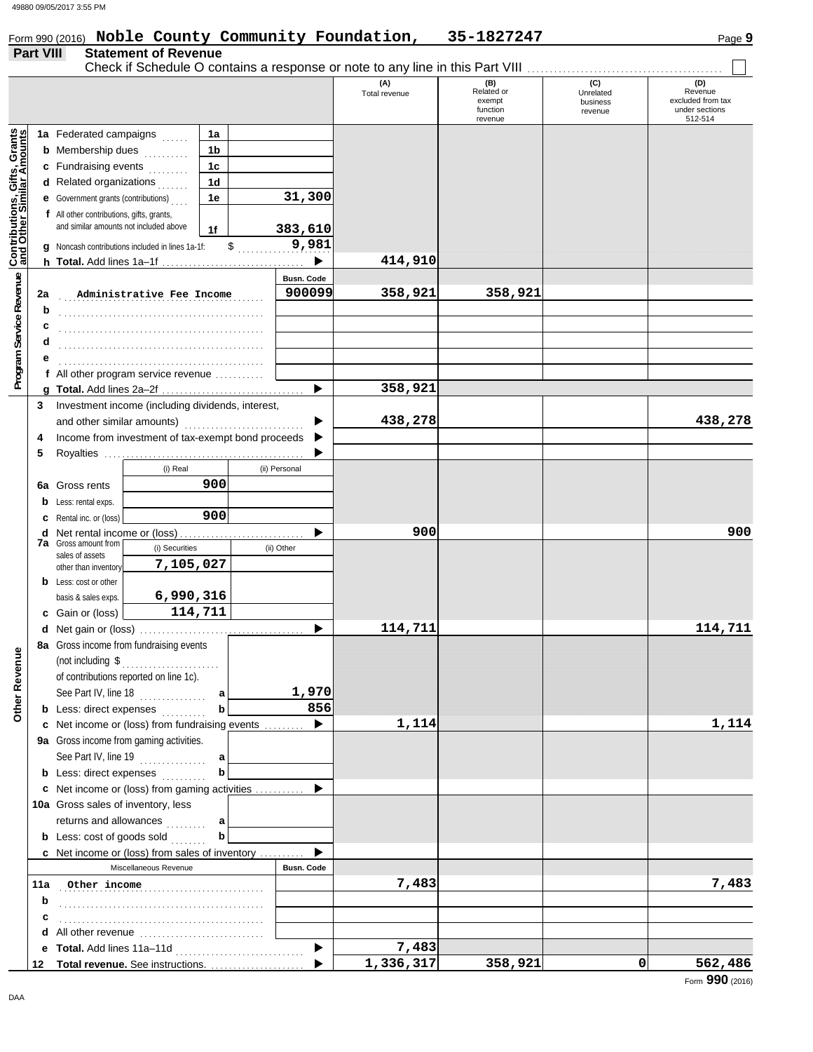Form 990 (2016) **Noble County Community Foundation, 35-1827247**

## Part VIII Statement of Revenue

Check if Schedule O contains a response or note to any line in this Part VIII .......... ☐

| | | | (A) Total revenue | (B) Related or exempt function revenue | (C) Unrelated business revenue | (D) Revenue excluded from tax under sections 512-514 |
|---|---|---|---|---|---|---|
| **Contributions, Gifts, Grants and Other Similar Amounts** | 1a Federated campaigns | 1a | | | | |
| | b Membership dues | 1b | | | | |
| | c Fundraising events | 1c | | | | |
| | d Related organizations | 1d | | | | |
| | e Government grants (contributions) | 1e 31,300 | | | | |
| | f All other contributions, gifts, grants, and similar amounts not included above | 1f 383,610 | | | | |
| | g Noncash contributions included in lines 1a-1f: $ 9,981 | | | | | |
| | h **Total.** Add lines 1a–1f | ▶ | 414,910 | | | |
| **Program Service Revenue** | | **Busn. Code** | | | | |
| | 2a Administrative Fee Income | 900099 | 358,921 | 358,921 | | |
| | b | | | | | |
| | c | | | | | |
| | d | | | | | |
| | e | | | | | |
| | f All other program service revenue | | | | | |
| | g **Total.** Add lines 2a–2f | ▶ | 358,921 | | | |
| **Other Revenue** | 3 Investment income (including dividends, interest, and other similar amounts) | ▶ | 438,278 | | | 438,278 |
| | 4 Income from investment of tax-exempt bond proceeds | ▶ | | | | |
| | 5 Royalties | ▶ | | | | |
| | | (i) Real / (ii) Personal | | | | |
| | 6a Gross rents | (i) 900 | | | | |
| | b Less: rental exps. | | | | | |
| | c Rental inc. or (loss) | (i) 900 | | | | |
| | d Net rental income or (loss) | ▶ | 900 | | | 900 |
| | 7a Gross amount from sales of assets other than inventory | (i) Securities 7,105,027 / (ii) Other | | | | |
| | b Less: cost or other basis & sales exps. | (i) 6,990,316 | | | | |
| | c Gain or (loss) | (i) 114,711 | | | | |
| | d Net gain or (loss) | ▶ | 114,711 | | | 114,711 |
| | 8a Gross income from fundraising events (not including $ ........ of contributions reported on line 1c). See Part IV, line 18 | a 1,970 | | | | |
| | b Less: direct expenses | b 856 | | | | |
| | c Net income or (loss) from fundraising events | ▶ | 1,114 | | | 1,114 |
| | 9a Gross income from gaming activities. See Part IV, line 19 | a | | | | |
| | b Less: direct expenses | b | | | | |
| | c Net income or (loss) from gaming activities | ▶ | | | | |
| | 10a Gross sales of inventory, less returns and allowances | a | | | | |
| | b Less: cost of goods sold | b | | | | |
| | c Net income or (loss) from sales of inventory | ▶ | | | | |
| | Miscellaneous Revenue | **Busn. Code** | | | | |
| | 11a Other income | | 7,483 | | | 7,483 |
| | b | | | | | |
| | c | | | | | |
| | d All other revenue | | | | | |
| | e **Total.** Add lines 11a–11d | ▶ | 7,483 | | | |
| | 12 **Total revenue.** See instructions. | ▶ | 1,336,317 | 358,921 | 0 | 562,486 |

Form **990** (2016)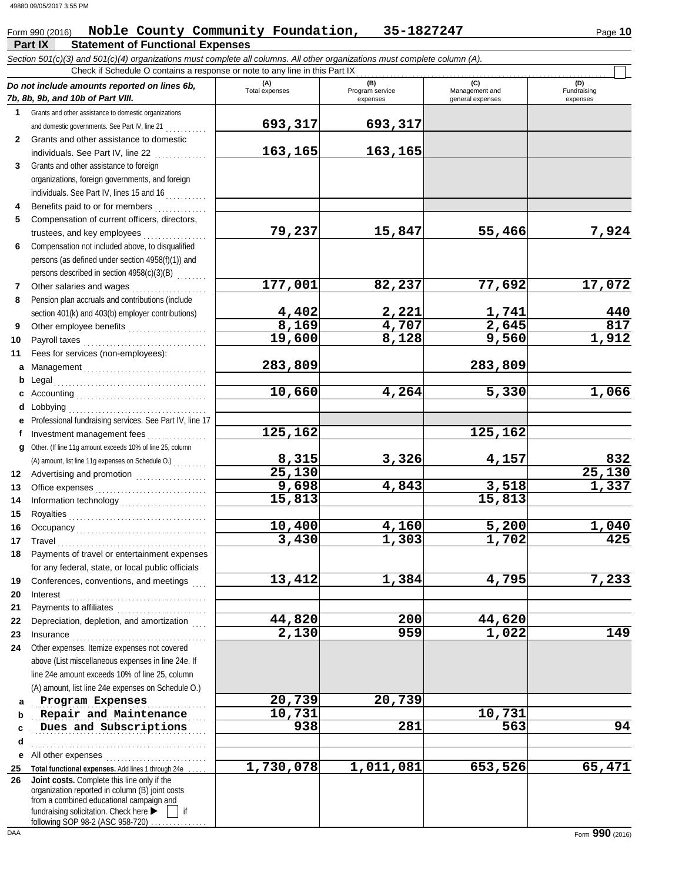Form 990 (2016) **Noble County Community Foundation, 35-1827247**

## Part IX Statement of Functional Expenses

*Section 501(c)(3) and 501(c)(4) organizations must complete all columns. All other organizations must complete column (A).*

Check if Schedule O contains a response or note to any line in this Part IX ☐

| *Do not include amounts reported on lines 6b, 7b, 8b, 9b, and 10b of Part VIII.* | (A) Total expenses | (B) Program service expenses | (C) Management and general expenses | (D) Fundraising expenses |
|---|---|---|---|---|
| **1** Grants and other assistance to domestic organizations and domestic governments. See Part IV, line 21 | 693,317 | 693,317 | | |
| **2** Grants and other assistance to domestic individuals. See Part IV, line 22 | 163,165 | 163,165 | | |
| **3** Grants and other assistance to foreign organizations, foreign governments, and foreign individuals. See Part IV, lines 15 and 16 | | | | |
| **4** Benefits paid to or for members | | | | |
| **5** Compensation of current officers, directors, trustees, and key employees | 79,237 | 15,847 | 55,466 | 7,924 |
| **6** Compensation not included above, to disqualified persons (as defined under section 4958(f)(1)) and persons described in section 4958(c)(3)(B) | | | | |
| **7** Other salaries and wages | 177,001 | 82,237 | 77,692 | 17,072 |
| **8** Pension plan accruals and contributions (include section 401(k) and 403(b) employer contributions) | 4,402 | 2,221 | 1,741 | 440 |
| **9** Other employee benefits | 8,169 | 4,707 | 2,645 | 817 |
| **10** Payroll taxes | 19,600 | 8,128 | 9,560 | 1,912 |
| **11** Fees for services (non-employees): | | | | |
| **a** Management | 283,809 | | 283,809 | |
| **b** Legal | | | | |
| **c** Accounting | 10,660 | 4,264 | 5,330 | 1,066 |
| **d** Lobbying | | | | |
| **e** Professional fundraising services. See Part IV, line 17 | | | | |
| **f** Investment management fees | 125,162 | | 125,162 | |
| **g** Other. (If line 11g amount exceeds 10% of line 25, column (A) amount, list line 11g expenses on Schedule O.) | 8,315 | 3,326 | 4,157 | 832 |
| **12** Advertising and promotion | 25,130 | | | 25,130 |
| **13** Office expenses | 9,698 | 4,843 | 3,518 | 1,337 |
| **14** Information technology | 15,813 | | 15,813 | |
| **15** Royalties | | | | |
| **16** Occupancy | 10,400 | 4,160 | 5,200 | 1,040 |
| **17** Travel | 3,430 | 1,303 | 1,702 | 425 |
| **18** Payments of travel or entertainment expenses for any federal, state, or local public officials | | | | |
| **19** Conferences, conventions, and meetings | 13,412 | 1,384 | 4,795 | 7,233 |
| **20** Interest | | | | |
| **21** Payments to affiliates | | | | |
| **22** Depreciation, depletion, and amortization | 44,820 | 200 | 44,620 | |
| **23** Insurance | 2,130 | 959 | 1,022 | 149 |
| **24** Other expenses. Itemize expenses not covered above (List miscellaneous expenses in line 24e. If line 24e amount exceeds 10% of line 25, column (A) amount, list line 24e expenses on Schedule O.) | | | | |
| **a** Program Expenses | 20,739 | 20,739 | | |
| **b** Repair and Maintenance | 10,731 | | 10,731 | |
| **c** Dues and Subscriptions | 938 | 281 | 563 | 94 |
| **d** | | | | |
| **e** All other expenses | | | | |
| **25** **Total functional expenses.** Add lines 1 through 24e | 1,730,078 | 1,011,081 | 653,526 | 65,471 |
| **26** **Joint costs.** Complete this line only if the organization reported in column (B) joint costs from a combined educational campaign and fundraising solicitation. Check here ▶ ☐ if following SOP 98-2 (ASC 958-720) | | | | |

Form **990** (2016)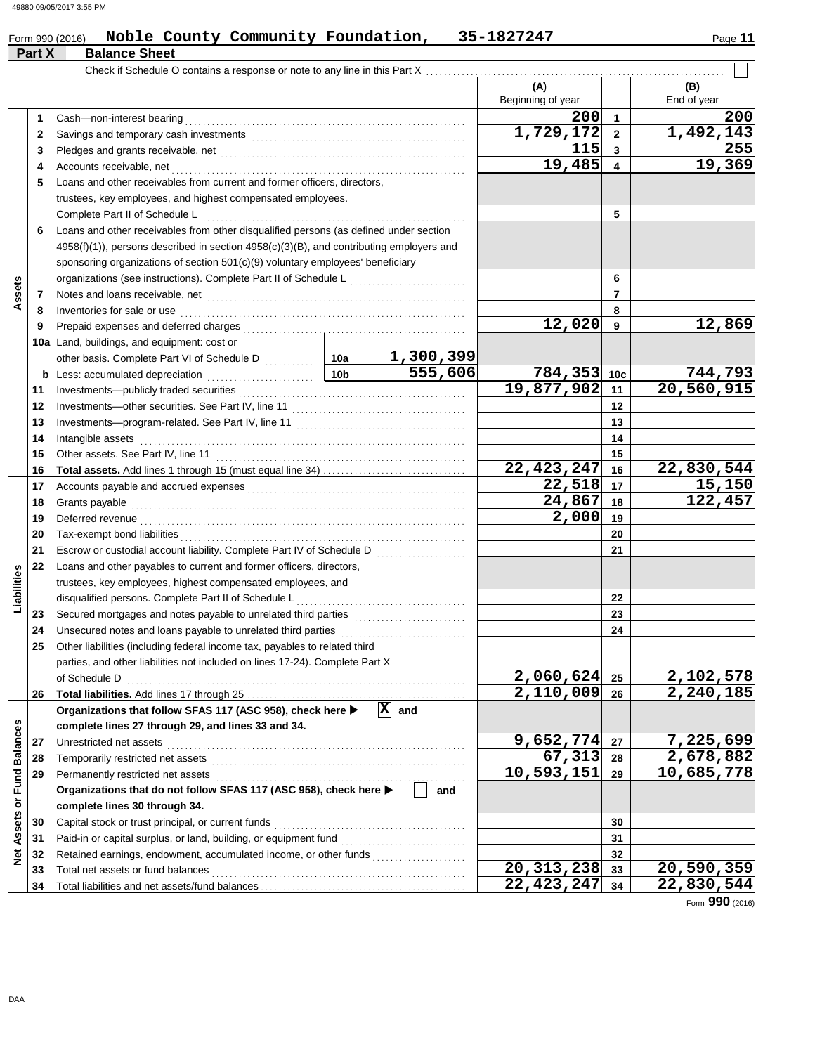Form 990 (2016) **Noble County Community Foundation, 35-1827247**

## Part X Balance Sheet

Check if Schedule O contains a response or note to any line in this Part X . . . ☐

| | | Line | | (A) Beginning of year | | (B) End of year |
|---|---|---|---|---|---|---|
| **Assets** | 1 | Cash—non-interest bearing | | 200 | 1 | 200 |
| | 2 | Savings and temporary cash investments | | 1,729,172 | 2 | 1,492,143 |
| | 3 | Pledges and grants receivable, net | | 115 | 3 | 255 |
| | 4 | Accounts receivable, net | | 19,485 | 4 | 19,369 |
| | 5 | Loans and other receivables from current and former officers, directors, trustees, key employees, and highest compensated employees. Complete Part II of Schedule L | | | 5 | |
| | 6 | Loans and other receivables from other disqualified persons (as defined under section 4958(f)(1)), persons described in section 4958(c)(3)(B), and contributing employers and sponsoring organizations of section 501(c)(9) voluntary employees' beneficiary organizations (see instructions). Complete Part II of Schedule L | | | 6 | |
| | 7 | Notes and loans receivable, net | | | 7 | |
| | 8 | Inventories for sale or use | | | 8 | |
| | 9 | Prepaid expenses and deferred charges | | 12,020 | 9 | 12,869 |
| | 10a | Land, buildings, and equipment: cost or other basis. Complete Part VI of Schedule D | 10a 1,300,399 | | | |
| | b | Less: accumulated depreciation | 10b 555,606 | 784,353 | 10c | 744,793 |
| | 11 | Investments—publicly traded securities | | 19,877,902 | 11 | 20,560,915 |
| | 12 | Investments—other securities. See Part IV, line 11 | | | 12 | |
| | 13 | Investments—program-related. See Part IV, line 11 | | | 13 | |
| | 14 | Intangible assets | | | 14 | |
| | 15 | Other assets. See Part IV, line 11 | | | 15 | |
| | 16 | **Total assets.** Add lines 1 through 15 (must equal line 34) | | 22,423,247 | 16 | 22,830,544 |
| **Liabilities** | 17 | Accounts payable and accrued expenses | | 22,518 | 17 | 15,150 |
| | 18 | Grants payable | | 24,867 | 18 | 122,457 |
| | 19 | Deferred revenue | | 2,000 | 19 | |
| | 20 | Tax-exempt bond liabilities | | | 20 | |
| | 21 | Escrow or custodial account liability. Complete Part IV of Schedule D | | | 21 | |
| | 22 | Loans and other payables to current and former officers, directors, trustees, key employees, highest compensated employees, and disqualified persons. Complete Part II of Schedule L | | | 22 | |
| | 23 | Secured mortgages and notes payable to unrelated third parties | | | 23 | |
| | 24 | Unsecured notes and loans payable to unrelated third parties | | | 24 | |
| | 25 | Other liabilities (including federal income tax, payables to related third parties, and other liabilities not included on lines 17-24). Complete Part X of Schedule D | | 2,060,624 | 25 | 2,102,578 |
| | 26 | **Total liabilities.** Add lines 17 through 25 | | 2,110,009 | 26 | 2,240,185 |
| **Net Assets or Fund Balances** | | **Organizations that follow SFAS 117 (ASC 958), check here ▶ [X] and complete lines 27 through 29, and lines 33 and 34.** | | | | |
| | 27 | Unrestricted net assets | | 9,652,774 | 27 | 7,225,699 |
| | 28 | Temporarily restricted net assets | | 67,313 | 28 | 2,678,882 |
| | 29 | Permanently restricted net assets | | 10,593,151 | 29 | 10,685,778 |
| | | **Organizations that do not follow SFAS 117 (ASC 958), check here ▶ [ ] and complete lines 30 through 34.** | | | | |
| | 30 | Capital stock or trust principal, or current funds | | | 30 | |
| | 31 | Paid-in or capital surplus, or land, building, or equipment fund | | | 31 | |
| | 32 | Retained earnings, endowment, accumulated income, or other funds | | | 32 | |
| | 33 | Total net assets or fund balances | | 20,313,238 | 33 | 20,590,359 |
| | 34 | Total liabilities and net assets/fund balances | | 22,423,247 | 34 | 22,830,544 |

Form **990** (2016)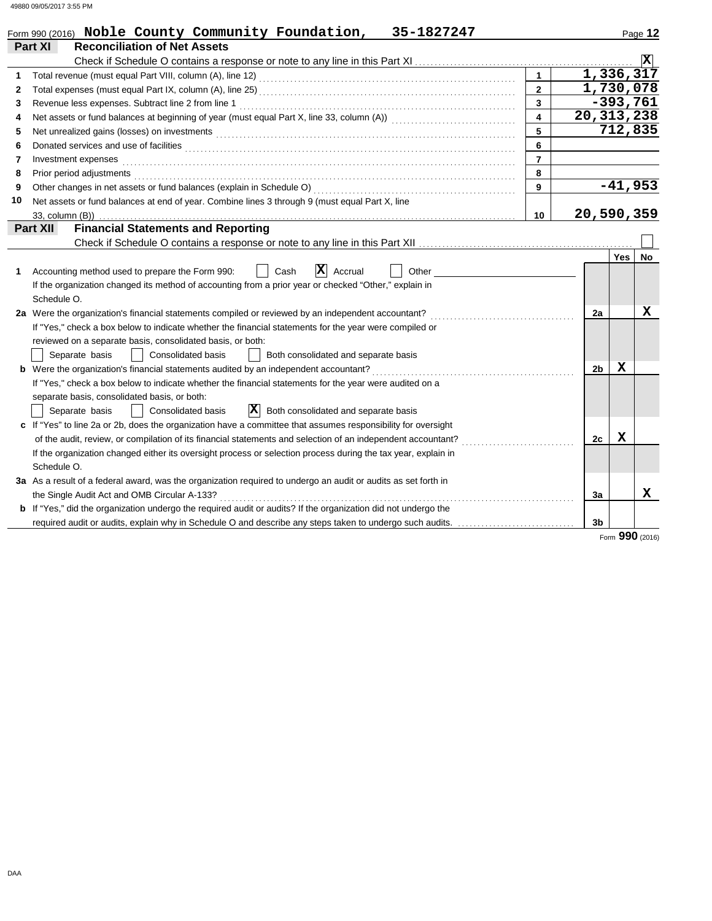Form 990 (2016) **Noble County Community Foundation, 35-1827247**

## Part XI Reconciliation of Net Assets

Check if Schedule O contains a response or note to any line in this Part XI ....... [X]

| | | | |
|---|---|---|---|
| 1 | Total revenue (must equal Part VIII, column (A), line 12) | 1 | 1,336,317 |
| 2 | Total expenses (must equal Part IX, column (A), line 25) | 2 | 1,730,078 |
| 3 | Revenue less expenses. Subtract line 2 from line 1 | 3 | -393,761 |
| 4 | Net assets or fund balances at beginning of year (must equal Part X, line 33, column (A)) | 4 | 20,313,238 |
| 5 | Net unrealized gains (losses) on investments | 5 | 712,835 |
| 6 | Donated services and use of facilities | 6 | |
| 7 | Investment expenses | 7 | |
| 8 | Prior period adjustments | 8 | |
| 9 | Other changes in net assets or fund balances (explain in Schedule O) | 9 | -41,953 |
| 10 | Net assets or fund balances at end of year. Combine lines 3 through 9 (must equal Part X, line 33, column (B)) | 10 | 20,590,359 |

## Part XII Financial Statements and Reporting

Check if Schedule O contains a response or note to any line in this Part XII ....... [ ]

| | | | Yes | No |
|---|---|---|---|---|
| 1 | Accounting method used to prepare the Form 990: [ ] Cash [X] Accrual [ ] Other<br>If the organization changed its method of accounting from a prior year or checked "Other," explain in Schedule O. | | | |
| 2a | Were the organization's financial statements compiled or reviewed by an independent accountant?<br>If "Yes," check a box below to indicate whether the financial statements for the year were compiled or reviewed on a separate basis, consolidated basis, or both:<br>[ ] Separate basis [ ] Consolidated basis [ ] Both consolidated and separate basis | 2a | | X |
| b | Were the organization's financial statements audited by an independent accountant?<br>If "Yes," check a box below to indicate whether the financial statements for the year were audited on a separate basis, consolidated basis, or both:<br>[ ] Separate basis [ ] Consolidated basis [X] Both consolidated and separate basis | 2b | X | |
| c | If "Yes" to line 2a or 2b, does the organization have a committee that assumes responsibility for oversight of the audit, review, or compilation of its financial statements and selection of an independent accountant?<br>If the organization changed either its oversight process or selection process during the tax year, explain in Schedule O. | 2c | X | |
| 3a | As a result of a federal award, was the organization required to undergo an audit or audits as set forth in the Single Audit Act and OMB Circular A-133? | 3a | | X |
| b | If "Yes," did the organization undergo the required audit or audits? If the organization did not undergo the required audit or audits, explain why in Schedule O and describe any steps taken to undergo such audits. | 3b | | |

Form **990** (2016)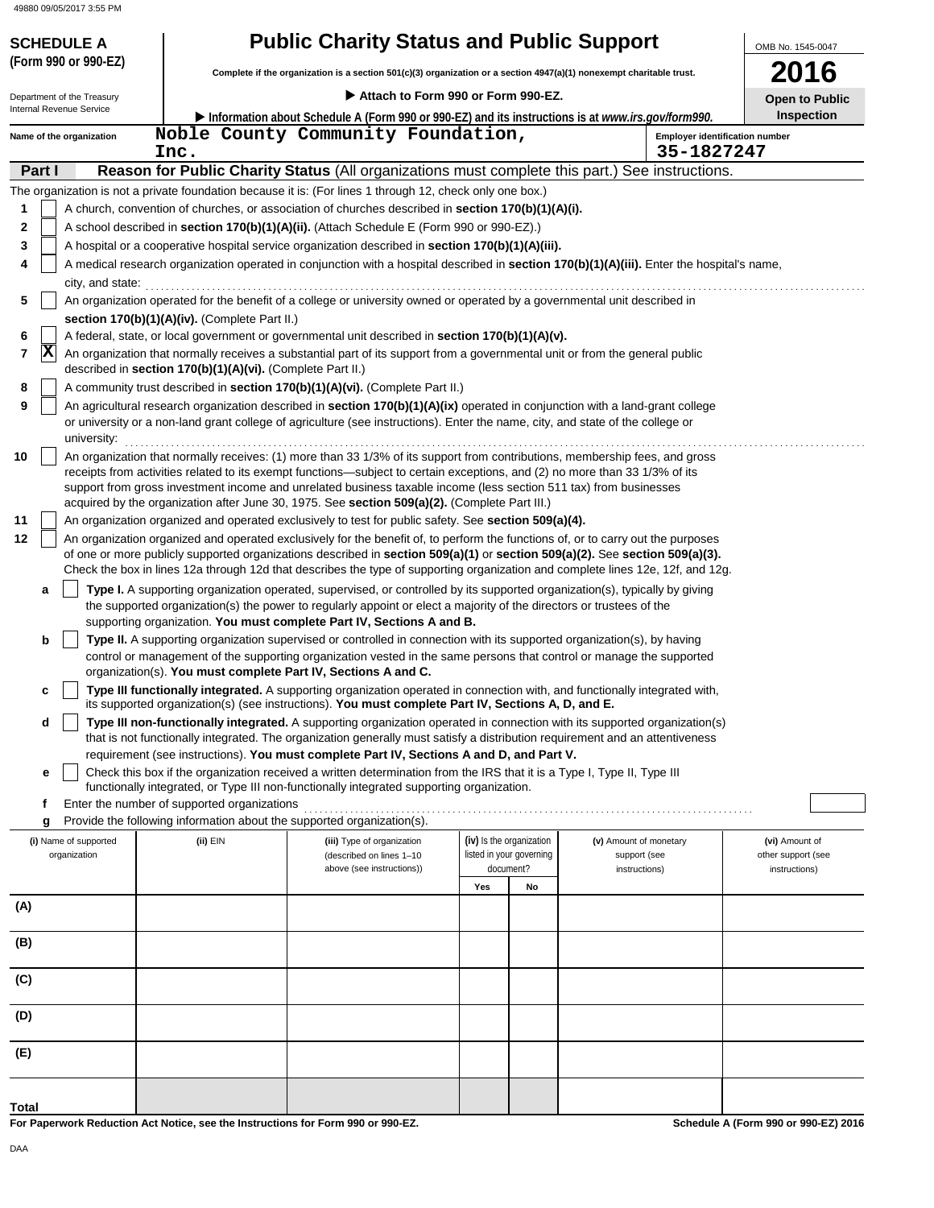**SCHEDULE A (Form 990 or 990-EZ)**

Department of the Treasury
Internal Revenue Service

# Public Charity Status and Public Support

**Complete if the organization is a section 501(c)(3) organization or a section 4947(a)(1) nonexempt charitable trust.**

▶ **Attach to Form 990 or Form 990-EZ.**

▶ **Information about Schedule A (Form 990 or 990-EZ) and its instructions is at *www.irs.gov/form990.***

OMB No. 1545-0047

**2016**

**Open to Public Inspection**

Name of the organization: Noble County Community Foundation, Inc.

Employer identification number: 35-1827247

## Part I — Reason for Public Charity Status (All organizations must complete this part.) See instructions.

The organization is not a private foundation because it is: (For lines 1 through 12, check only one box.)

1. [ ] A church, convention of churches, or association of churches described in **section 170(b)(1)(A)(i).**
2. [ ] A school described in **section 170(b)(1)(A)(ii).** (Attach Schedule E (Form 990 or 990-EZ).)
3. [ ] A hospital or a cooperative hospital service organization described in **section 170(b)(1)(A)(iii).**
4. [ ] A medical research organization operated in conjunction with a hospital described in **section 170(b)(1)(A)(iii).** Enter the hospital's name, city, and state:
5. [ ] An organization operated for the benefit of a college or university owned or operated by a governmental unit described in **section 170(b)(1)(A)(iv).** (Complete Part II.)
6. [ ] A federal, state, or local government or governmental unit described in **section 170(b)(1)(A)(v).**
7. [X] An organization that normally receives a substantial part of its support from a governmental unit or from the general public described in **section 170(b)(1)(A)(vi).** (Complete Part II.)
8. [ ] A community trust described in **section 170(b)(1)(A)(vi).** (Complete Part II.)
9. [ ] An agricultural research organization described in **section 170(b)(1)(A)(ix)** operated in conjunction with a land-grant college or university or a non-land grant college of agriculture (see instructions). Enter the name, city, and state of the college or university:
10. [ ] An organization that normally receives: (1) more than 33 1/3% of its support from contributions, membership fees, and gross receipts from activities related to its exempt functions—subject to certain exceptions, and (2) no more than 33 1/3% of its support from gross investment income and unrelated business taxable income (less section 511 tax) from businesses acquired by the organization after June 30, 1975. See **section 509(a)(2).** (Complete Part III.)
11. [ ] An organization organized and operated exclusively to test for public safety. See **section 509(a)(4).**
12. [ ] An organization organized and operated exclusively for the benefit of, to perform the functions of, or to carry out the purposes of one or more publicly supported organizations described in **section 509(a)(1)** or **section 509(a)(2).** See **section 509(a)(3).** Check the box in lines 12a through 12d that describes the type of supporting organization and complete lines 12e, 12f, and 12g.
   - **a** [ ] **Type I.** A supporting organization operated, supervised, or controlled by its supported organization(s), typically by giving the supported organization(s) the power to regularly appoint or elect a majority of the directors or trustees of the supporting organization. **You must complete Part IV, Sections A and B.**
   - **b** [ ] **Type II.** A supporting organization supervised or controlled in connection with its supported organization(s), by having control or management of the supporting organization vested in the same persons that control or manage the supported organization(s). **You must complete Part IV, Sections A and C.**
   - **c** [ ] **Type III functionally integrated.** A supporting organization operated in connection with, and functionally integrated with, its supported organization(s) (see instructions). **You must complete Part IV, Sections A, D, and E.**
   - **d** [ ] **Type III non-functionally integrated.** A supporting organization operated in connection with its supported organization(s) that is not functionally integrated. The organization generally must satisfy a distribution requirement and an attentiveness requirement (see instructions). **You must complete Part IV, Sections A and D, and Part V.**
   - **e** [ ] Check this box if the organization received a written determination from the IRS that it is a Type I, Type II, Type III functionally integrated, or Type III non-functionally integrated supporting organization.
   - **f** Enter the number of supported organizations
   - **g** Provide the following information about the supported organization(s).

| (i) Name of supported organization | (ii) EIN | (iii) Type of organization (described on lines 1–10 above (see instructions)) | (iv) Is the organization listed in your governing document? Yes | No | (v) Amount of monetary support (see instructions) | (vi) Amount of other support (see instructions) |
|---|---|---|---|---|---|---|
| (A) | | | | | | |
| (B) | | | | | | |
| (C) | | | | | | |
| (D) | | | | | | |
| (E) | | | | | | |
| Total | | | | | | |

**For Paperwork Reduction Act Notice, see the Instructions for Form 990 or 990-EZ.**

**Schedule A (Form 990 or 990-EZ) 2016**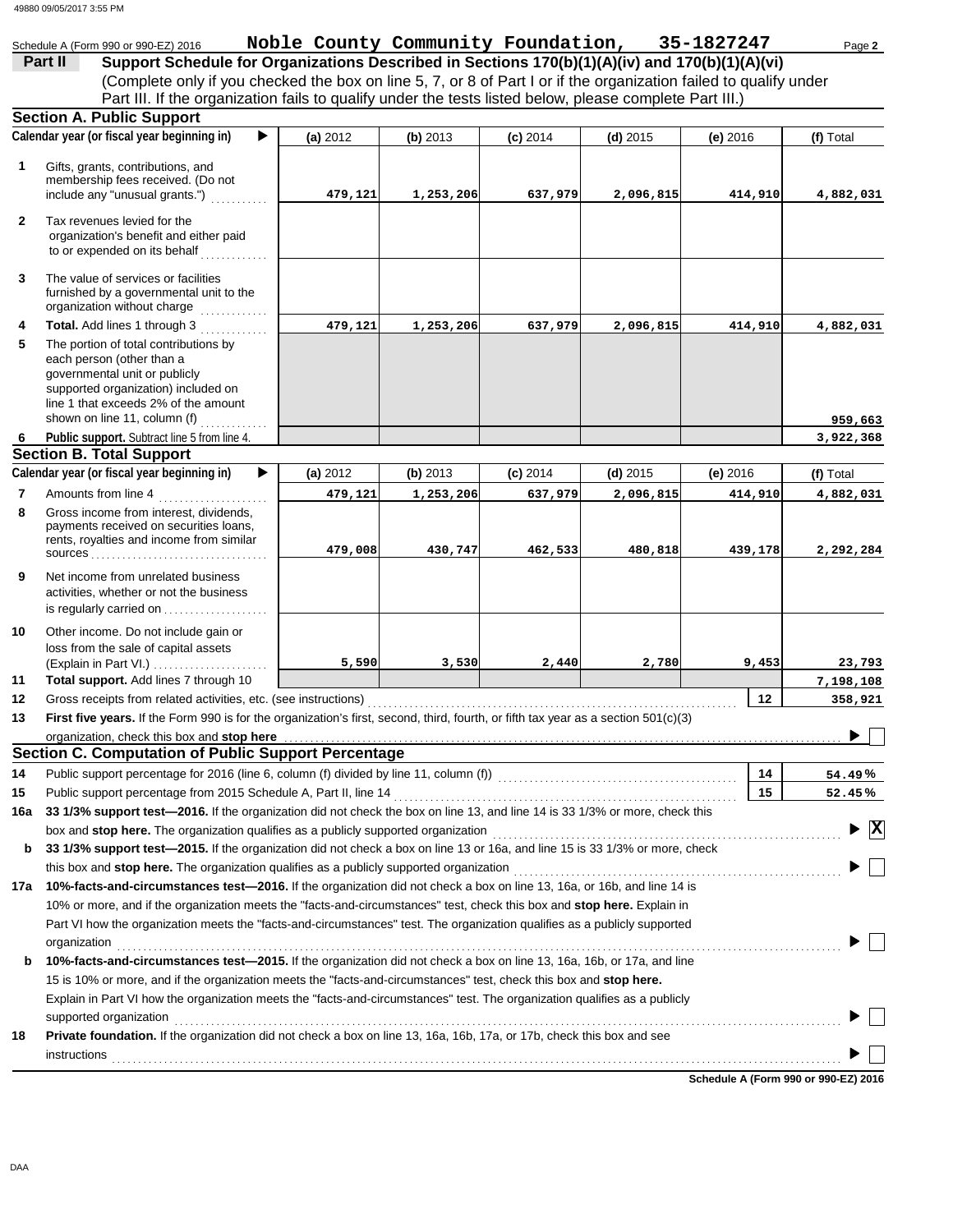Schedule A (Form 990 or 990-EZ) 2016 **Noble County Community Foundation, 35-1827247**

## Part II Support Schedule for Organizations Described in Sections 170(b)(1)(A)(iv) and 170(b)(1)(A)(vi)

(Complete only if you checked the box on line 5, 7, or 8 of Part I or if the organization failed to qualify under Part III. If the organization fails to qualify under the tests listed below, please complete Part III.)

### Section A. Public Support

| Calendar year (or fiscal year beginning in) ▶ | (a) 2012 | (b) 2013 | (c) 2014 | (d) 2015 | (e) 2016 | (f) Total |
|---|---|---|---|---|---|---|
| **1** Gifts, grants, contributions, and membership fees received. (Do not include any "unusual grants.") | 479,121 | 1,253,206 | 637,979 | 2,096,815 | 414,910 | 4,882,031 |
| **2** Tax revenues levied for the organization's benefit and either paid to or expended on its behalf | | | | | | |
| **3** The value of services or facilities furnished by a governmental unit to the organization without charge | | | | | | |
| **4 Total.** Add lines 1 through 3 | 479,121 | 1,253,206 | 637,979 | 2,096,815 | 414,910 | 4,882,031 |
| **5** The portion of total contributions by each person (other than a governmental unit or publicly supported organization) included on line 1 that exceeds 2% of the amount shown on line 11, column (f) | | | | | | 959,663 |
| **6 Public support.** Subtract line 5 from line 4. | | | | | | 3,922,368 |

### Section B. Total Support

| Calendar year (or fiscal year beginning in) ▶ | (a) 2012 | (b) 2013 | (c) 2014 | (d) 2015 | (e) 2016 | (f) Total |
|---|---|---|---|---|---|---|
| **7** Amounts from line 4 | 479,121 | 1,253,206 | 637,979 | 2,096,815 | 414,910 | 4,882,031 |
| **8** Gross income from interest, dividends, payments received on securities loans, rents, royalties and income from similar sources | 479,008 | 430,747 | 462,533 | 480,818 | 439,178 | 2,292,284 |
| **9** Net income from unrelated business activities, whether or not the business is regularly carried on | | | | | | |
| **10** Other income. Do not include gain or loss from the sale of capital assets (Explain in Part VI.) | 5,590 | 3,530 | 2,440 | 2,780 | 9,453 | 23,793 |
| **11 Total support.** Add lines 7 through 10 | | | | | | 7,198,108 |

**12** Gross receipts from related activities, etc. (see instructions) — **12** — 358,921

**13 First five years.** If the Form 990 is for the organization's first, second, third, fourth, or fifth tax year as a section 501(c)(3) organization, check this box and **stop here** ▶ ☐

### Section C. Computation of Public Support Percentage

**14** Public support percentage for 2016 (line 6, column (f) divided by line 11, column (f)) — **14** — 54.49 %

**15** Public support percentage from 2015 Schedule A, Part II, line 14 — **15** — 52.45 %

**16a 33 1/3% support test—2016.** If the organization did not check the box on line 13, and line 14 is 33 1/3% or more, check this box and **stop here.** The organization qualifies as a publicly supported organization ▶ ☒

**b 33 1/3% support test—2015.** If the organization did not check a box on line 13 or 16a, and line 15 is 33 1/3% or more, check this box and **stop here.** The organization qualifies as a publicly supported organization ▶ ☐

**17a 10%-facts-and-circumstances test—2016.** If the organization did not check a box on line 13, 16a, or 16b, and line 14 is 10% or more, and if the organization meets the "facts-and-circumstances" test, check this box and **stop here.** Explain in Part VI how the organization meets the "facts-and-circumstances" test. The organization qualifies as a publicly supported organization ▶ ☐

**b 10%-facts-and-circumstances test—2015.** If the organization did not check a box on line 13, 16a, 16b, or 17a, and line 15 is 10% or more, and if the organization meets the "facts-and-circumstances" test, check this box and **stop here.** Explain in Part VI how the organization meets the "facts-and-circumstances" test. The organization qualifies as a publicly supported organization ▶ ☐

**18 Private foundation.** If the organization did not check a box on line 13, 16a, 16b, 17a, or 17b, check this box and see instructions ▶ ☐

**Schedule A (Form 990 or 990-EZ) 2016**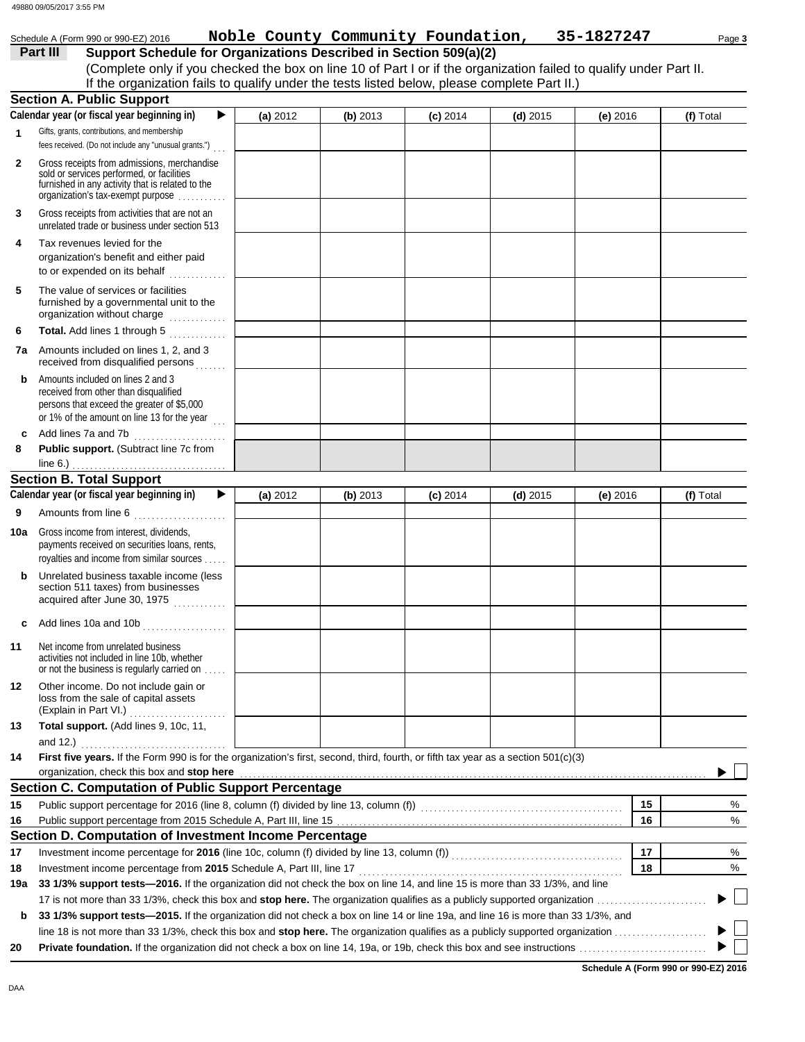Schedule A (Form 990 or 990-EZ) 2016 **Noble County Community Foundation, 35-1827247** Page **3**

## Part III Support Schedule for Organizations Described in Section 509(a)(2)

(Complete only if you checked the box on line 10 of Part I or if the organization failed to qualify under Part II. If the organization fails to qualify under the tests listed below, please complete Part II.)

### Section A. Public Support

| Calendar year (or fiscal year beginning in) ▶ | (a) 2012 | (b) 2013 | (c) 2014 | (d) 2015 | (e) 2016 | (f) Total |
|---|---|---|---|---|---|---|
| **1** Gifts, grants, contributions, and membership fees received. (Do not include any "unusual grants.") | | | | | | |
| **2** Gross receipts from admissions, merchandise sold or services performed, or facilities furnished in any activity that is related to the organization's tax-exempt purpose | | | | | | |
| **3** Gross receipts from activities that are not an unrelated trade or business under section 513 | | | | | | |
| **4** Tax revenues levied for the organization's benefit and either paid to or expended on its behalf | | | | | | |
| **5** The value of services or facilities furnished by a governmental unit to the organization without charge | | | | | | |
| **6** **Total.** Add lines 1 through 5 | | | | | | |
| **7a** Amounts included on lines 1, 2, and 3 received from disqualified persons | | | | | | |
| **b** Amounts included on lines 2 and 3 received from other than disqualified persons that exceed the greater of $5,000 or 1% of the amount on line 13 for the year | | | | | | |
| **c** Add lines 7a and 7b | | | | | | |
| **8** **Public support.** (Subtract line 7c from line 6.) | | | | | | |

### Section B. Total Support

| Calendar year (or fiscal year beginning in) ▶ | (a) 2012 | (b) 2013 | (c) 2014 | (d) 2015 | (e) 2016 | (f) Total |
|---|---|---|---|---|---|---|
| **9** Amounts from line 6 | | | | | | |
| **10a** Gross income from interest, dividends, payments received on securities loans, rents, royalties and income from similar sources | | | | | | |
| **b** Unrelated business taxable income (less section 511 taxes) from businesses acquired after June 30, 1975 | | | | | | |
| **c** Add lines 10a and 10b | | | | | | |
| **11** Net income from unrelated business activities not included in line 10b, whether or not the business is regularly carried on | | | | | | |
| **12** Other income. Do not include gain or loss from the sale of capital assets (Explain in Part VI.) | | | | | | |
| **13** **Total support.** (Add lines 9, 10c, 11, and 12.) | | | | | | |

**14** **First five years.** If the Form 990 is for the organization's first, second, third, fourth, or fifth tax year as a section 501(c)(3) organization, check this box and **stop here** ▶ ☐

### Section C. Computation of Public Support Percentage

| | | | |
|---|---|---|---|
| **15** | Public support percentage for 2016 (line 8, column (f) divided by line 13, column (f)) | **15** | % |
| **16** | Public support percentage from 2015 Schedule A, Part III, line 15 | **16** | % |

### Section D. Computation of Investment Income Percentage

| | | | |
|---|---|---|---|
| **17** | Investment income percentage for **2016** (line 10c, column (f) divided by line 13, column (f)) | **17** | % |
| **18** | Investment income percentage from **2015** Schedule A, Part III, line 17 | **18** | % |

**19a** **33 1/3% support tests—2016.** If the organization did not check the box on line 14, and line 15 is more than 33 1/3%, and line 17 is not more than 33 1/3%, check this box and **stop here.** The organization qualifies as a publicly supported organization ▶ ☐

**b** **33 1/3% support tests—2015.** If the organization did not check a box on line 14 or line 19a, and line 16 is more than 33 1/3%, and line 18 is not more than 33 1/3%, check this box and **stop here.** The organization qualifies as a publicly supported organization ▶ ☐

**20** **Private foundation.** If the organization did not check a box on line 14, 19a, or 19b, check this box and see instructions ▶ ☐

**Schedule A (Form 990 or 990-EZ) 2016**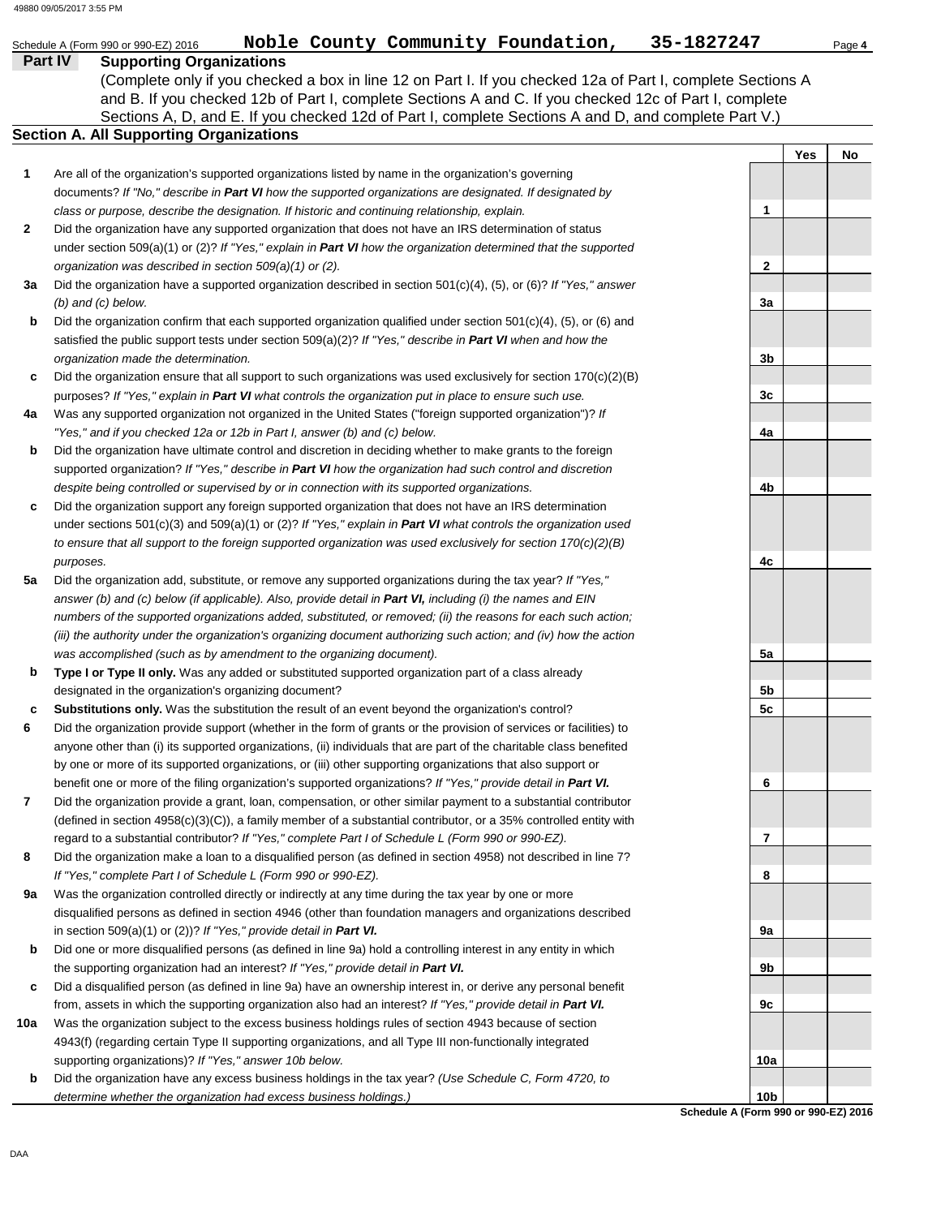Schedule A (Form 990 or 990-EZ) 2016 **Noble County Community Foundation, 35-1827247**

## Part IV Supporting Organizations

(Complete only if you checked a box in line 12 on Part I. If you checked 12a of Part I, complete Sections A and B. If you checked 12b of Part I, complete Sections A and C. If you checked 12c of Part I, complete Sections A, D, and E. If you checked 12d of Part I, complete Sections A and D, and complete Part V.)

### Section A. All Supporting Organizations

| | | | Yes | No |
|---|---|---|---|---|
| 1 | Are all of the organization's supported organizations listed by name in the organization's governing documents? *If "No," describe in **Part VI** how the supported organizations are designated. If designated by class or purpose, describe the designation. If historic and continuing relationship, explain.* | 1 | | |
| 2 | Did the organization have any supported organization that does not have an IRS determination of status under section 509(a)(1) or (2)? *If "Yes," explain in **Part VI** how the organization determined that the supported organization was described in section 509(a)(1) or (2).* | 2 | | |
| 3a | Did the organization have a supported organization described in section 501(c)(4), (5), or (6)? *If "Yes," answer (b) and (c) below.* | 3a | | |
| b | Did the organization confirm that each supported organization qualified under section 501(c)(4), (5), or (6) and satisfied the public support tests under section 509(a)(2)? *If "Yes," describe in **Part VI** when and how the organization made the determination.* | 3b | | |
| c | Did the organization ensure that all support to such organizations was used exclusively for section 170(c)(2)(B) purposes? *If "Yes," explain in **Part VI** what controls the organization put in place to ensure such use.* | 3c | | |
| 4a | Was any supported organization not organized in the United States ("foreign supported organization")? *If "Yes," and if you checked 12a or 12b in Part I, answer (b) and (c) below.* | 4a | | |
| b | Did the organization have ultimate control and discretion in deciding whether to make grants to the foreign supported organization? *If "Yes," describe in **Part VI** how the organization had such control and discretion despite being controlled or supervised by or in connection with its supported organizations.* | 4b | | |
| c | Did the organization support any foreign supported organization that does not have an IRS determination under sections 501(c)(3) and 509(a)(1) or (2)? *If "Yes," explain in **Part VI** what controls the organization used to ensure that all support to the foreign supported organization was used exclusively for section 170(c)(2)(B) purposes.* | 4c | | |
| 5a | Did the organization add, substitute, or remove any supported organizations during the tax year? *If "Yes," answer (b) and (c) below (if applicable). Also, provide detail in **Part VI,** including (i) the names and EIN numbers of the supported organizations added, substituted, or removed; (ii) the reasons for each such action; (iii) the authority under the organization's organizing document authorizing such action; and (iv) how the action was accomplished (such as by amendment to the organizing document).* | 5a | | |
| b | **Type I or Type II only.** Was any added or substituted supported organization part of a class already designated in the organization's organizing document? | 5b | | |
| c | **Substitutions only.** Was the substitution the result of an event beyond the organization's control? | 5c | | |
| 6 | Did the organization provide support (whether in the form of grants or the provision of services or facilities) to anyone other than (i) its supported organizations, (ii) individuals that are part of the charitable class benefited by one or more of its supported organizations, or (iii) other supporting organizations that also support or benefit one or more of the filing organization's supported organizations? ***If "Yes," provide detail in Part VI.*** | 6 | | |
| 7 | Did the organization provide a grant, loan, compensation, or other similar payment to a substantial contributor (defined in section 4958(c)(3)(C)), a family member of a substantial contributor, or a 35% controlled entity with regard to a substantial contributor? *If "Yes," complete Part I of Schedule L (Form 990 or 990-EZ).* | 7 | | |
| 8 | Did the organization make a loan to a disqualified person (as defined in section 4958) not described in line 7? *If "Yes," complete Part I of Schedule L (Form 990 or 990-EZ).* | 8 | | |
| 9a | Was the organization controlled directly or indirectly at any time during the tax year by one or more disqualified persons as defined in section 4946 (other than foundation managers and organizations described in section 509(a)(1) or (2))? ***If "Yes," provide detail in Part VI.*** | 9a | | |
| b | Did one or more disqualified persons (as defined in line 9a) hold a controlling interest in any entity in which the supporting organization had an interest? ***If "Yes," provide detail in Part VI.*** | 9b | | |
| c | Did a disqualified person (as defined in line 9a) have an ownership interest in, or derive any personal benefit from, assets in which the supporting organization also had an interest? ***If "Yes," provide detail in Part VI.*** | 9c | | |
| 10a | Was the organization subject to the excess business holdings rules of section 4943 because of section 4943(f) (regarding certain Type II supporting organizations, and all Type III non-functionally integrated supporting organizations)? *If "Yes," answer 10b below.* | 10a | | |
| b | Did the organization have any excess business holdings in the tax year? *(Use Schedule C, Form 4720, to determine whether the organization had excess business holdings.)* | 10b | | |

**Schedule A (Form 990 or 990-EZ) 2016**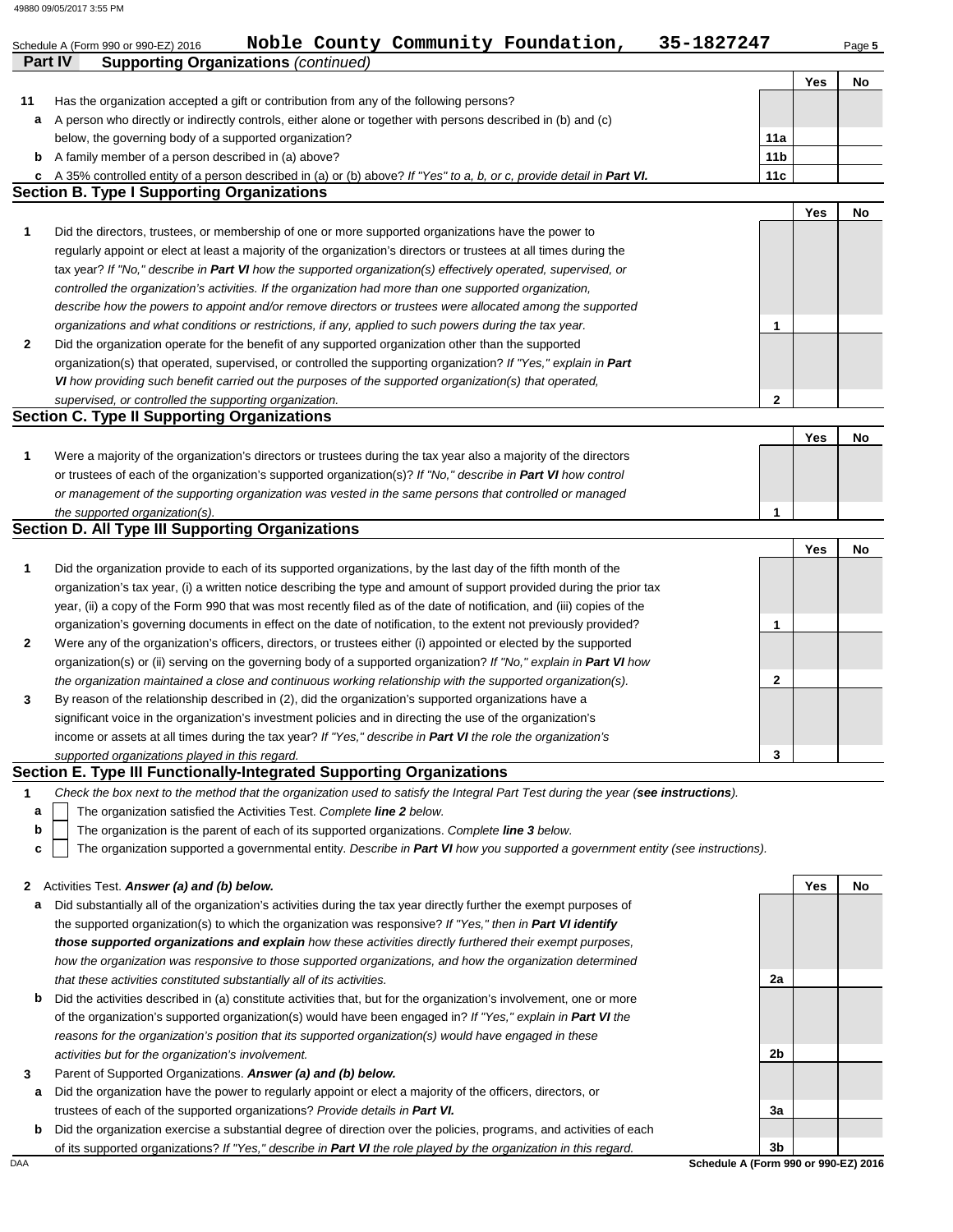Schedule A (Form 990 or 990-EZ) 2016 **Noble County Community Foundation, 35-1827247** Page **5**

**Part IV Supporting Organizations** *(continued)*

| | | | Yes | No |
|---|---|---|---|---|
| **11** | Has the organization accepted a gift or contribution from any of the following persons? | | | |
| **a** | A person who directly or indirectly controls, either alone or together with persons described in (b) and (c) below, the governing body of a supported organization? | 11a | | |
| **b** | A family member of a person described in (a) above? | 11b | | |
| **c** | A 35% controlled entity of a person described in (a) or (b) above? *If "Yes" to a, b, or c, provide detail in* ***Part VI.*** | 11c | | |

## Section B. Type I Supporting Organizations

| | | | Yes | No |
|---|---|---|---|---|
| **1** | Did the directors, trustees, or membership of one or more supported organizations have the power to regularly appoint or elect at least a majority of the organization's directors or trustees at all times during the tax year? *If "No," describe in* ***Part VI*** *how the supported organization(s) effectively operated, supervised, or controlled the organization's activities. If the organization had more than one supported organization, describe how the powers to appoint and/or remove directors or trustees were allocated among the supported organizations and what conditions or restrictions, if any, applied to such powers during the tax year.* | 1 | | |
| **2** | Did the organization operate for the benefit of any supported organization other than the supported organization(s) that operated, supervised, or controlled the supporting organization? *If "Yes," explain in* ***Part VI*** *how providing such benefit carried out the purposes of the supported organization(s) that operated, supervised, or controlled the supporting organization.* | 2 | | |

## Section C. Type II Supporting Organizations

| | | | Yes | No |
|---|---|---|---|---|
| **1** | Were a majority of the organization's directors or trustees during the tax year also a majority of the directors or trustees of each of the organization's supported organization(s)? *If "No," describe in* ***Part VI*** *how control or management of the supporting organization was vested in the same persons that controlled or managed the supported organization(s).* | 1 | | |

## Section D. All Type III Supporting Organizations

| | | | Yes | No |
|---|---|---|---|---|
| **1** | Did the organization provide to each of its supported organizations, by the last day of the fifth month of the organization's tax year, (i) a written notice describing the type and amount of support provided during the prior tax year, (ii) a copy of the Form 990 that was most recently filed as of the date of notification, and (iii) copies of the organization's governing documents in effect on the date of notification, to the extent not previously provided? | 1 | | |
| **2** | Were any of the organization's officers, directors, or trustees either (i) appointed or elected by the supported organization(s) or (ii) serving on the governing body of a supported organization? *If "No," explain in* ***Part VI*** *how the organization maintained a close and continuous working relationship with the supported organization(s).* | 2 | | |
| **3** | By reason of the relationship described in (2), did the organization's supported organizations have a significant voice in the organization's investment policies and in directing the use of the organization's income or assets at all times during the tax year? *If "Yes," describe in* ***Part VI*** *the role the organization's supported organizations played in this regard.* | 3 | | |

## Section E. Type III Functionally-Integrated Supporting Organizations

**1** *Check the box next to the method that the organization used to satisfy the Integral Part Test during the year (**see instructions**).*

- **a** ☐ The organization satisfied the Activities Test. *Complete **line 2** below.*
- **b** ☐ The organization is the parent of each of its supported organizations. *Complete **line 3** below.*
- **c** ☐ The organization supported a governmental entity. *Describe in **Part VI** how you supported a government entity (see instructions).*

| | | | Yes | No |
|---|---|---|---|---|
| **2** | Activities Test. ***Answer (a) and (b) below.*** | | | |
| **a** | Did substantially all of the organization's activities during the tax year directly further the exempt purposes of the supported organization(s) to which the organization was responsive? *If "Yes," then in* ***Part VI identify those supported organizations and explain*** *how these activities directly furthered their exempt purposes, how the organization was responsive to those supported organizations, and how the organization determined that these activities constituted substantially all of its activities.* | 2a | | |
| **b** | Did the activities described in (a) constitute activities that, but for the organization's involvement, one or more of the organization's supported organization(s) would have been engaged in? *If "Yes," explain in* ***Part VI*** *the reasons for the organization's position that its supported organization(s) would have engaged in these activities but for the organization's involvement.* | 2b | | |
| **3** | Parent of Supported Organizations. ***Answer (a) and (b) below.*** | | | |
| **a** | Did the organization have the power to regularly appoint or elect a majority of the officers, directors, or trustees of each of the supported organizations? *Provide details in* ***Part VI.*** | 3a | | |
| **b** | Did the organization exercise a substantial degree of direction over the policies, programs, and activities of each of its supported organizations? *If "Yes," describe in* ***Part VI*** *the role played by the organization in this regard.* | 3b | | |

**Schedule A (Form 990 or 990-EZ) 2016**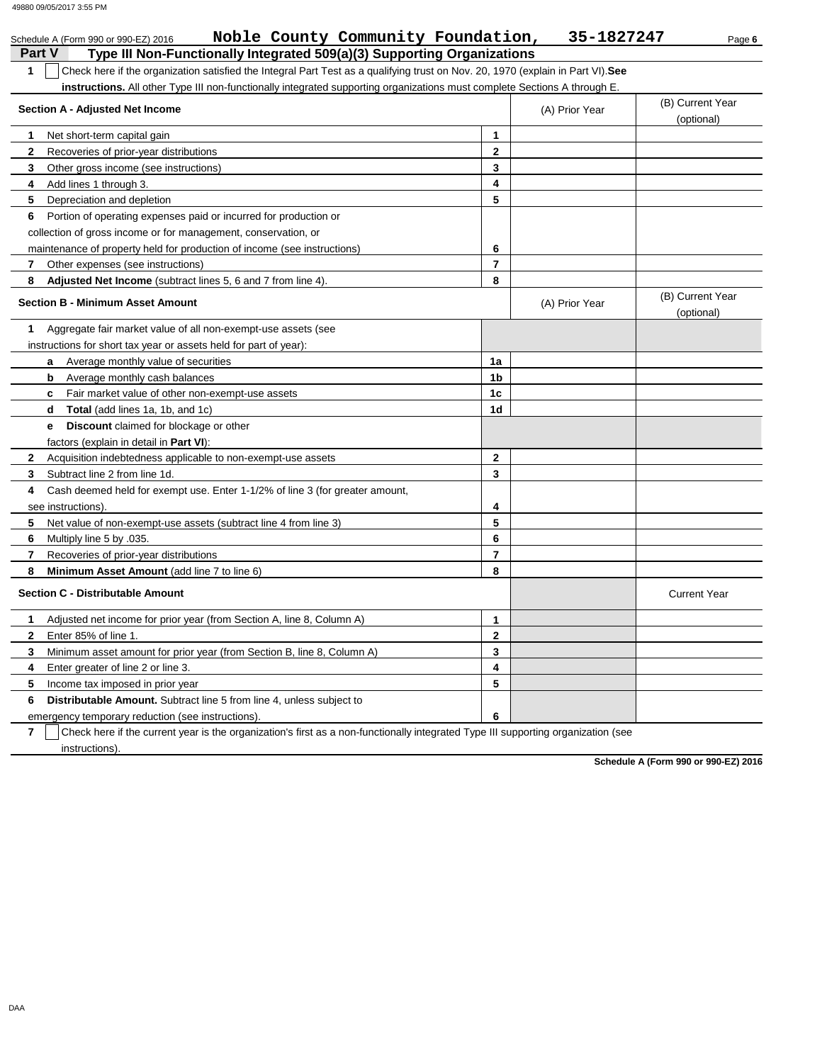Schedule A (Form 990 or 990-EZ) 2016 **Noble County Community Foundation, 35-1827247** Page **6**

## Part V Type III Non-Functionally Integrated 509(a)(3) Supporting Organizations

**1** ☐ Check here if the organization satisfied the Integral Part Test as a qualifying trust on Nov. 20, 1970 (explain in Part VI). **See instructions.** All other Type III non-functionally integrated supporting organizations must complete Sections A through E.

| **Section A - Adjusted Net Income** | | (A) Prior Year | (B) Current Year (optional) |
|---|---|---|---|
| **1** Net short-term capital gain | 1 | | |
| **2** Recoveries of prior-year distributions | 2 | | |
| **3** Other gross income (see instructions) | 3 | | |
| **4** Add lines 1 through 3. | 4 | | |
| **5** Depreciation and depletion | 5 | | |
| **6** Portion of operating expenses paid or incurred for production or collection of gross income or for management, conservation, or maintenance of property held for production of income (see instructions) | 6 | | |
| **7** Other expenses (see instructions) | 7 | | |
| **8** **Adjusted Net Income** (subtract lines 5, 6 and 7 from line 4). | 8 | | |

| **Section B - Minimum Asset Amount** | | (A) Prior Year | (B) Current Year (optional) |
|---|---|---|---|
| **1** Aggregate fair market value of all non-exempt-use assets (see instructions for short tax year or assets held for part of year): | | | |
| **a** Average monthly value of securities | 1a | | |
| **b** Average monthly cash balances | 1b | | |
| **c** Fair market value of other non-exempt-use assets | 1c | | |
| **d** **Total** (add lines 1a, 1b, and 1c) | 1d | | |
| **e** **Discount** claimed for blockage or other factors (explain in detail in **Part VI**): | | | |
| **2** Acquisition indebtedness applicable to non-exempt-use assets | 2 | | |
| **3** Subtract line 2 from line 1d. | 3 | | |
| **4** Cash deemed held for exempt use. Enter 1-1/2% of line 3 (for greater amount, see instructions). | 4 | | |
| **5** Net value of non-exempt-use assets (subtract line 4 from line 3) | 5 | | |
| **6** Multiply line 5 by .035. | 6 | | |
| **7** Recoveries of prior-year distributions | 7 | | |
| **8** **Minimum Asset Amount** (add line 7 to line 6) | 8 | | |

| **Section C - Distributable Amount** | | | Current Year |
|---|---|---|---|
| **1** Adjusted net income for prior year (from Section A, line 8, Column A) | 1 | | |
| **2** Enter 85% of line 1. | 2 | | |
| **3** Minimum asset amount for prior year (from Section B, line 8, Column A) | 3 | | |
| **4** Enter greater of line 2 or line 3. | 4 | | |
| **5** Income tax imposed in prior year | 5 | | |
| **6** **Distributable Amount.** Subtract line 5 from line 4, unless subject to emergency temporary reduction (see instructions). | 6 | | |

**7** ☐ Check here if the current year is the organization's first as a non-functionally integrated Type III supporting organization (see instructions).

**Schedule A (Form 990 or 990-EZ) 2016**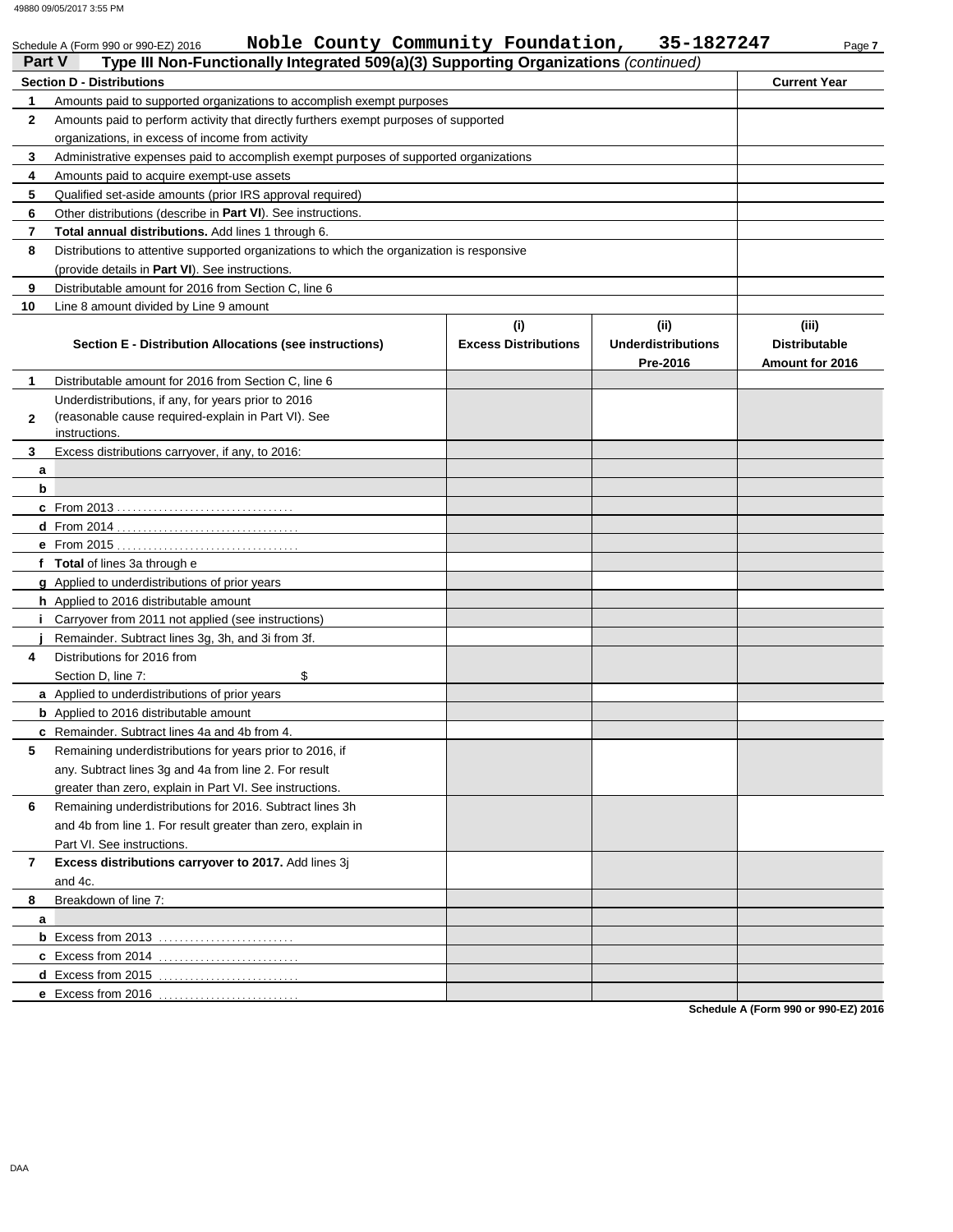Schedule A (Form 990 or 990-EZ) 2016 **Noble County Community Foundation, 35-1827247**

## Part V Type III Non-Functionally Integrated 509(a)(3) Supporting Organizations *(continued)*

| Section D - Distributions | | Current Year |
|---|---|---|
| 1 | Amounts paid to supported organizations to accomplish exempt purposes | |
| 2 | Amounts paid to perform activity that directly furthers exempt purposes of supported organizations, in excess of income from activity | |
| 3 | Administrative expenses paid to accomplish exempt purposes of supported organizations | |
| 4 | Amounts paid to acquire exempt-use assets | |
| 5 | Qualified set-aside amounts (prior IRS approval required) | |
| 6 | Other distributions (describe in **Part VI**). See instructions. | |
| 7 | **Total annual distributions.** Add lines 1 through 6. | |
| 8 | Distributions to attentive supported organizations to which the organization is responsive (provide details in **Part VI**). See instructions. | |
| 9 | Distributable amount for 2016 from Section C, line 6 | |
| 10 | Line 8 amount divided by Line 9 amount | |

| | Section E - Distribution Allocations (see instructions) | (i) Excess Distributions | (ii) Underdistributions Pre-2016 | (iii) Distributable Amount for 2016 |
|---|---|---|---|---|
| 1 | Distributable amount for 2016 from Section C, line 6 | | | |
| 2 | Underdistributions, if any, for years prior to 2016 (reasonable cause required-explain in Part VI). See instructions. | | | |
| 3 | Excess distributions carryover, if any, to 2016: | | | |
| a | | | | |
| b | | | | |
| c | From 2013 | | | |
| d | From 2014 | | | |
| e | From 2015 | | | |
| f | **Total** of lines 3a through e | | | |
| g | Applied to underdistributions of prior years | | | |
| h | Applied to 2016 distributable amount | | | |
| i | Carryover from 2011 not applied (see instructions) | | | |
| j | Remainder. Subtract lines 3g, 3h, and 3i from 3f. | | | |
| 4 | Distributions for 2016 from Section D, line 7: $ | | | |
| a | Applied to underdistributions of prior years | | | |
| b | Applied to 2016 distributable amount | | | |
| c | Remainder. Subtract lines 4a and 4b from 4. | | | |
| 5 | Remaining underdistributions for years prior to 2016, if any. Subtract lines 3g and 4a from line 2. For result greater than zero, explain in Part VI. See instructions. | | | |
| 6 | Remaining underdistributions for 2016. Subtract lines 3h and 4b from line 1. For result greater than zero, explain in Part VI. See instructions. | | | |
| 7 | **Excess distributions carryover to 2017.** Add lines 3j and 4c. | | | |
| 8 | Breakdown of line 7: | | | |
| a | | | | |
| b | Excess from 2013 | | | |
| c | Excess from 2014 | | | |
| d | Excess from 2015 | | | |
| e | Excess from 2016 | | | |

Schedule A (Form 990 or 990-EZ) 2016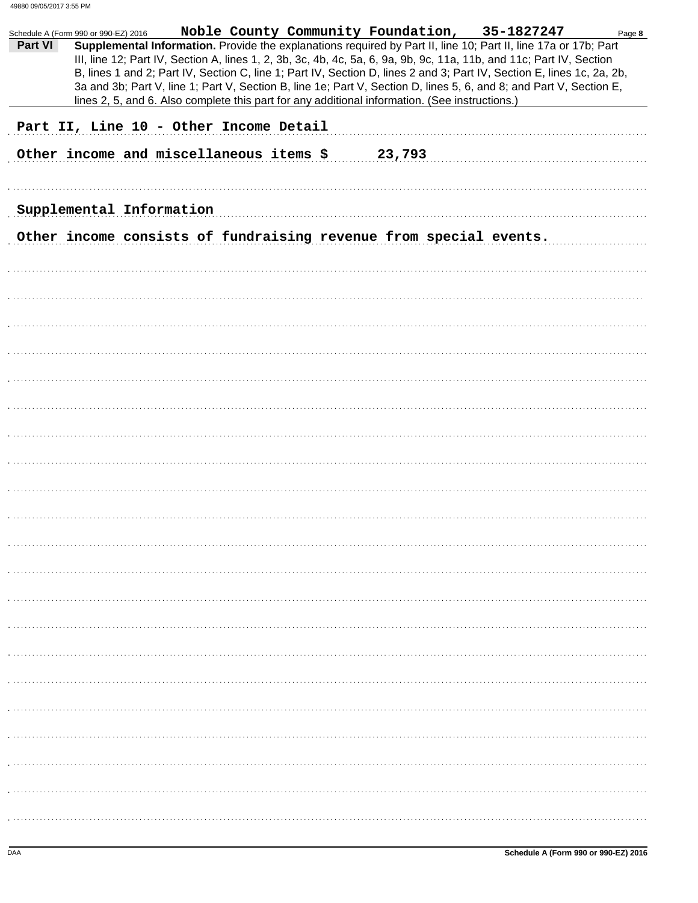Schedule A (Form 990 or 990-EZ) 2016 **Noble County Community Foundation, 35-1827247**

**Part VI** **Supplemental Information.** Provide the explanations required by Part II, line 10; Part II, line 17a or 17b; Part III, line 12; Part IV, Section A, lines 1, 2, 3b, 3c, 4b, 4c, 5a, 6, 9a, 9b, 9c, 11a, 11b, and 11c; Part IV, Section B, lines 1 and 2; Part IV, Section C, line 1; Part IV, Section D, lines 2 and 3; Part IV, Section E, lines 1c, 2a, 2b, 3a and 3b; Part V, line 1; Part V, Section B, line 1e; Part V, Section D, lines 5, 6, and 8; and Part V, Section E, lines 2, 5, and 6. Also complete this part for any additional information. (See instructions.)

Part II, Line 10 - Other Income Detail

Other income and miscellaneous items $ 23,793

Supplemental Information

Other income consists of fundraising revenue from special events.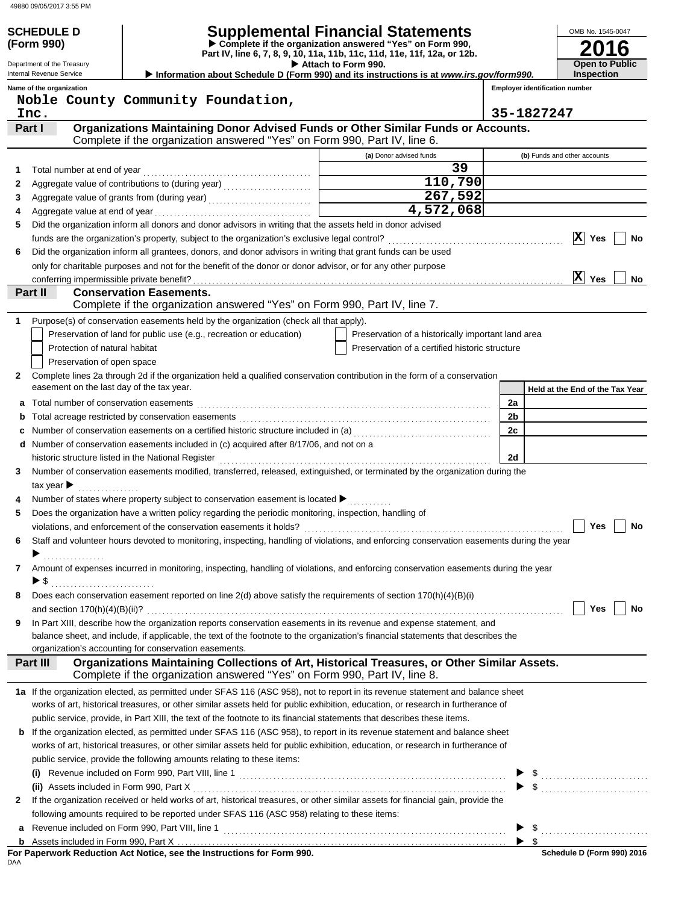**SCHEDULE D (Form 990)**

Department of the Treasury
Internal Revenue Service

# Supplemental Financial Statements

▶ Complete if the organization answered "Yes" on Form 990, Part IV, line 6, 7, 8, 9, 10, 11a, 11b, 11c, 11d, 11e, 11f, 12a, or 12b.
▶ Attach to Form 990.
▶ Information about Schedule D (Form 990) and its instructions is at *www.irs.gov/form990.*

OMB No. 1545-0047
**2016**
**Open to Public Inspection**

**Name of the organization:** Noble County Community Foundation, Inc.
**Employer identification number:** 35-1827247

## Part I Organizations Maintaining Donor Advised Funds or Other Similar Funds or Accounts.
Complete if the organization answered "Yes" on Form 990, Part IV, line 6.

| | | (a) Donor advised funds | (b) Funds and other accounts |
|---|---|---|---|
| 1 | Total number at end of year | 39 | |
| 2 | Aggregate value of contributions to (during year) | 110,790 | |
| 3 | Aggregate value of grants from (during year) | 267,592 | |
| 4 | Aggregate value at end of year | 4,572,068 | |

5 Did the organization inform all donors and donor advisors in writing that the assets held in donor advised funds are the organization's property, subject to the organization's exclusive legal control? [X] Yes [ ] No

6 Did the organization inform all grantees, donors, and donor advisors in writing that grant funds can be used only for charitable purposes and not for the benefit of the donor or donor advisor, or for any other purpose conferring impermissible private benefit? [X] Yes [ ] No

## Part II Conservation Easements.
Complete if the organization answered "Yes" on Form 990, Part IV, line 7.

1 Purpose(s) of conservation easements held by the organization (check all that apply).
- [ ] Preservation of land for public use (e.g., recreation or education)
- [ ] Protection of natural habitat
- [ ] Preservation of open space
- [ ] Preservation of a historically important land area
- [ ] Preservation of a certified historic structure

2 Complete lines 2a through 2d if the organization held a qualified conservation contribution in the form of a conservation easement on the last day of the tax year.

| | | | Held at the End of the Tax Year |
|---|---|---|---|
| a | Total number of conservation easements | 2a | |
| b | Total acreage restricted by conservation easements | 2b | |
| c | Number of conservation easements on a certified historic structure included in (a) | 2c | |
| d | Number of conservation easements included in (c) acquired after 8/17/06, and not on a historic structure listed in the National Register | 2d | |

3 Number of conservation easements modified, transferred, released, extinguished, or terminated by the organization during the tax year ▶

4 Number of states where property subject to conservation easement is located ▶

5 Does the organization have a written policy regarding the periodic monitoring, inspection, handling of violations, and enforcement of the conservation easements it holds? [ ] Yes [ ] No

6 Staff and volunteer hours devoted to monitoring, inspecting, handling of violations, and enforcing conservation easements during the year ▶

7 Amount of expenses incurred in monitoring, inspecting, handling of violations, and enforcing conservation easements during the year ▶ $

8 Does each conservation easement reported on line 2(d) above satisfy the requirements of section 170(h)(4)(B)(i) and section 170(h)(4)(B)(ii)? [ ] Yes [ ] No

9 In Part XIII, describe how the organization reports conservation easements in its revenue and expense statement, and balance sheet, and include, if applicable, the text of the footnote to the organization's financial statements that describes the organization's accounting for conservation easements.

## Part III Organizations Maintaining Collections of Art, Historical Treasures, or Other Similar Assets.
Complete if the organization answered "Yes" on Form 990, Part IV, line 8.

1a If the organization elected, as permitted under SFAS 116 (ASC 958), not to report in its revenue statement and balance sheet works of art, historical treasures, or other similar assets held for public exhibition, education, or research in furtherance of public service, provide, in Part XIII, the text of the footnote to its financial statements that describes these items.

b If the organization elected, as permitted under SFAS 116 (ASC 958), to report in its revenue statement and balance sheet works of art, historical treasures, or other similar assets held for public exhibition, education, or research in furtherance of public service, provide the following amounts relating to these items:

(i) Revenue included on Form 990, Part VIII, line 1 ▶ $

(ii) Assets included in Form 990, Part X ▶ $

2 If the organization received or held works of art, historical treasures, or other similar assets for financial gain, provide the following amounts required to be reported under SFAS 116 (ASC 958) relating to these items:

a Revenue included on Form 990, Part VIII, line 1 ▶ $

b Assets included in Form 990, Part X ▶ $

**For Paperwork Reduction Act Notice, see the Instructions for Form 990.**
DAA
**Schedule D (Form 990) 2016**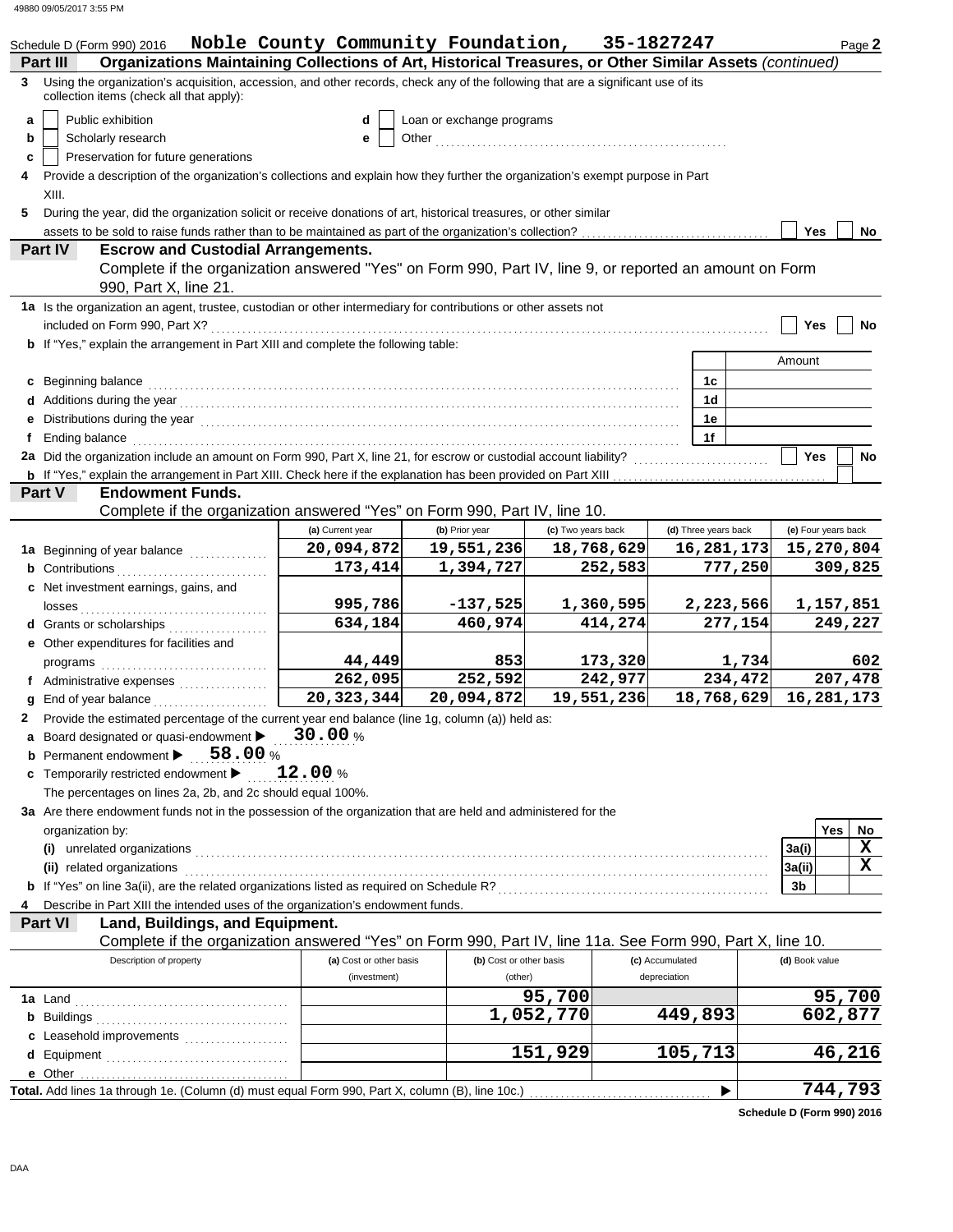Schedule D (Form 990) 2016 **Noble County Community Foundation, 35-1827247** Page **2**

**Part III** **Organizations Maintaining Collections of Art, Historical Treasures, or Other Similar Assets** *(continued)*

**3** Using the organization's acquisition, accession, and other records, check any of the following that are a significant use of its collection items (check all that apply):

**a** ☐ Public exhibition
**b** ☐ Scholarly research
**c** ☐ Preservation for future generations
**d** ☐ Loan or exchange programs
**e** ☐ Other ..........

**4** Provide a description of the organization's collections and explain how they further the organization's exempt purpose in Part XIII.

**5** During the year, did the organization solicit or receive donations of art, historical treasures, or other similar assets to be sold to raise funds rather than to be maintained as part of the organization's collection? ☐ Yes ☐ No

**Part IV** **Escrow and Custodial Arrangements.**
Complete if the organization answered "Yes" on Form 990, Part IV, line 9, or reported an amount on Form 990, Part X, line 21.

**1a** Is the organization an agent, trustee, custodian or other intermediary for contributions or other assets not included on Form 990, Part X? ☐ Yes ☐ No

**b** If "Yes," explain the arrangement in Part XIII and complete the following table:

| | | Amount |
|---|---|---|
| **c** Beginning balance | 1c | |
| **d** Additions during the year | 1d | |
| **e** Distributions during the year | 1e | |
| **f** Ending balance | 1f | |

**2a** Did the organization include an amount on Form 990, Part X, line 21, for escrow or custodial account liability? ☐ Yes ☐ No

**b** If "Yes," explain the arrangement in Part XIII. Check here if the explanation has been provided on Part XIII ☐

**Part V** **Endowment Funds.**
Complete if the organization answered "Yes" on Form 990, Part IV, line 10.

| | (a) Current year | (b) Prior year | (c) Two years back | (d) Three years back | (e) Four years back |
|---|---|---|---|---|---|
| **1a** Beginning of year balance | 20,094,872 | 19,551,236 | 18,768,629 | 16,281,173 | 15,270,804 |
| **b** Contributions | 173,414 | 1,394,727 | 252,583 | 777,250 | 309,825 |
| **c** Net investment earnings, gains, and losses | 995,786 | -137,525 | 1,360,595 | 2,223,566 | 1,157,851 |
| **d** Grants or scholarships | 634,184 | 460,974 | 414,274 | 277,154 | 249,227 |
| **e** Other expenditures for facilities and programs | 44,449 | 853 | 173,320 | 1,734 | 602 |
| **f** Administrative expenses | 262,095 | 252,592 | 242,977 | 234,472 | 207,478 |
| **g** End of year balance | 20,323,344 | 20,094,872 | 19,551,236 | 18,768,629 | 16,281,173 |

**2** Provide the estimated percentage of the current year end balance (line 1g, column (a)) held as:

**a** Board designated or quasi-endowment ▶ **30.00** %
**b** Permanent endowment ▶ **58.00** %
**c** Temporarily restricted endowment ▶ **12.00** %

The percentages on lines 2a, 2b, and 2c should equal 100%.

**3a** Are there endowment funds not in the possession of the organization that are held and administered for the organization by:

| | | Yes | No |
|---|---|---|---|
| **(i)** unrelated organizations | 3a(i) | | X |
| **(ii)** related organizations | 3a(ii) | | X |
| **b** If "Yes" on line 3a(ii), are the related organizations listed as required on Schedule R? | 3b | | |

**4** Describe in Part XIII the intended uses of the organization's endowment funds.

**Part VI** **Land, Buildings, and Equipment.**
Complete if the organization answered "Yes" on Form 990, Part IV, line 11a. See Form 990, Part X, line 10.

| Description of property | (a) Cost or other basis (investment) | (b) Cost or other basis (other) | (c) Accumulated depreciation | (d) Book value |
|---|---|---|---|---|
| **1a** Land | | 95,700 | | 95,700 |
| **b** Buildings | | 1,052,770 | 449,893 | 602,877 |
| **c** Leasehold improvements | | | | |
| **d** Equipment | | 151,929 | 105,713 | 46,216 |
| **e** Other | | | | |
| **Total.** Add lines 1a through 1e. (Column (d) must equal Form 990, Part X, column (B), line 10c.) ▶ | | | | 744,793 |

**Schedule D (Form 990) 2016**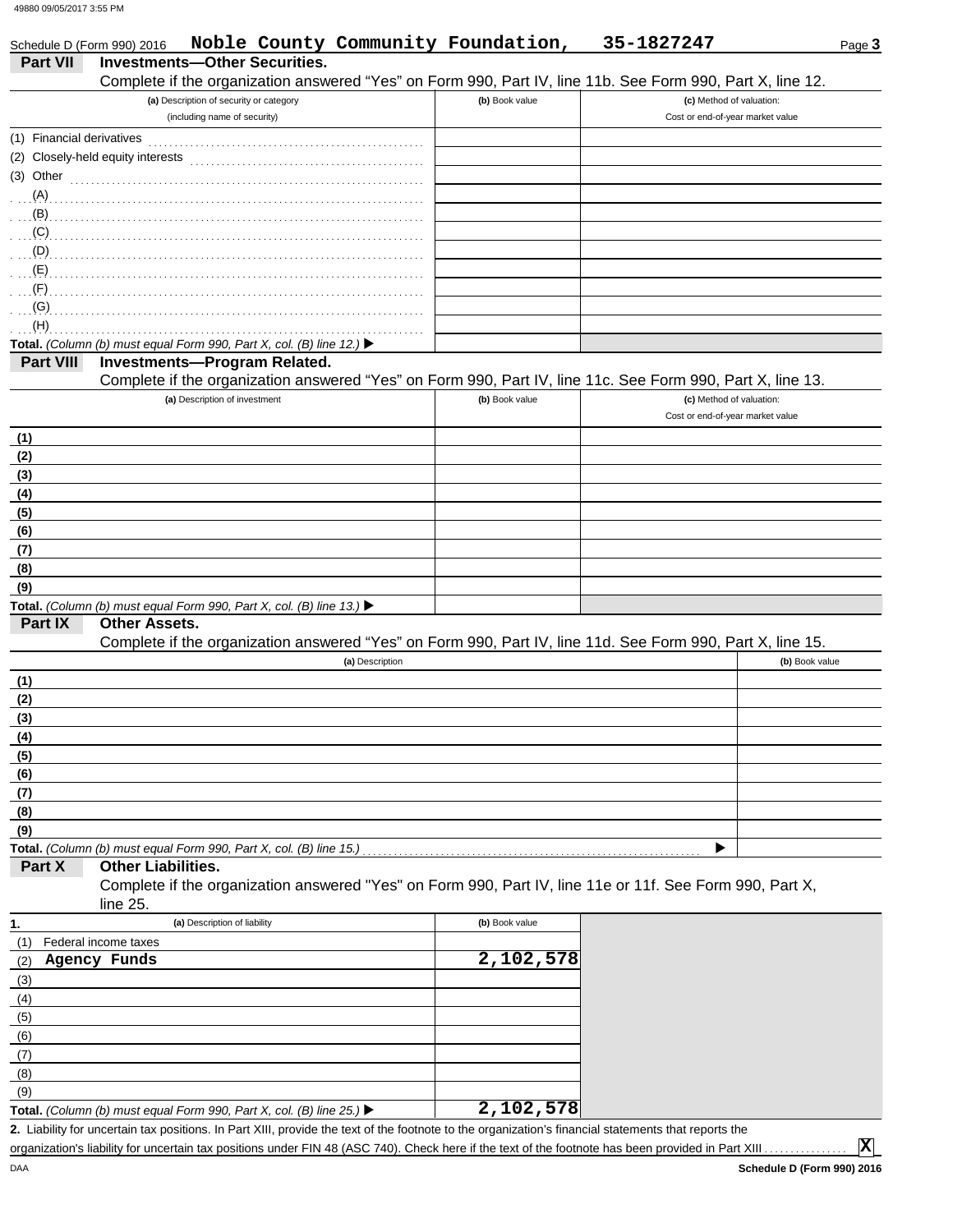Schedule D (Form 990) 2016 **Noble County Community Foundation, 35-1827247**

## Part VII Investments—Other Securities.

Complete if the organization answered "Yes" on Form 990, Part IV, line 11b. See Form 990, Part X, line 12.

| (a) Description of security or category (including name of security) | (b) Book value | (c) Method of valuation: Cost or end-of-year market value |
|---|---|---|
| (1) Financial derivatives | | |
| (2) Closely-held equity interests | | |
| (3) Other | | |
| (A) | | |
| (B) | | |
| (C) | | |
| (D) | | |
| (E) | | |
| (F) | | |
| (G) | | |
| (H) | | |
| **Total.** *(Column (b) must equal Form 990, Part X, col. (B) line 12.)* ▶ | | |

## Part VIII Investments—Program Related.

Complete if the organization answered "Yes" on Form 990, Part IV, line 11c. See Form 990, Part X, line 13.

| (a) Description of investment | (b) Book value | (c) Method of valuation: Cost or end-of-year market value |
|---|---|---|
| (1) | | |
| (2) | | |
| (3) | | |
| (4) | | |
| (5) | | |
| (6) | | |
| (7) | | |
| (8) | | |
| (9) | | |
| **Total.** *(Column (b) must equal Form 990, Part X, col. (B) line 13.)* ▶ | | |

## Part IX Other Assets.

Complete if the organization answered "Yes" on Form 990, Part IV, line 11d. See Form 990, Part X, line 15.

| (a) Description | (b) Book value |
|---|---|
| (1) | |
| (2) | |
| (3) | |
| (4) | |
| (5) | |
| (6) | |
| (7) | |
| (8) | |
| (9) | |
| **Total.** *(Column (b) must equal Form 990, Part X, col. (B) line 15.)* ▶ | |

## Part X Other Liabilities.

Complete if the organization answered "Yes" on Form 990, Part IV, line 11e or 11f. See Form 990, Part X, line 25.

| 1. (a) Description of liability | (b) Book value |
|---|---|
| (1) Federal income taxes | |
| (2) **Agency Funds** | **2,102,578** |
| (3) | |
| (4) | |
| (5) | |
| (6) | |
| (7) | |
| (8) | |
| (9) | |
| **Total.** *(Column (b) must equal Form 990, Part X, col. (B) line 25.)* ▶ | **2,102,578** |

**2.** Liability for uncertain tax positions. In Part XIII, provide the text of the footnote to the organization's financial statements that reports the organization's liability for uncertain tax positions under FIN 48 (ASC 740). Check here if the text of the footnote has been provided in Part XIII .......... **X**

DAA **Schedule D (Form 990) 2016**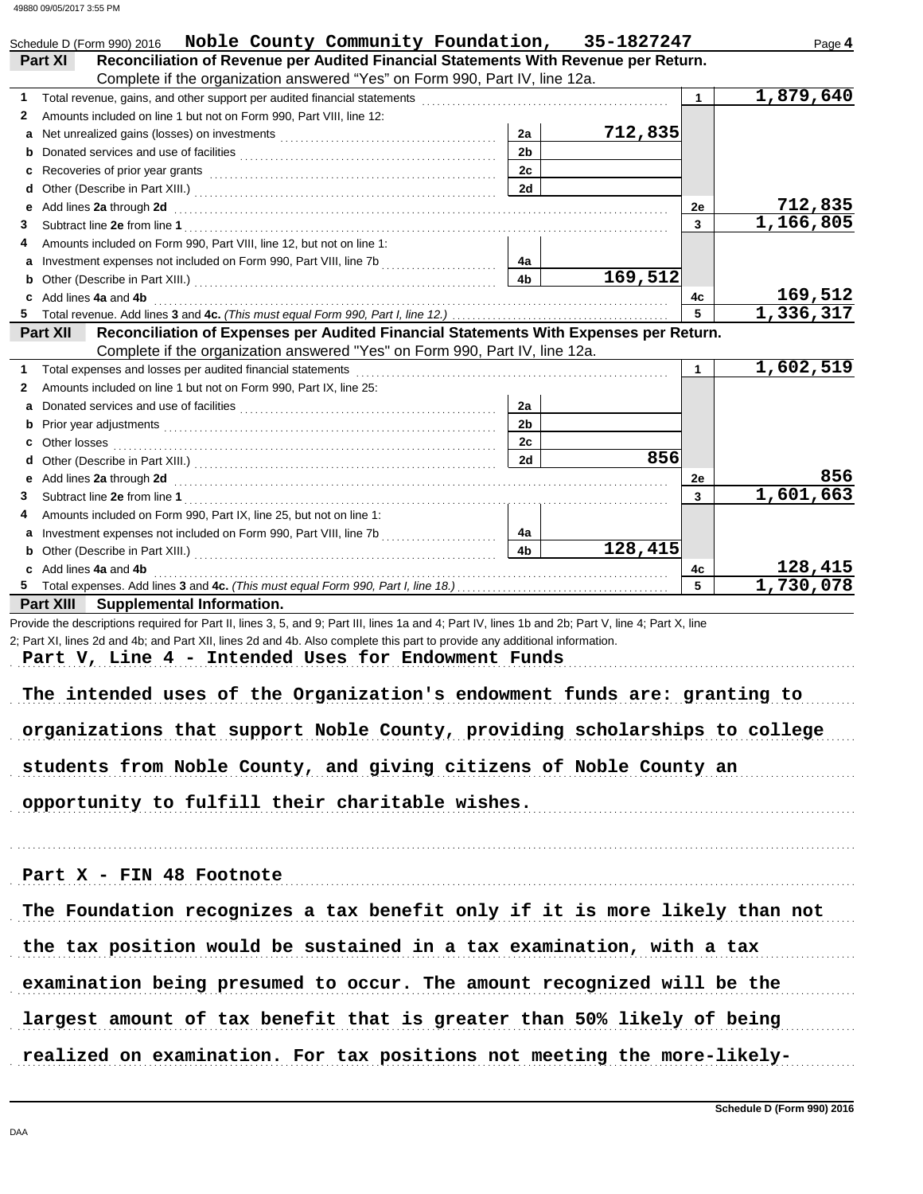Schedule D (Form 990) 2016 **Noble County Community Foundation, 35-1827247**

## Part XI Reconciliation of Revenue per Audited Financial Statements With Revenue per Return.

Complete if the organization answered "Yes" on Form 990, Part IV, line 12a.

| | | | | | |
|---|---|---|---|---|---|
| 1 | Total revenue, gains, and other support per audited financial statements | | | 1 | 1,879,640 |
| 2 | Amounts included on line 1 but not on Form 990, Part VIII, line 12: | | | | |
| a | Net unrealized gains (losses) on investments | 2a | 712,835 | | |
| b | Donated services and use of facilities | 2b | | | |
| c | Recoveries of prior year grants | 2c | | | |
| d | Other (Describe in Part XIII.) | 2d | | | |
| e | Add lines **2a** through **2d** | | | 2e | 712,835 |
| 3 | Subtract line **2e** from line **1** | | | 3 | 1,166,805 |
| 4 | Amounts included on Form 990, Part VIII, line 12, but not on line 1: | | | | |
| a | Investment expenses not included on Form 990, Part VIII, line 7b | 4a | | | |
| b | Other (Describe in Part XIII.) | 4b | 169,512 | | |
| c | Add lines **4a** and **4b** | | | 4c | 169,512 |
| 5 | Total revenue. Add lines **3** and **4c.** *(This must equal Form 990, Part I, line 12.)* | | | 5 | 1,336,317 |

## Part XII Reconciliation of Expenses per Audited Financial Statements With Expenses per Return.

Complete if the organization answered "Yes" on Form 990, Part IV, line 12a.

| | | | | | |
|---|---|---|---|---|---|
| 1 | Total expenses and losses per audited financial statements | | | 1 | 1,602,519 |
| 2 | Amounts included on line 1 but not on Form 990, Part IX, line 25: | | | | |
| a | Donated services and use of facilities | 2a | | | |
| b | Prior year adjustments | 2b | | | |
| c | Other losses | 2c | | | |
| d | Other (Describe in Part XIII.) | 2d | 856 | | |
| e | Add lines **2a** through **2d** | | | 2e | 856 |
| 3 | Subtract line **2e** from line **1** | | | 3 | 1,601,663 |
| 4 | Amounts included on Form 990, Part IX, line 25, but not on line 1: | | | | |
| a | Investment expenses not included on Form 990, Part VIII, line 7b | 4a | | | |
| b | Other (Describe in Part XIII.) | 4b | 128,415 | | |
| c | Add lines **4a** and **4b** | | | 4c | 128,415 |
| 5 | Total expenses. Add lines **3** and **4c.** *(This must equal Form 990, Part I, line 18.)* | | | 5 | 1,730,078 |

## Part XIII Supplemental Information.

Provide the descriptions required for Part II, lines 3, 5, and 9; Part III, lines 1a and 4; Part IV, lines 1b and 2b; Part V, line 4; Part X, line 2; Part XI, lines 2d and 4b; and Part XII, lines 2d and 4b. Also complete this part to provide any additional information.

Part V, Line 4 - Intended Uses for Endowment Funds

The intended uses of the Organization's endowment funds are: granting to organizations that support Noble County, providing scholarships to college students from Noble County, and giving citizens of Noble County an opportunity to fulfill their charitable wishes.

Part X - FIN 48 Footnote

The Foundation recognizes a tax benefit only if it is more likely than not the tax position would be sustained in a tax examination, with a tax examination being presumed to occur. The amount recognized will be the largest amount of tax benefit that is greater than 50% likely of being realized on examination. For tax positions not meeting the more-likely-

Schedule D (Form 990) 2016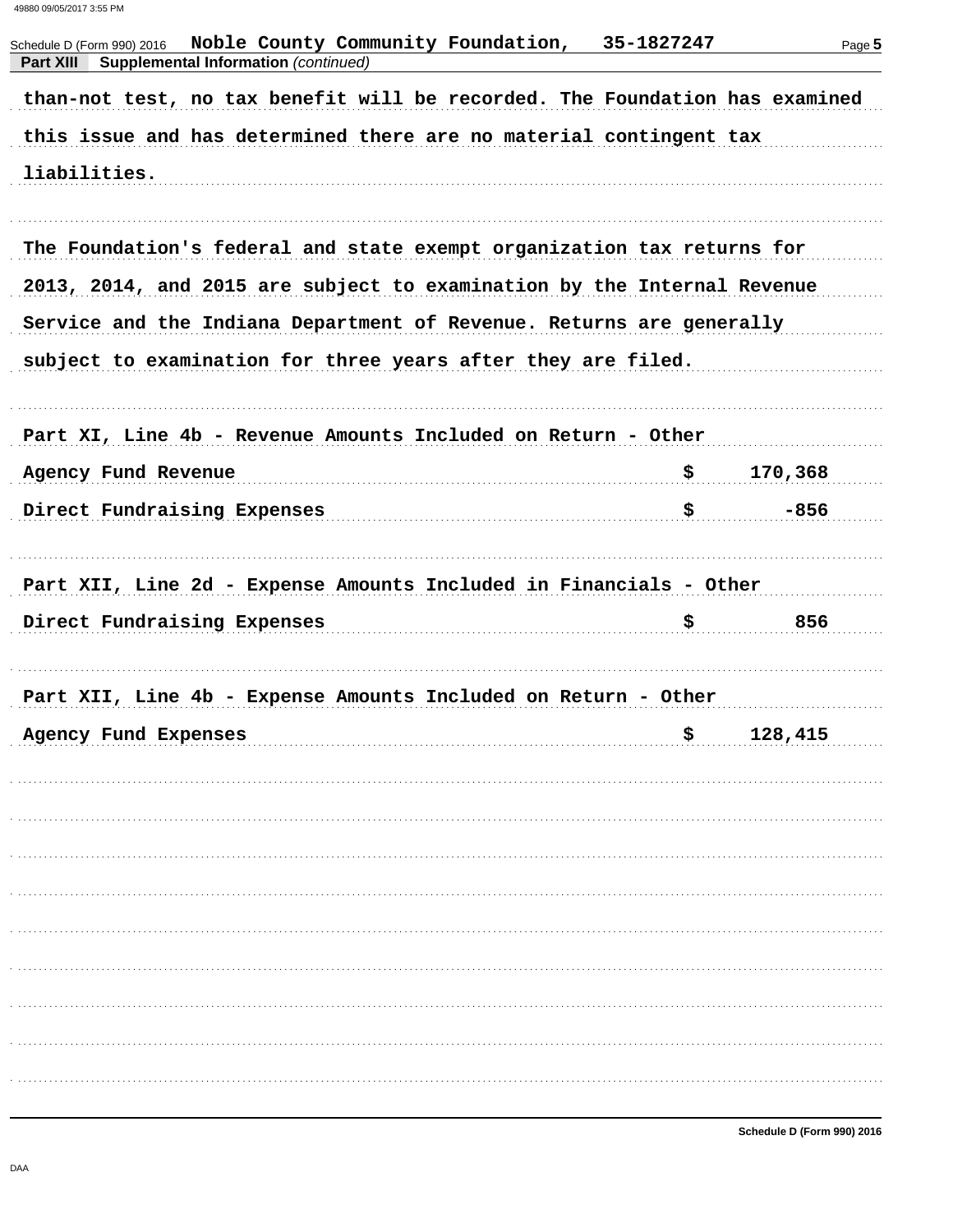Schedule D (Form 990) 2016 **Noble County Community Foundation, 35-1827247**

**Part XIII Supplemental Information** *(continued)*

than-not test, no tax benefit will be recorded. The Foundation has examined this issue and has determined there are no material contingent tax liabilities.

The Foundation's federal and state exempt organization tax returns for 2013, 2014, and 2015 are subject to examination by the Internal Revenue Service and the Indiana Department of Revenue. Returns are generally subject to examination for three years after they are filed.

Part XI, Line 4b - Revenue Amounts Included on Return - Other

| | | |
|---|---|---|
| Agency Fund Revenue | $ | 170,368 |
| Direct Fundraising Expenses | $ | -856 |

Part XII, Line 2d - Expense Amounts Included in Financials - Other

| | | |
|---|---|---|
| Direct Fundraising Expenses | $ | 856 |

Part XII, Line 4b - Expense Amounts Included on Return - Other

| | | |
|---|---|---|
| Agency Fund Expenses | $ | 128,415 |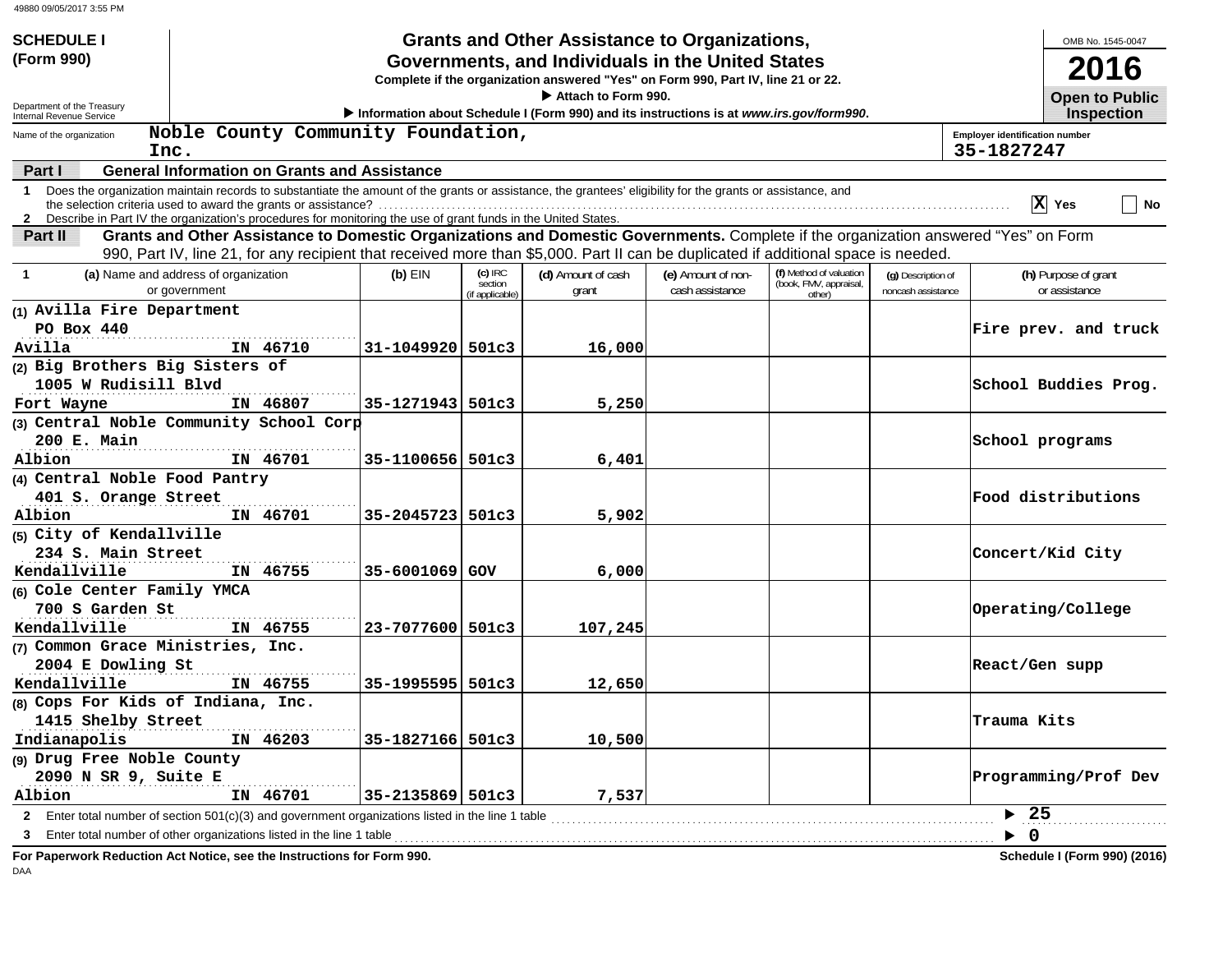**SCHEDULE I (Form 990)**

# Grants and Other Assistance to Organizations, Governments, and Individuals in the United States

Complete if the organization answered "Yes" on Form 990, Part IV, line 21 or 22.

▶ Attach to Form 990.

▶ Information about Schedule I (Form 990) and its instructions is at *www.irs.gov/form990*.

Department of the Treasury
Internal Revenue Service

OMB No. 1545-0047

**2016**

**Open to Public Inspection**

Name of the organization: **Noble County Community Foundation, Inc.**

Employer identification number: **35-1827247**

**Part I — General Information on Grants and Assistance**

1 Does the organization maintain records to substantiate the amount of the grants or assistance, the grantees' eligibility for the grants or assistance, and the selection criteria used to award the grants or assistance? [X] Yes [ ] No

2 Describe in Part IV the organization's procedures for monitoring the use of grant funds in the United States.

**Part II — Grants and Other Assistance to Domestic Organizations and Domestic Governments.** Complete if the organization answered "Yes" on Form 990, Part IV, line 21, for any recipient that received more than $5,000. Part II can be duplicated if additional space is needed.

| 1 (a) Name and address of organization or government | (b) EIN | (c) IRC section (if applicable) | (d) Amount of cash grant | (e) Amount of non-cash assistance | (f) Method of valuation (book, FMV, appraisal, other) | (g) Description of noncash assistance | (h) Purpose of grant or assistance |
|---|---|---|---|---|---|---|---|
| (1) Avilla Fire Department<br>PO Box 440<br>Avilla IN 46710 | 31-1049920 | 501c3 | 16,000 | | | | Fire prev. and truck |
| (2) Big Brothers Big Sisters of<br>1005 W Rudisill Blvd<br>Fort Wayne IN 46807 | 35-1271943 | 501c3 | 5,250 | | | | School Buddies Prog. |
| (3) Central Noble Community School Corp<br>200 E. Main<br>Albion IN 46701 | 35-1100656 | 501c3 | 6,401 | | | | School programs |
| (4) Central Noble Food Pantry<br>401 S. Orange Street<br>Albion IN 46701 | 35-2045723 | 501c3 | 5,902 | | | | Food distributions |
| (5) City of Kendallville<br>234 S. Main Street<br>Kendallville IN 46755 | 35-6001069 | GOV | 6,000 | | | | Concert/Kid City |
| (6) Cole Center Family YMCA<br>700 S Garden St<br>Kendallville IN 46755 | 23-7077600 | 501c3 | 107,245 | | | | Operating/College |
| (7) Common Grace Ministries, Inc.<br>2004 E Dowling St<br>Kendallville IN 46755 | 35-1995595 | 501c3 | 12,650 | | | | React/Gen supp |
| (8) Cops For Kids of Indiana, Inc.<br>1415 Shelby Street<br>Indianapolis IN 46203 | 35-1827166 | 501c3 | 10,500 | | | | Trauma Kits |
| (9) Drug Free Noble County<br>2090 N SR 9, Suite E<br>Albion IN 46701 | 35-2135869 | 501c3 | 7,537 | | | | Programming/Prof Dev |

2 Enter total number of section 501(c)(3) and government organizations listed in the line 1 table ▶ 25

3 Enter total number of other organizations listed in the line 1 table ▶ 0

**For Paperwork Reduction Act Notice, see the Instructions for Form 990.**

**Schedule I (Form 990) (2016)**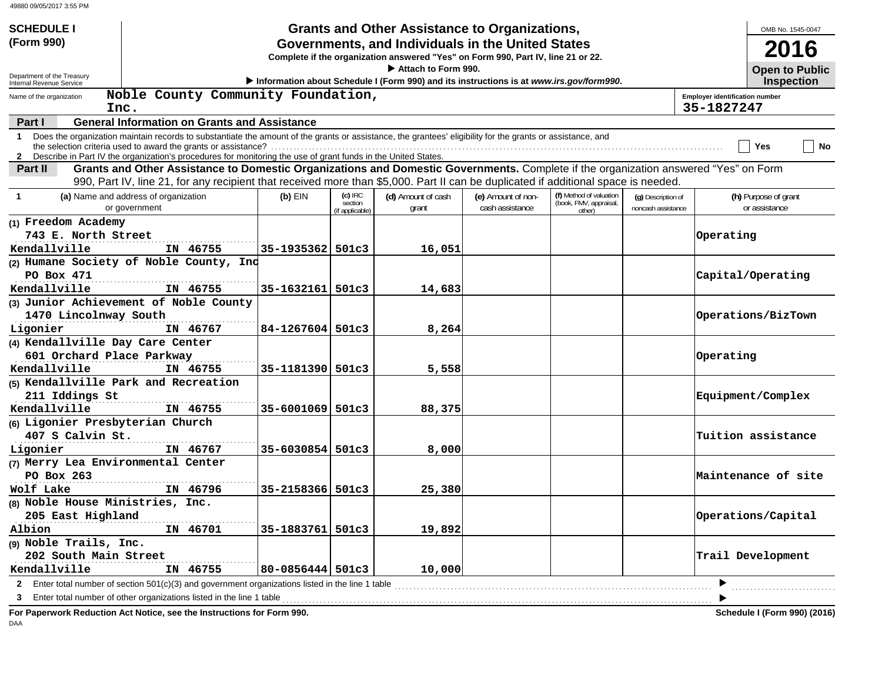**SCHEDULE I (Form 990)**

Department of the Treasury
Internal Revenue Service

# Grants and Other Assistance to Organizations, Governments, and Individuals in the United States

**Complete if the organization answered "Yes" on Form 990, Part IV, line 21 or 22.**

▶ Attach to Form 990.

▶ Information about Schedule I (Form 990) and its instructions is at *www.irs.gov/form990*.

OMB No. 1545-0047

**2016**

**Open to Public Inspection**

Name of the organization: **Noble County Community Foundation, Inc.**

Employer identification number: **35-1827247**

## Part I — General Information on Grants and Assistance

1 Does the organization maintain records to substantiate the amount of the grants or assistance, the grantees' eligibility for the grants or assistance, and the selection criteria used to award the grants or assistance? ☐ Yes ☐ No

2 Describe in Part IV the organization's procedures for monitoring the use of grant funds in the United States.

## Part II — Grants and Other Assistance to Domestic Organizations and Domestic Governments.

Complete if the organization answered "Yes" on Form 990, Part IV, line 21, for any recipient that received more than $5,000. Part II can be duplicated if additional space is needed.

| 1 (a) Name and address of organization or government | (b) EIN | (c) IRC section (if applicable) | (d) Amount of cash grant | (e) Amount of non-cash assistance | (f) Method of valuation (book, FMV, appraisal, other) | (g) Description of noncash assistance | (h) Purpose of grant or assistance |
|---|---|---|---|---|---|---|---|
| (1) Freedom Academy<br>743 E. North Street<br>Kendallville IN 46755 | 35-1935362 | 501c3 | 16,051 | | | | Operating |
| (2) Humane Society of Noble County, Inc<br>PO Box 471<br>Kendallville IN 46755 | 35-1632161 | 501c3 | 14,683 | | | | Capital/Operating |
| (3) Junior Achievement of Noble County<br>1470 Lincolnway South<br>Ligonier IN 46767 | 84-1267604 | 501c3 | 8,264 | | | | Operations/BizTown |
| (4) Kendallville Day Care Center<br>601 Orchard Place Parkway<br>Kendallville IN 46755 | 35-1181390 | 501c3 | 5,558 | | | | Operating |
| (5) Kendallville Park and Recreation<br>211 Iddings St<br>Kendallville IN 46755 | 35-6001069 | 501c3 | 88,375 | | | | Equipment/Complex |
| (6) Ligonier Presbyterian Church<br>407 S Calvin St.<br>Ligonier IN 46767 | 35-6030854 | 501c3 | 8,000 | | | | Tuition assistance |
| (7) Merry Lea Environmental Center<br>PO Box 263<br>Wolf Lake IN 46796 | 35-2158366 | 501c3 | 25,380 | | | | Maintenance of site |
| (8) Noble House Ministries, Inc.<br>205 East Highland<br>Albion IN 46701 | 35-1883761 | 501c3 | 19,892 | | | | Operations/Capital |
| (9) Noble Trails, Inc.<br>202 South Main Street<br>Kendallville IN 46755 | 80-0856444 | 501c3 | 10,000 | | | | Trail Development |

2 Enter total number of section 501(c)(3) and government organizations listed in the line 1 table ▶

3 Enter total number of other organizations listed in the line 1 table ▶

**For Paperwork Reduction Act Notice, see the Instructions for Form 990.**

**Schedule I (Form 990) (2016)**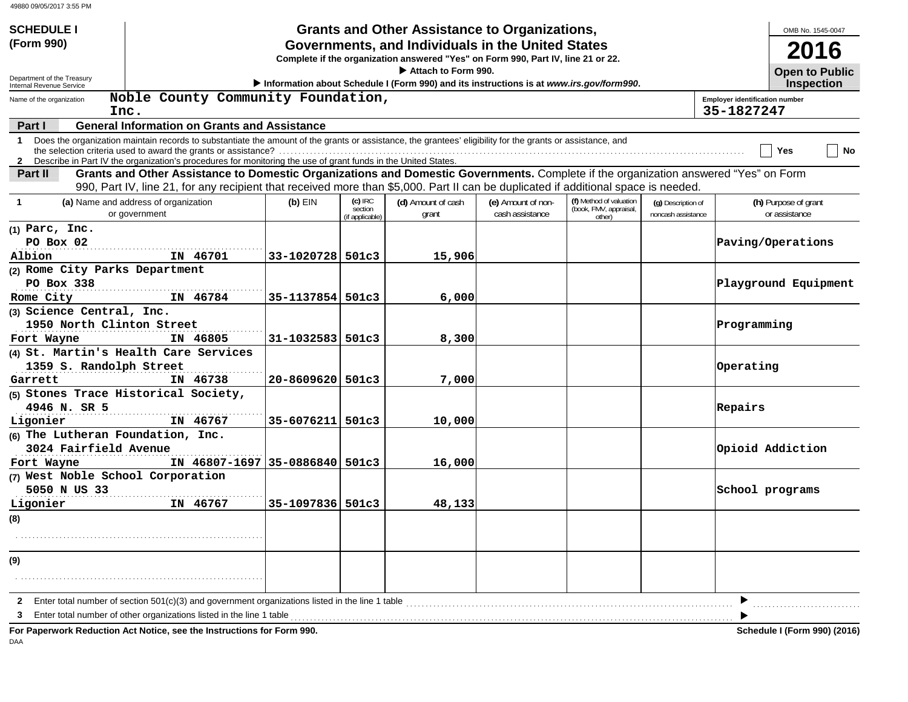49880 09/05/2017 3:55 PM

**SCHEDULE I (Form 990)**

Department of the Treasury
Internal Revenue Service

# Grants and Other Assistance to Organizations, Governments, and Individuals in the United States

**Complete if the organization answered "Yes" on Form 990, Part IV, line 21 or 22.**

**▶ Attach to Form 990.**

**▶ Information about Schedule I (Form 990) and its instructions is at *www.irs.gov/form990*.**

OMB No. 1545-0047

**2016**

**Open to Public Inspection**

Name of the organization: Noble County Community Foundation, Inc.

Employer identification number: 35-1827247

**Part I — General Information on Grants and Assistance**

1 Does the organization maintain records to substantiate the amount of the grants or assistance, the grantees' eligibility for the grants or assistance, and the selection criteria used to award the grants or assistance? ☐ Yes ☐ No

2 Describe in Part IV the organization's procedures for monitoring the use of grant funds in the United States.

**Part II — Grants and Other Assistance to Domestic Organizations and Domestic Governments.** Complete if the organization answered "Yes" on Form 990, Part IV, line 21, for any recipient that received more than $5,000. Part II can be duplicated if additional space is needed.

| 1 (a) Name and address of organization or government | (b) EIN | (c) IRC section (if applicable) | (d) Amount of cash grant | (e) Amount of non-cash assistance | (f) Method of valuation (book, FMV, appraisal, other) | (g) Description of noncash assistance | (h) Purpose of grant or assistance |
|---|---|---|---|---|---|---|---|
| (1) Parc, Inc.<br>PO Box 02<br>Albion IN 46701 | 33-1020728 | 501c3 | 15,906 | | | | Paving/Operations |
| (2) Rome City Parks Department<br>PO Box 338<br>Rome City IN 46784 | 35-1137854 | 501c3 | 6,000 | | | | Playground Equipment |
| (3) Science Central, Inc.<br>1950 North Clinton Street<br>Fort Wayne IN 46805 | 31-1032583 | 501c3 | 8,300 | | | | Programming |
| (4) St. Martin's Health Care Services<br>1359 S. Randolph Street<br>Garrett IN 46738 | 20-8609620 | 501c3 | 7,000 | | | | Operating |
| (5) Stones Trace Historical Society,<br>4946 N. SR 5<br>Ligonier IN 46767 | 35-6076211 | 501c3 | 10,000 | | | | Repairs |
| (6) The Lutheran Foundation, Inc.<br>3024 Fairfield Avenue<br>Fort Wayne IN 46807-1697 | 35-0886840 | 501c3 | 16,000 | | | | Opioid Addiction |
| (7) West Noble School Corporation<br>5050 N US 33<br>Ligonier IN 46767 | 35-1097836 | 501c3 | 48,133 | | | | School programs |
| (8) | | | | | | | |
| (9) | | | | | | | |

2 Enter total number of section 501(c)(3) and government organizations listed in the line 1 table ▶

3 Enter total number of other organizations listed in the line 1 table ▶

**For Paperwork Reduction Act Notice, see the Instructions for Form 990.**

**Schedule I (Form 990) (2016)**

DAA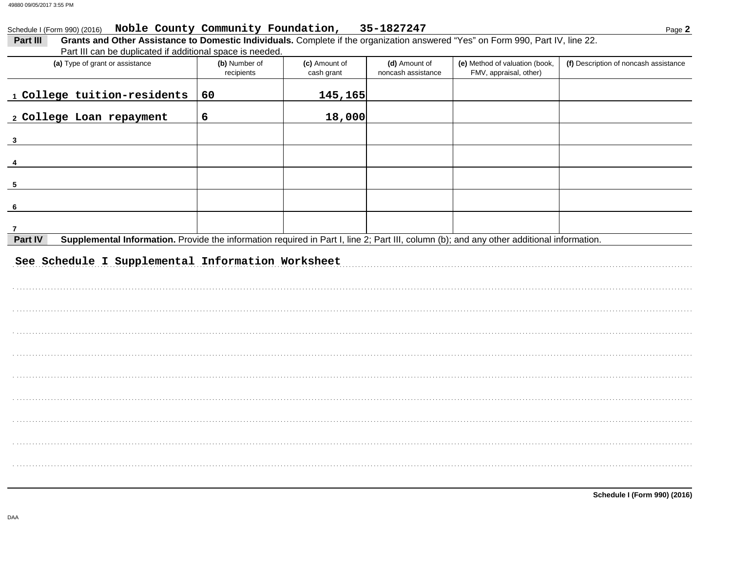Schedule I (Form 990) (2016) **Noble County Community Foundation, 35-1827247**

**Part III** **Grants and Other Assistance to Domestic Individuals.** Complete if the organization answered "Yes" on Form 990, Part IV, line 22. Part III can be duplicated if additional space is needed.

| (a) Type of grant or assistance | (b) Number of recipients | (c) Amount of cash grant | (d) Amount of noncash assistance | (e) Method of valuation (book, FMV, appraisal, other) | (f) Description of noncash assistance |
|---|---|---|---|---|---|
| 1 College tuition-residents | 60 | 145,165 | | | |
| 2 College Loan repayment | 6 | 18,000 | | | |
| 3 | | | | | |
| 4 | | | | | |
| 5 | | | | | |
| 6 | | | | | |
| 7 | | | | | |

**Part IV** **Supplemental Information.** Provide the information required in Part I, line 2; Part III, column (b); and any other additional information.

See Schedule I Supplemental Information Worksheet

**Schedule I (Form 990) (2016)**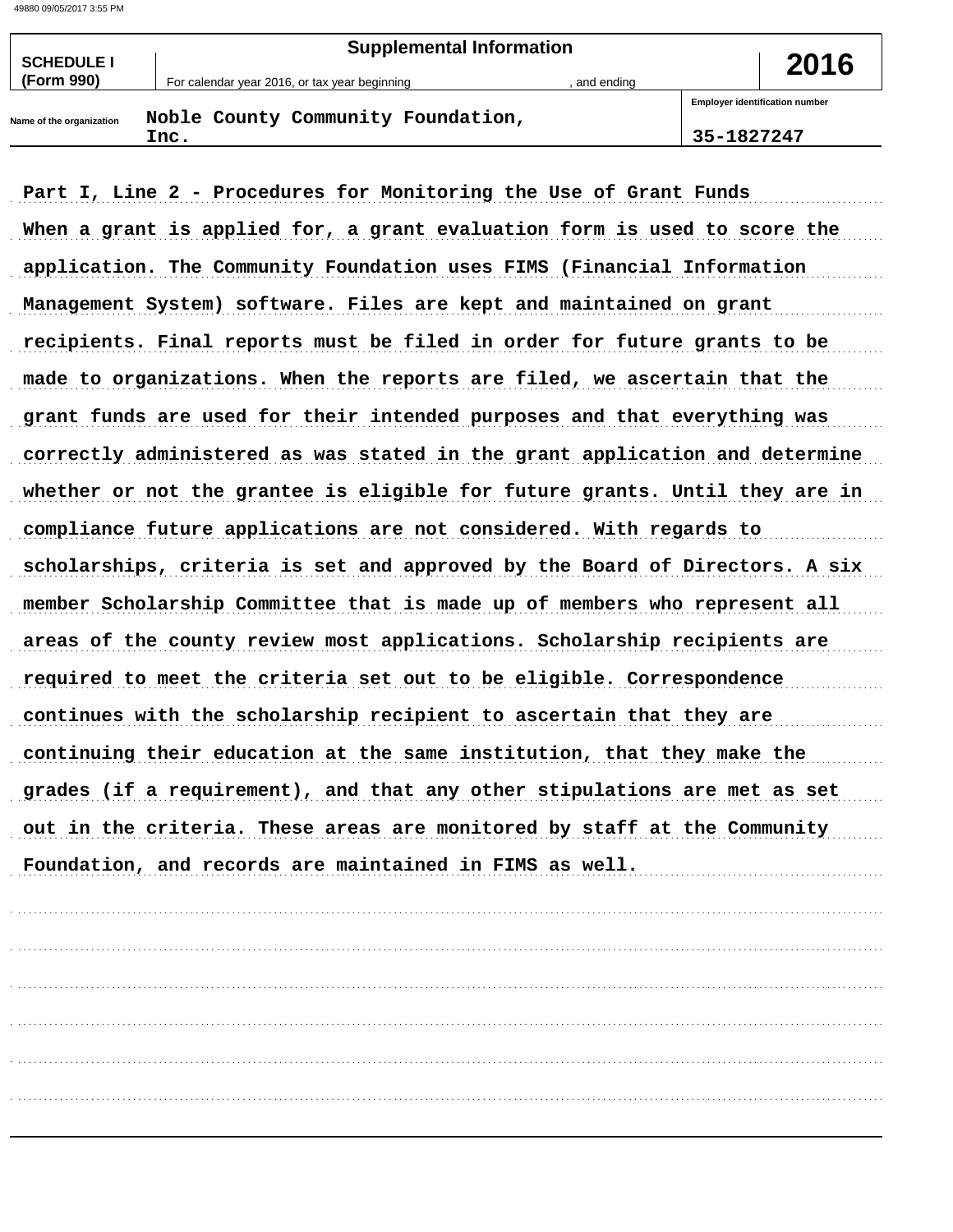**SCHEDULE I (Form 990)**

**Supplemental Information**

For calendar year 2016, or tax year beginning , and ending

**2016**

| Name of the organization | Employer identification number |
|---|---|
| Noble County Community Foundation, Inc. | 35-1827247 |

Part I, Line 2 - Procedures for Monitoring the Use of Grant Funds

When a grant is applied for, a grant evaluation form is used to score the application. The Community Foundation uses FIMS (Financial Information Management System) software. Files are kept and maintained on grant recipients. Final reports must be filed in order for future grants to be made to organizations. When the reports are filed, we ascertain that the grant funds are used for their intended purposes and that everything was correctly administered as was stated in the grant application and determine whether or not the grantee is eligible for future grants. Until they are in compliance future applications are not considered. With regards to scholarships, criteria is set and approved by the Board of Directors. A six member Scholarship Committee that is made up of members who represent all areas of the county review most applications. Scholarship recipients are required to meet the criteria set out to be eligible. Correspondence continues with the scholarship recipient to ascertain that they are continuing their education at the same institution, that they make the grades (if a requirement), and that any other stipulations are met as set out in the criteria. These areas are monitored by staff at the Community Foundation, and records are maintained in FIMS as well.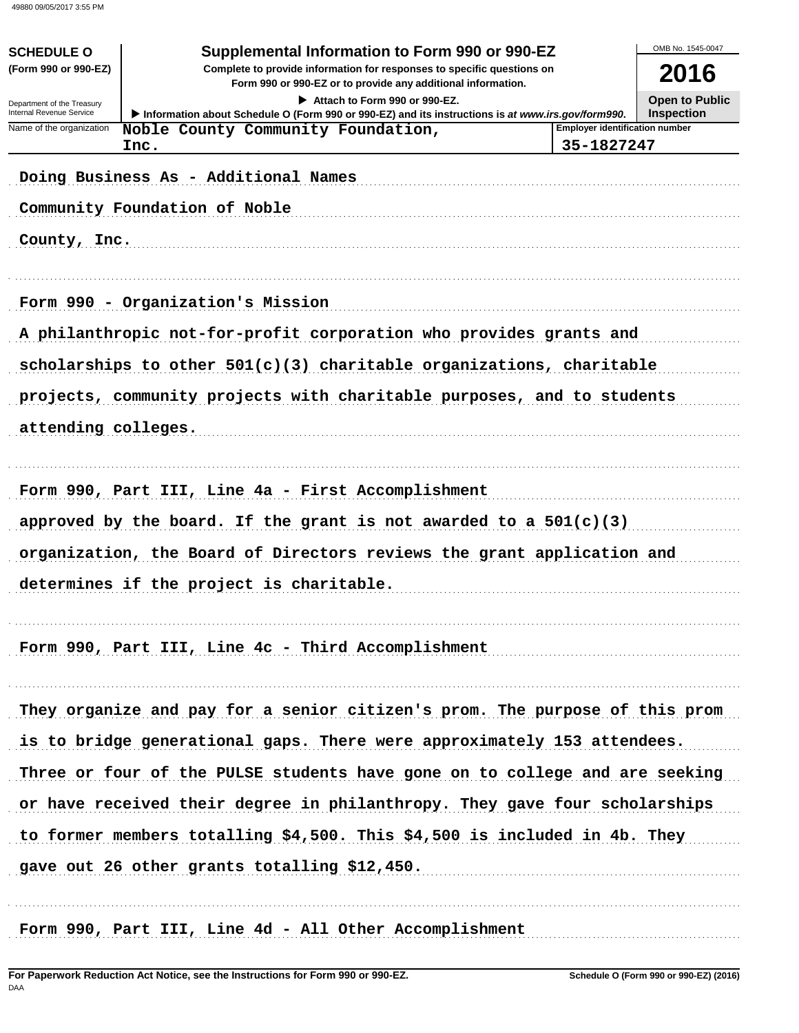**SCHEDULE O**
**(Form 990 or 990-EZ)**

Department of the Treasury
Internal Revenue Service

# Supplemental Information to Form 990 or 990-EZ

**Complete to provide information for responses to specific questions on Form 990 or 990-EZ or to provide any additional information.**

▶ Attach to Form 990 or 990-EZ.

▶ Information about Schedule O (Form 990 or 990-EZ) and its instructions is at *www.irs.gov/form990*.

OMB No. 1545-0047

**2016**

**Open to Public Inspection**

| Name of the organization | Employer identification number |
|---|---|
| Noble County Community Foundation, Inc. | 35-1827247 |

Doing Business As - Additional Names

Community Foundation of Noble County, Inc.

Form 990 - Organization's Mission

A philanthropic not-for-profit corporation who provides grants and scholarships to other 501(c)(3) charitable organizations, charitable projects, community projects with charitable purposes, and to students attending colleges.

Form 990, Part III, Line 4a - First Accomplishment

approved by the board. If the grant is not awarded to a 501(c)(3) organization, the Board of Directors reviews the grant application and determines if the project is charitable.

Form 990, Part III, Line 4c - Third Accomplishment

They organize and pay for a senior citizen's prom. The purpose of this prom is to bridge generational gaps. There were approximately 153 attendees. Three or four of the PULSE students have gone on to college and are seeking or have received their degree in philanthropy. They gave four scholarships to former members totalling $4,500. This $4,500 is included in 4b. They gave out 26 other grants totalling $12,450.

Form 990, Part III, Line 4d - All Other Accomplishment

**For Paperwork Reduction Act Notice, see the Instructions for Form 990 or 990-EZ.** DAA **Schedule O (Form 990 or 990-EZ) (2016)**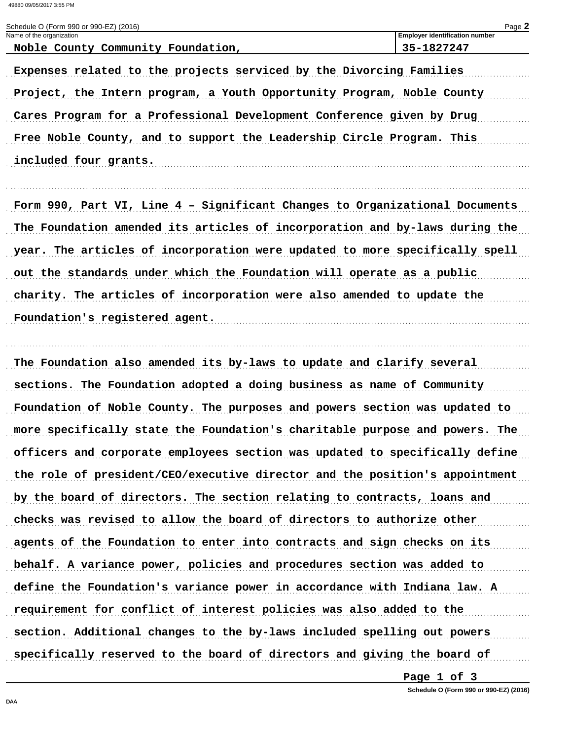Schedule O (Form 990 or 990-EZ) (2016)

| Name of the organization | Employer identification number |
| --- | --- |
| Noble County Community Foundation, | 35-1827247 |

Expenses related to the projects serviced by the Divorcing Families Project, the Intern program, a Youth Opportunity Program, Noble County Cares Program for a Professional Development Conference given by Drug Free Noble County, and to support the Leadership Circle Program. This included four grants.

Form 990, Part VI, Line 4 – Significant Changes to Organizational Documents

The Foundation amended its articles of incorporation and by-laws during the year. The articles of incorporation were updated to more specifically spell out the standards under which the Foundation will operate as a public charity. The articles of incorporation were also amended to update the Foundation's registered agent.

The Foundation also amended its by-laws to update and clarify several sections. The Foundation adopted a doing business as name of Community Foundation of Noble County. The purposes and powers section was updated to more specifically state the Foundation's charitable purpose and powers. The officers and corporate employees section was updated to specifically define the role of president/CEO/executive director and the position's appointment by the board of directors. The section relating to contracts, loans and checks was revised to allow the board of directors to authorize other agents of the Foundation to enter into contracts and sign checks on its behalf. A variance power, policies and procedures section was added to define the Foundation's variance power in accordance with Indiana law. A requirement for conflict of interest policies was also added to the section. Additional changes to the by-laws included spelling out powers specifically reserved to the board of directors and giving the board of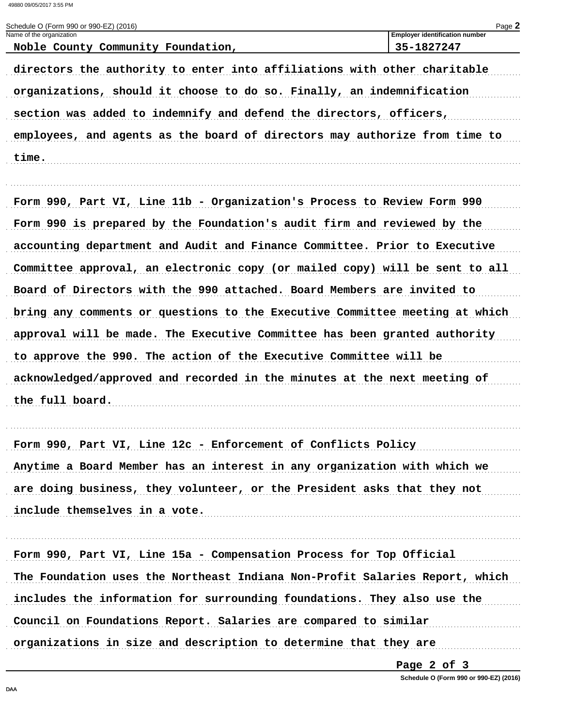Schedule O (Form 990 or 990-EZ) (2016)

| Name of the organization | Employer identification number |
| --- | --- |
| Noble County Community Foundation, | 35-1827247 |

directors the authority to enter into affiliations with other charitable organizations, should it choose to do so. Finally, an indemnification section was added to indemnify and defend the directors, officers, employees, and agents as the board of directors may authorize from time to time.

Form 990, Part VI, Line 11b - Organization's Process to Review Form 990

Form 990 is prepared by the Foundation's audit firm and reviewed by the accounting department and Audit and Finance Committee. Prior to Executive Committee approval, an electronic copy (or mailed copy) will be sent to all Board of Directors with the 990 attached. Board Members are invited to bring any comments or questions to the Executive Committee meeting at which approval will be made. The Executive Committee has been granted authority to approve the 990. The action of the Executive Committee will be acknowledged/approved and recorded in the minutes at the next meeting of the full board.

Form 990, Part VI, Line 12c - Enforcement of Conflicts Policy

Anytime a Board Member has an interest in any organization with which we are doing business, they volunteer, or the President asks that they not include themselves in a vote.

Form 990, Part VI, Line 15a - Compensation Process for Top Official

The Foundation uses the Northeast Indiana Non-Profit Salaries Report, which includes the information for surrounding foundations. They also use the Council on Foundations Report. Salaries are compared to similar organizations in size and description to determine that they are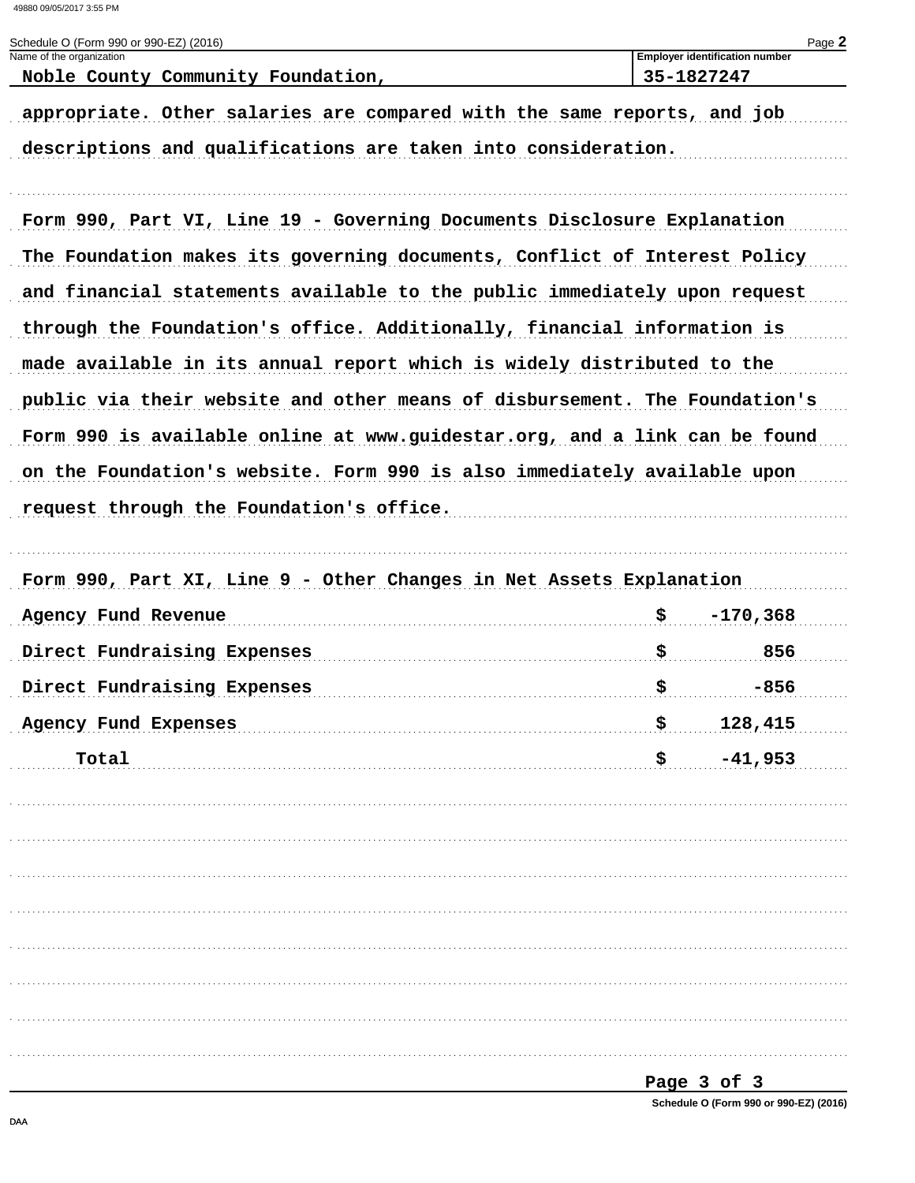Schedule O (Form 990 or 990-EZ) (2016)

| Name of the organization | Employer identification number |
| --- | --- |
| Noble County Community Foundation, | 35-1827247 |

appropriate. Other salaries are compared with the same reports, and job descriptions and qualifications are taken into consideration.

Form 990, Part VI, Line 19 - Governing Documents Disclosure Explanation

The Foundation makes its governing documents, Conflict of Interest Policy and financial statements available to the public immediately upon request through the Foundation's office. Additionally, financial information is made available in its annual report which is widely distributed to the public via their website and other means of disbursement. The Foundation's Form 990 is available online at www.guidestar.org, and a link can be found on the Foundation's website. Form 990 is also immediately available upon request through the Foundation's office.

Form 990, Part XI, Line 9 - Other Changes in Net Assets Explanation

| | | |
| --- | --- | --- |
| Agency Fund Revenue | $ | -170,368 |
| Direct Fundraising Expenses | $ | 856 |
| Direct Fundraising Expenses | $ | -856 |
| Agency Fund Expenses | $ | 128,415 |
| Total | $ | -41,953 |

Schedule O (Form 990 or 990-EZ) (2016)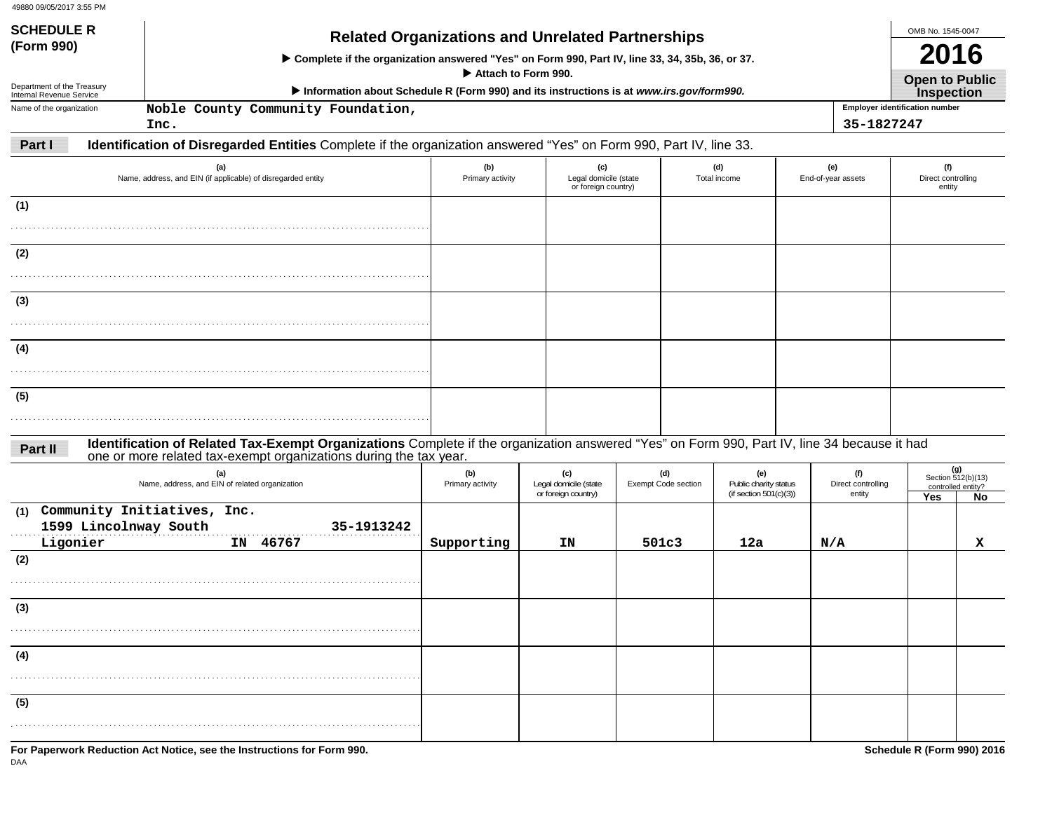49880 09/05/2017 3:55 PM

# SCHEDULE R (Form 990)

## Related Organizations and Unrelated Partnerships

▶ Complete if the organization answered "Yes" on Form 990, Part IV, line 33, 34, 35b, 36, or 37.

▶ Attach to Form 990.

▶ Information about Schedule R (Form 990) and its instructions is at *www.irs.gov/form990*.

Department of the Treasury
Internal Revenue Service

OMB No. 1545-0047

**2016**

**Open to Public Inspection**

Name of the organization: Noble County Community Foundation, Inc.

Employer identification number: 35-1827247

**Part I** **Identification of Disregarded Entities** Complete if the organization answered "Yes" on Form 990, Part IV, line 33.

| | (a) Name, address, and EIN (if applicable) of disregarded entity | (b) Primary activity | (c) Legal domicile (state or foreign country) | (d) Total income | (e) End-of-year assets | (f) Direct controlling entity |
|---|---|---|---|---|---|---|
| (1) | | | | | | |
| (2) | | | | | | |
| (3) | | | | | | |
| (4) | | | | | | |
| (5) | | | | | | |

**Part II** **Identification of Related Tax-Exempt Organizations** Complete if the organization answered "Yes" on Form 990, Part IV, line 34 because it had one or more related tax-exempt organizations during the tax year.

| | (a) Name, address, and EIN of related organization | (b) Primary activity | (c) Legal domicile (state or foreign country) | (d) Exempt Code section | (e) Public charity status (if section 501(c)(3)) | (f) Direct controlling entity | (g) Section 512(b)(13) controlled entity? Yes | No |
|---|---|---|---|---|---|---|---|---|
| (1) | Community Initiatives, Inc. 1599 Lincolnway South 35-1913242 Ligonier IN 46767 | Supporting | IN | 501c3 | 12a | N/A | | X |
| (2) | | | | | | | | |
| (3) | | | | | | | | |
| (4) | | | | | | | | |
| (5) | | | | | | | | |

For Paperwork Reduction Act Notice, see the Instructions for Form 990.

Schedule R (Form 990) 2016

DAA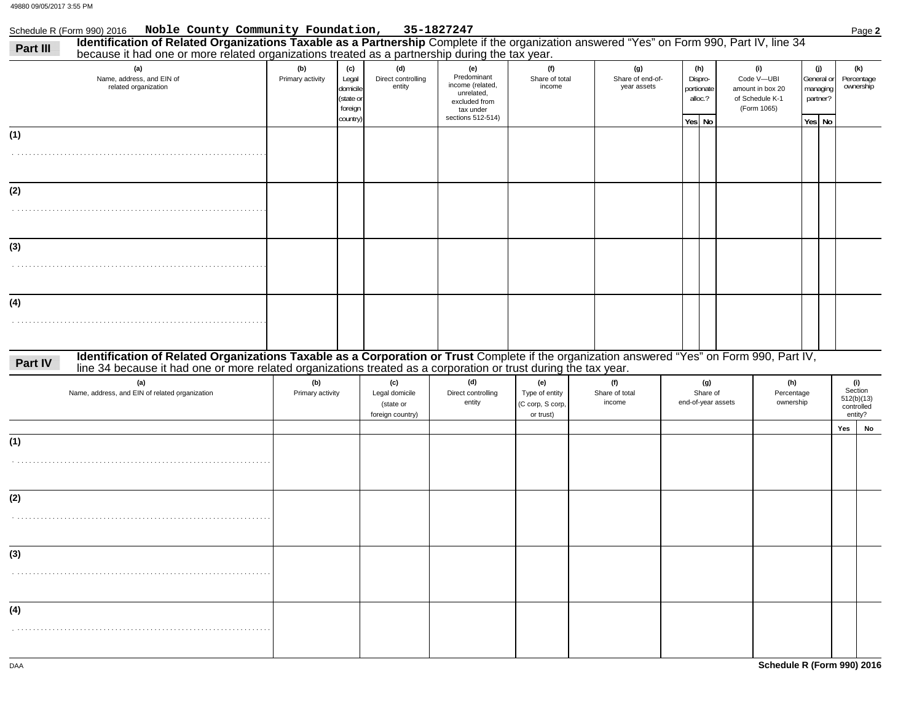Schedule R (Form 990) 2016 **Noble County Community Foundation, 35-1827247**

## Part III Identification of Related Organizations Taxable as a Partnership

Complete if the organization answered "Yes" on Form 990, Part IV, line 34 because it had one or more related organizations treated as a partnership during the tax year.

| (a) Name, address, and EIN of related organization | (b) Primary activity | (c) Legal domicile (state or foreign country) | (d) Direct controlling entity | (e) Predominant income (related, unrelated, excluded from tax under sections 512-514) | (f) Share of total income | (g) Share of end-of-year assets | (h) Dispro-portionate alloc.? | | (i) Code V—UBI amount in box 20 of Schedule K-1 (Form 1065) | (j) General or managing partner? | | (k) Percentage ownership |
|---|---|---|---|---|---|---|---|---|---|---|---|---|
| | | | | | | | Yes | No | | Yes | No | |
| (1) | | | | | | | | | | | | |
| (2) | | | | | | | | | | | | |
| (3) | | | | | | | | | | | | |
| (4) | | | | | | | | | | | | |

## Part IV Identification of Related Organizations Taxable as a Corporation or Trust

Complete if the organization answered "Yes" on Form 990, Part IV, line 34 because it had one or more related organizations treated as a corporation or trust during the tax year.

| (a) Name, address, and EIN of related organization | (b) Primary activity | (c) Legal domicile (state or foreign country) | (d) Direct controlling entity | (e) Type of entity (C corp, S corp, or trust) | (f) Share of total income | (g) Share of end-of-year assets | (h) Percentage ownership | (i) Section 512(b)(13) controlled entity? | |
|---|---|---|---|---|---|---|---|---|---|
| | | | | | | | | Yes | No |
| (1) | | | | | | | | | |
| (2) | | | | | | | | | |
| (3) | | | | | | | | | |
| (4) | | | | | | | | | |

DAA **Schedule R (Form 990) 2016**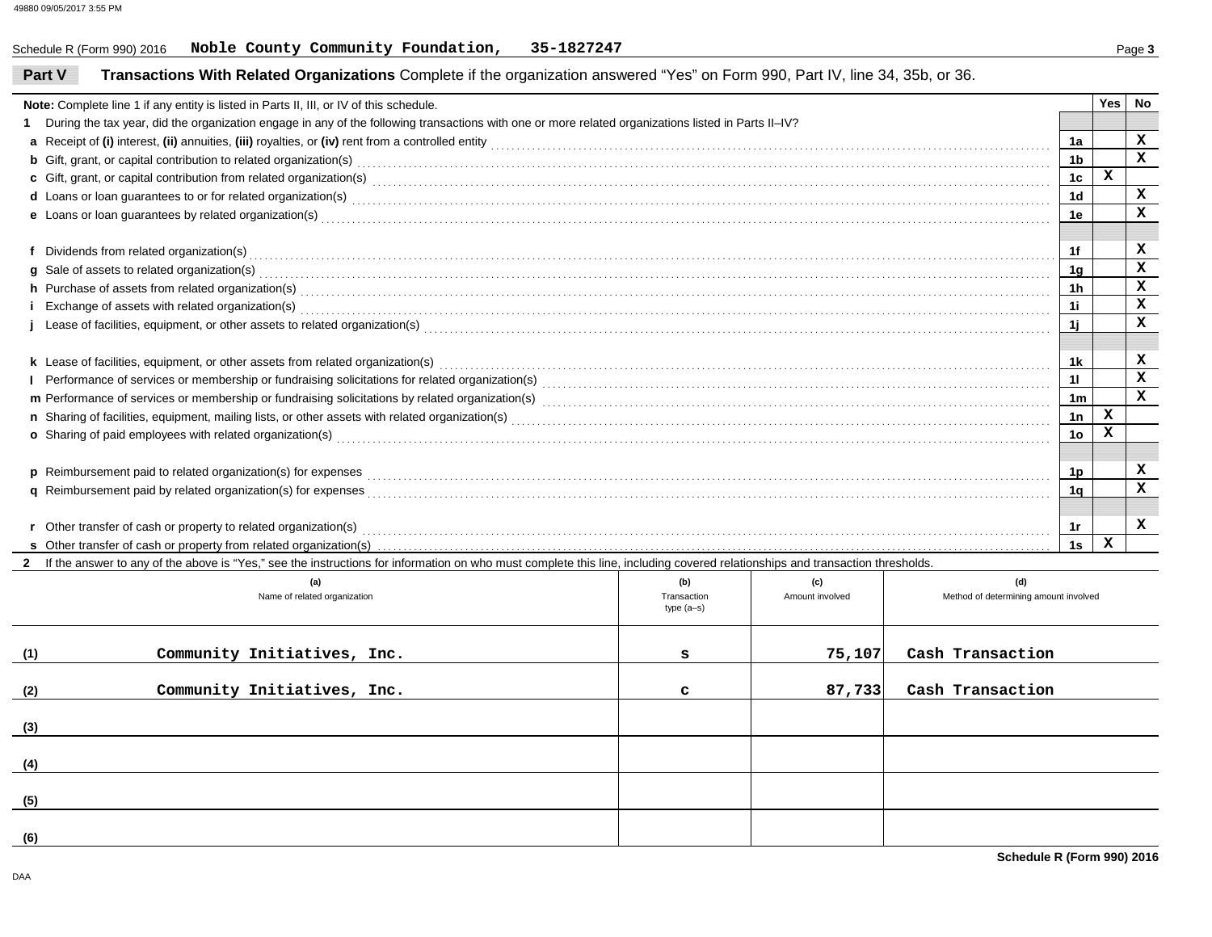Schedule R (Form 990) 2016 **Noble County Community Foundation, 35-1827247**

## Part V Transactions With Related Organizations

Complete if the organization answered "Yes" on Form 990, Part IV, line 34, 35b, or 36.

| **Note:** Complete line 1 if any entity is listed in Parts II, III, or IV of this schedule. | | Yes | No |
|---|---|---|---|
| **1** During the tax year, did the organization engage in any of the following transactions with one or more related organizations listed in Parts II–IV? | | | |
| **a** Receipt of **(i)** interest, **(ii)** annuities, **(iii)** royalties, or **(iv)** rent from a controlled entity | 1a | | X |
| **b** Gift, grant, or capital contribution to related organization(s) | 1b | | X |
| **c** Gift, grant, or capital contribution from related organization(s) | 1c | X | |
| **d** Loans or loan guarantees to or for related organization(s) | 1d | | X |
| **e** Loans or loan guarantees by related organization(s) | 1e | | X |
| **f** Dividends from related organization(s) | 1f | | X |
| **g** Sale of assets to related organization(s) | 1g | | X |
| **h** Purchase of assets from related organization(s) | 1h | | X |
| **i** Exchange of assets with related organization(s) | 1i | | X |
| **j** Lease of facilities, equipment, or other assets to related organization(s) | 1j | | X |
| **k** Lease of facilities, equipment, or other assets from related organization(s) | 1k | | X |
| **l** Performance of services or membership or fundraising solicitations for related organization(s) | 1l | | X |
| **m** Performance of services or membership or fundraising solicitations by related organization(s) | 1m | | X |
| **n** Sharing of facilities, equipment, mailing lists, or other assets with related organization(s) | 1n | X | |
| **o** Sharing of paid employees with related organization(s) | 1o | X | |
| **p** Reimbursement paid to related organization(s) for expenses | 1p | | X |
| **q** Reimbursement paid by related organization(s) for expenses | 1q | | X |
| **r** Other transfer of cash or property to related organization(s) | 1r | | X |
| **s** Other transfer of cash or property from related organization(s) | 1s | X | |

**2** If the answer to any of the above is "Yes," see the instructions for information on who must complete this line, including covered relationships and transaction thresholds.

| | (a) Name of related organization | (b) Transaction type (a–s) | (c) Amount involved | (d) Method of determining amount involved |
|---|---|---|---|---|
| (1) | Community Initiatives, Inc. | s | 75,107 | Cash Transaction |
| (2) | Community Initiatives, Inc. | c | 87,733 | Cash Transaction |
| (3) | | | | |
| (4) | | | | |
| (5) | | | | |
| (6) | | | | |

**Schedule R (Form 990) 2016**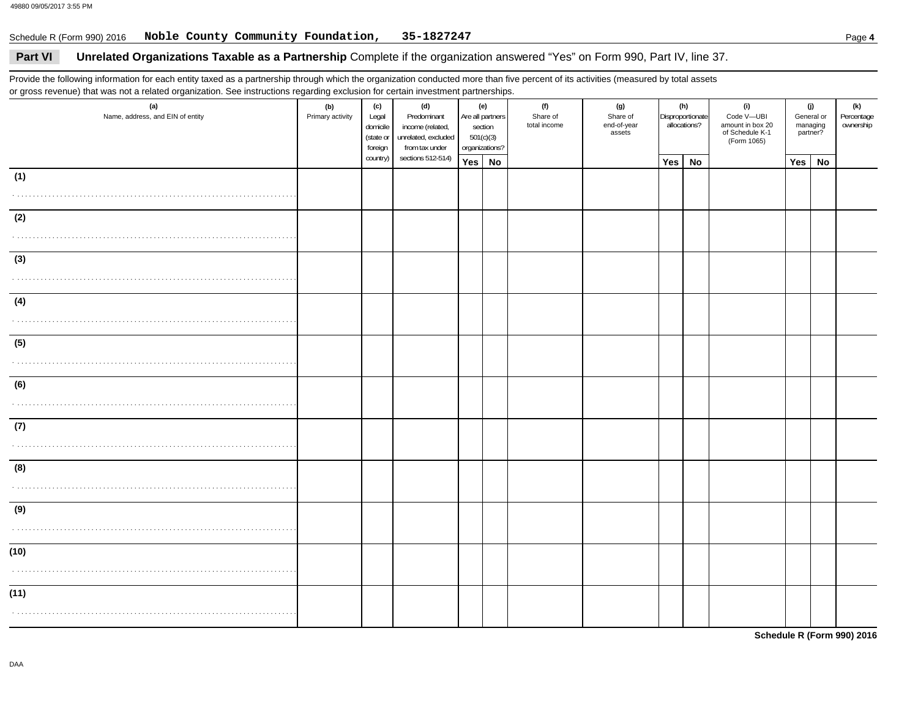Schedule R (Form 990) 2016 **Noble County Community Foundation, 35-1827247**

## Part VI Unrelated Organizations Taxable as a Partnership

Complete if the organization answered "Yes" on Form 990, Part IV, line 37.

Provide the following information for each entity taxed as a partnership through which the organization conducted more than five percent of its activities (measured by total assets or gross revenue) that was not a related organization. See instructions regarding exclusion for certain investment partnerships.

| (a) Name, address, and EIN of entity | (b) Primary activity | (c) Legal domicile (state or foreign country) | (d) Predominant income (related, unrelated, excluded from tax under sections 512-514) | (e) Are all partners section 501(c)(3) organizations? | | (f) Share of total income | (g) Share of end-of-year assets | (h) Disproportionate allocations? | | (i) Code V—UBI amount in box 20 of Schedule K-1 (Form 1065) | (j) General or managing partner? | | (k) Percentage ownership |
|---|---|---|---|---|---|---|---|---|---|---|---|---|---|
| | | | | Yes | No | | | Yes | No | | Yes | No | |
| (1) | | | | | | | | | | | | | |
| (2) | | | | | | | | | | | | | |
| (3) | | | | | | | | | | | | | |
| (4) | | | | | | | | | | | | | |
| (5) | | | | | | | | | | | | | |
| (6) | | | | | | | | | | | | | |
| (7) | | | | | | | | | | | | | |
| (8) | | | | | | | | | | | | | |
| (9) | | | | | | | | | | | | | |
| (10) | | | | | | | | | | | | | |
| (11) | | | | | | | | | | | | | |

**Schedule R (Form 990) 2016**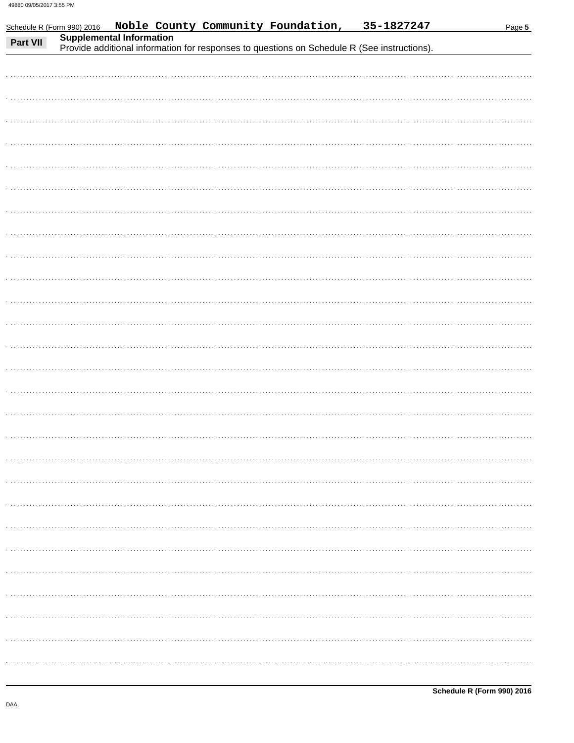Schedule R (Form 990) 2016 **Noble County Community Foundation, 35-1827247**

**Part VII** **Supplemental Information**

Provide additional information for responses to questions on Schedule R (See instructions).

**Schedule R (Form 990) 2016**

DAA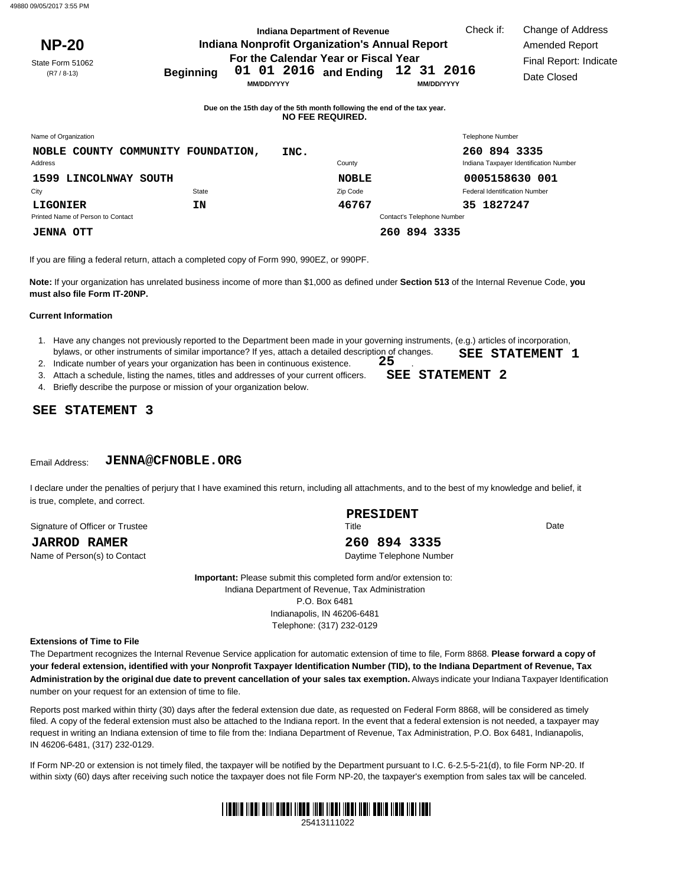**NP-20**

State Form 51062
(R7 / 8-13)

**Indiana Department of Revenue**
**Indiana Nonprofit Organization's Annual Report**
**For the Calendar Year or Fiscal Year**

**Beginning** 01 01 2016 **and Ending** 12 31 2016
MM/DD/YYYY MM/DD/YYYY

Check if:
Change of Address
Amended Report
Final Report: Indicate Date Closed

**Due on the 15th day of the 5th month following the end of the tax year.**
**NO FEE REQUIRED.**

| Name of Organization | | County | Telephone Number |
|---|---|---|---|
| NOBLE COUNTY COMMUNITY FOUNDATION, INC. | | | 260 894 3335 |
| Address | | County | Indiana Taxpayer Identification Number |
| 1599 LINCOLNWAY SOUTH | | NOBLE | 0005158630 001 |
| City | State | Zip Code | Federal Identification Number |
| LIGONIER | IN | 46767 | 35 1827247 |
| Printed Name of Person to Contact | | Contact's Telephone Number | |
| JENNA OTT | | 260 894 3335 | |

If you are filing a federal return, attach a completed copy of Form 990, 990EZ, or 990PF.

**Note:** If your organization has unrelated business income of more than $1,000 as defined under **Section 513** of the Internal Revenue Code, **you must also file Form IT-20NP.**

**Current Information**

1. Have any changes not previously reported to the Department been made in your governing instruments, (e.g.) articles of incorporation, bylaws, or other instruments of similar importance? If yes, attach a detailed description of changes. **SEE STATEMENT 1**
2. Indicate number of years your organization has been in continuous existence. 25
3. Attach a schedule, listing the names, titles and addresses of your current officers. **SEE STATEMENT 2**
4. Briefly describe the purpose or mission of your organization below.

**SEE STATEMENT 3**

Email Address: JENNA@CFNOBLE.ORG

I declare under the penalties of perjury that I have examined this return, including all attachments, and to the best of my knowledge and belief, it is true, complete, and correct.

| Signature of Officer or Trustee | Title | Date |
|---|---|---|
| | PRESIDENT | |
| JARROD RAMER | 260 894 3335 | |
| Name of Person(s) to Contact | Daytime Telephone Number | |

**Important:** Please submit this completed form and/or extension to:
Indiana Department of Revenue, Tax Administration
P.O. Box 6481
Indianapolis, IN 46206-6481
Telephone: (317) 232-0129

**Extensions of Time to File**

The Department recognizes the Internal Revenue Service application for automatic extension of time to file, Form 8868. **Please forward a copy of your federal extension, identified with your Nonprofit Taxpayer Identification Number (TID), to the Indiana Department of Revenue, Tax Administration by the original due date to prevent cancellation of your sales tax exemption.** Always indicate your Indiana Taxpayer Identification number on your request for an extension of time to file.

Reports post marked within thirty (30) days after the federal extension due date, as requested on Federal Form 8868, will be considered as timely filed. A copy of the federal extension must also be attached to the Indiana report. In the event that a federal extension is not needed, a taxpayer may request in writing an Indiana extension of time to file from the: Indiana Department of Revenue, Tax Administration, P.O. Box 6481, Indianapolis, IN 46206-6481, (317) 232-0129.

If Form NP-20 or extension is not timely filed, the taxpayer will be notified by the Department pursuant to I.C. 6-2.5-5-21(d), to file Form NP-20. If within sixty (60) days after receiving such notice the taxpayer does not file Form NP-20, the taxpayer's exemption from sales tax will be canceled.

25413111022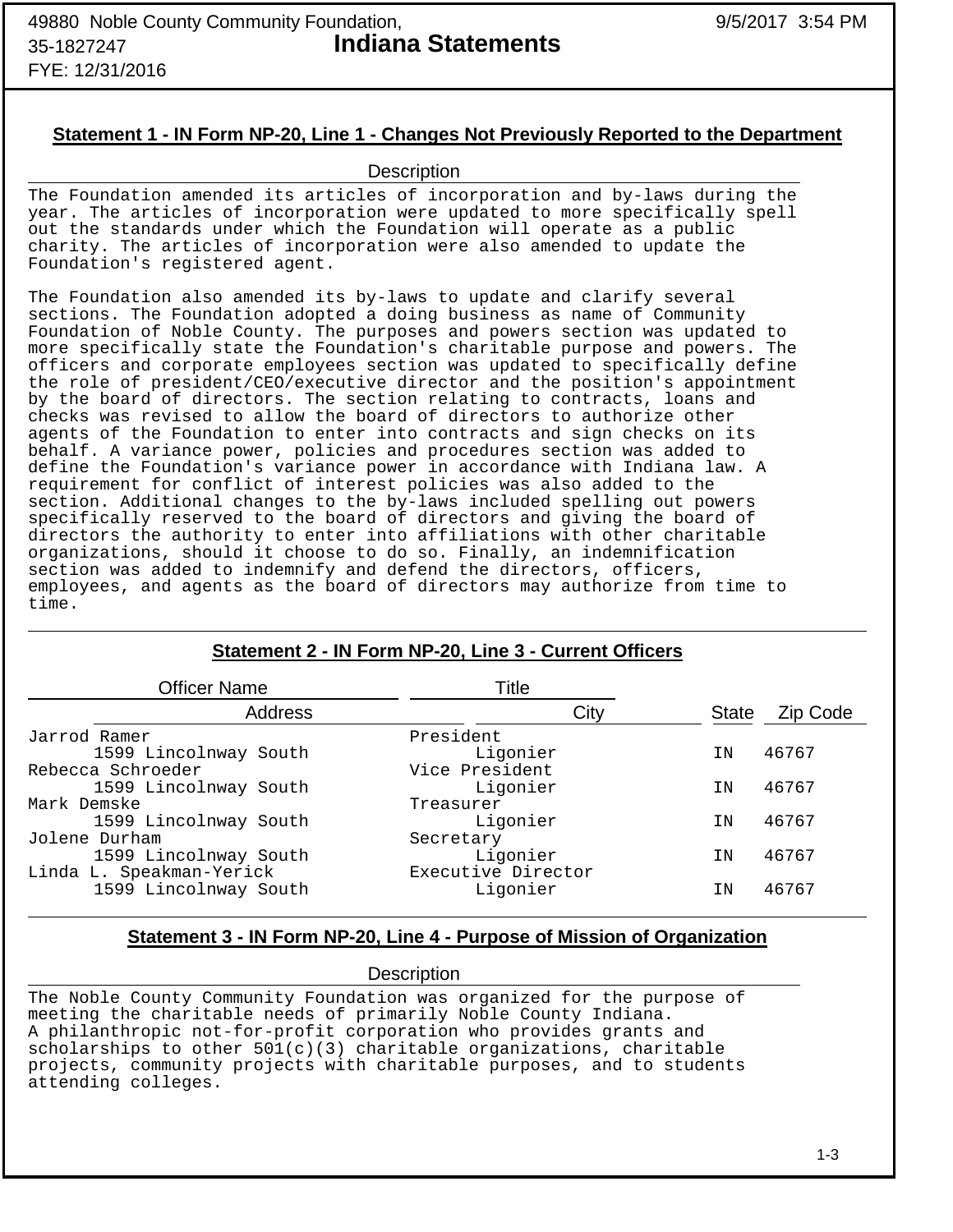49880 Noble County Community Foundation,
35-1827247
FYE: 12/31/2016

# Indiana Statements

9/5/2017 3:54 PM

## Statement 1 - IN Form NP-20, Line 1 - Changes Not Previously Reported to the Department

**Description**

The Foundation amended its articles of incorporation and by-laws during the year. The articles of incorporation were updated to more specifically spell out the standards under which the Foundation will operate as a public charity. The articles of incorporation were also amended to update the Foundation's registered agent.

The Foundation also amended its by-laws to update and clarify several sections. The Foundation adopted a doing business as name of Community Foundation of Noble County. The purposes and powers section was updated to more specifically state the Foundation's charitable purpose and powers. The officers and corporate employees section was updated to specifically define the role of president/CEO/executive director and the position's appointment by the board of directors. The section relating to contracts, loans and checks was revised to allow the board of directors to authorize other agents of the Foundation to enter into contracts and sign checks on its behalf. A variance power, policies and procedures section was added to define the Foundation's variance power in accordance with Indiana law. A requirement for conflict of interest policies was also added to the section. Additional changes to the by-laws included spelling out powers specifically reserved to the board of directors and giving the board of directors the authority to enter into affiliations with other charitable organizations, should it choose to do so. Finally, an indemnification section was added to indemnify and defend the directors, officers, employees, and agents as the board of directors may authorize from time to time.

## Statement 2 - IN Form NP-20, Line 3 - Current Officers

| Officer Name / Address | Title / City | State | Zip Code |
|---|---|---|---|
| Jarrod Ramer | President | | |
| 1599 Lincolnway South | Ligonier | IN | 46767 |
| Rebecca Schroeder | Vice President | | |
| 1599 Lincolnway South | Ligonier | IN | 46767 |
| Mark Demske | Treasurer | | |
| 1599 Lincolnway South | Ligonier | IN | 46767 |
| Jolene Durham | Secretary | | |
| 1599 Lincolnway South | Ligonier | IN | 46767 |
| Linda L. Speakman-Yerick | Executive Director | | |
| 1599 Lincolnway South | Ligonier | IN | 46767 |

## Statement 3 - IN Form NP-20, Line 4 - Purpose of Mission of Organization

**Description**

The Noble County Community Foundation was organized for the purpose of meeting the charitable needs of primarily Noble County Indiana.
A philanthropic not-for-profit corporation who provides grants and scholarships to other 501(c)(3) charitable organizations, charitable projects, community projects with charitable purposes, and to students attending colleges.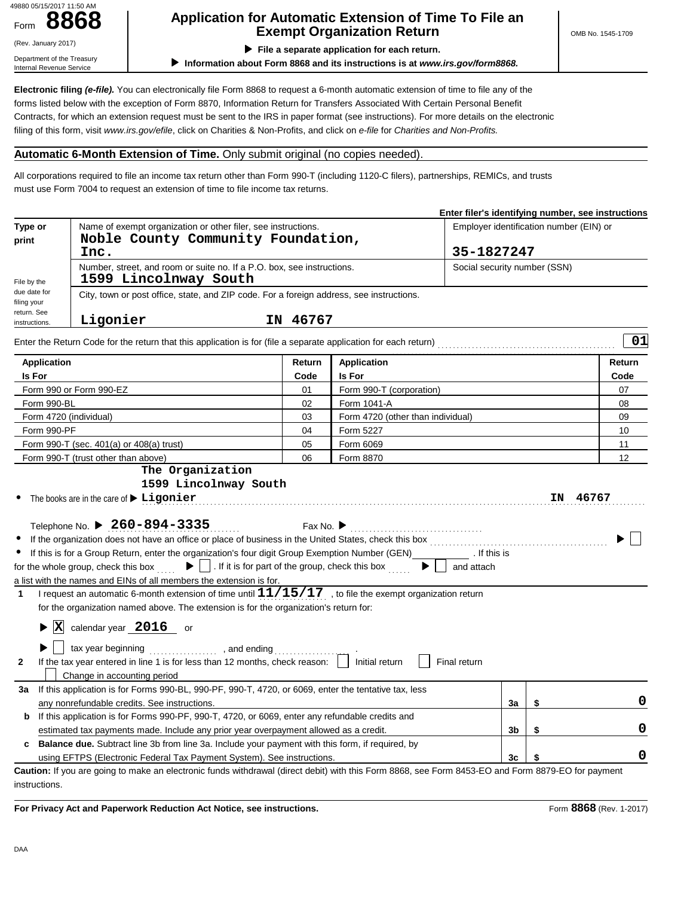49880 05/15/2017 11:50 AM

Form **8868**

(Rev. January 2017)

Department of the Treasury
Internal Revenue Service

# Application for Automatic Extension of Time To File an Exempt Organization Return

▶ **File a separate application for each return.**

▶ **Information about Form 8868 and its instructions is at** ***www.irs.gov/form8868.***

OMB No. 1545-1709

**Electronic filing *(e-file).*** You can electronically file Form 8868 to request a 6-month automatic extension of time to file any of the forms listed below with the exception of Form 8870, Information Return for Transfers Associated With Certain Personal Benefit Contracts, for which an extension request must be sent to the IRS in paper format (see instructions). For more details on the electronic filing of this form, visit *www.irs.gov/efile*, click on Charities & Non-Profits, and click on *e-file* for *Charities and Non-Profits.*

**Automatic 6-Month Extension of Time.** Only submit original (no copies needed).

All corporations required to file an income tax return other than Form 990-T (including 1120-C filers), partnerships, REMICs, and trusts must use Form 7004 to request an extension of time to file income tax returns.

**Enter filer's identifying number, see instructions**

| | | |
|---|---|---|
| **Type or print** | Name of exempt organization or other filer, see instructions.<br>Noble County Community Foundation, Inc. | Employer identification number (EIN) or<br>35-1827247 |
| File by the due date for filing your return. See instructions. | Number, street, and room or suite no. If a P.O. box, see instructions.<br>1599 Lincolnway South | Social security number (SSN) |
| | City, town or post office, state, and ZIP code. For a foreign address, see instructions.<br>Ligonier IN 46767 | |

Enter the Return Code for the return that this application is for (file a separate application for each return) . . . . . **01**

| Application Is For | Return Code | Application Is For | Return Code |
|---|---|---|---|
| Form 990 or Form 990-EZ | 01 | Form 990-T (corporation) | 07 |
| Form 990-BL | 02 | Form 1041-A | 08 |
| Form 4720 (individual) | 03 | Form 4720 (other than individual) | 09 |
| Form 990-PF | 04 | Form 5227 | 10 |
| Form 990-T (sec. 401(a) or 408(a) trust) | 05 | Form 6069 | 11 |
| Form 990-T (trust other than above) | 06 | Form 8870 | 12 |

- The books are in the care of ▶ The Organization, 1599 Lincolnway South, Ligonier IN 46767

  Telephone No. ▶ 260-894-3335 Fax No. ▶

- If the organization does not have an office or place of business in the United States, check this box . . . . . ▶ ☐
- If this is for a Group Return, enter the organization's four digit Group Exemption Number (GEN) ________ . If this is for the whole group, check this box . . . . . ▶ ☐ . If it is for part of the group, check this box . . . . . ▶ ☐ and attach a list with the names and EINs of all members the extension is for.

**1** I request an automatic 6-month extension of time until 11/15/17 , to file the exempt organization return for the organization named above. The extension is for the organization's return for:

▶ ☒ calendar year 2016 or

▶ ☐ tax year beginning ................ , and ending ................ .

**2** If the tax year entered in line 1 is for less than 12 months, check reason: ☐ Initial return ☐ Final return ☐ Change in accounting period

| | | | |
|---|---|---|---|
| **3a** | If this application is for Forms 990-BL, 990-PF, 990-T, 4720, or 6069, enter the tentative tax, less any nonrefundable credits. See instructions. | **3a** | $ 0 |
| **b** | If this application is for Forms 990-PF, 990-T, 4720, or 6069, enter any refundable credits and estimated tax payments made. Include any prior year overpayment allowed as a credit. | **3b** | $ 0 |
| **c** | **Balance due.** Subtract line 3b from line 3a. Include your payment with this form, if required, by using EFTPS (Electronic Federal Tax Payment System). See instructions. | **3c** | $ 0 |

**Caution:** If you are going to make an electronic funds withdrawal (direct debit) with this Form 8868, see Form 8453-EO and Form 8879-EO for payment instructions.

**For Privacy Act and Paperwork Reduction Act Notice, see instructions.**

Form **8868** (Rev. 1-2017)

DAA